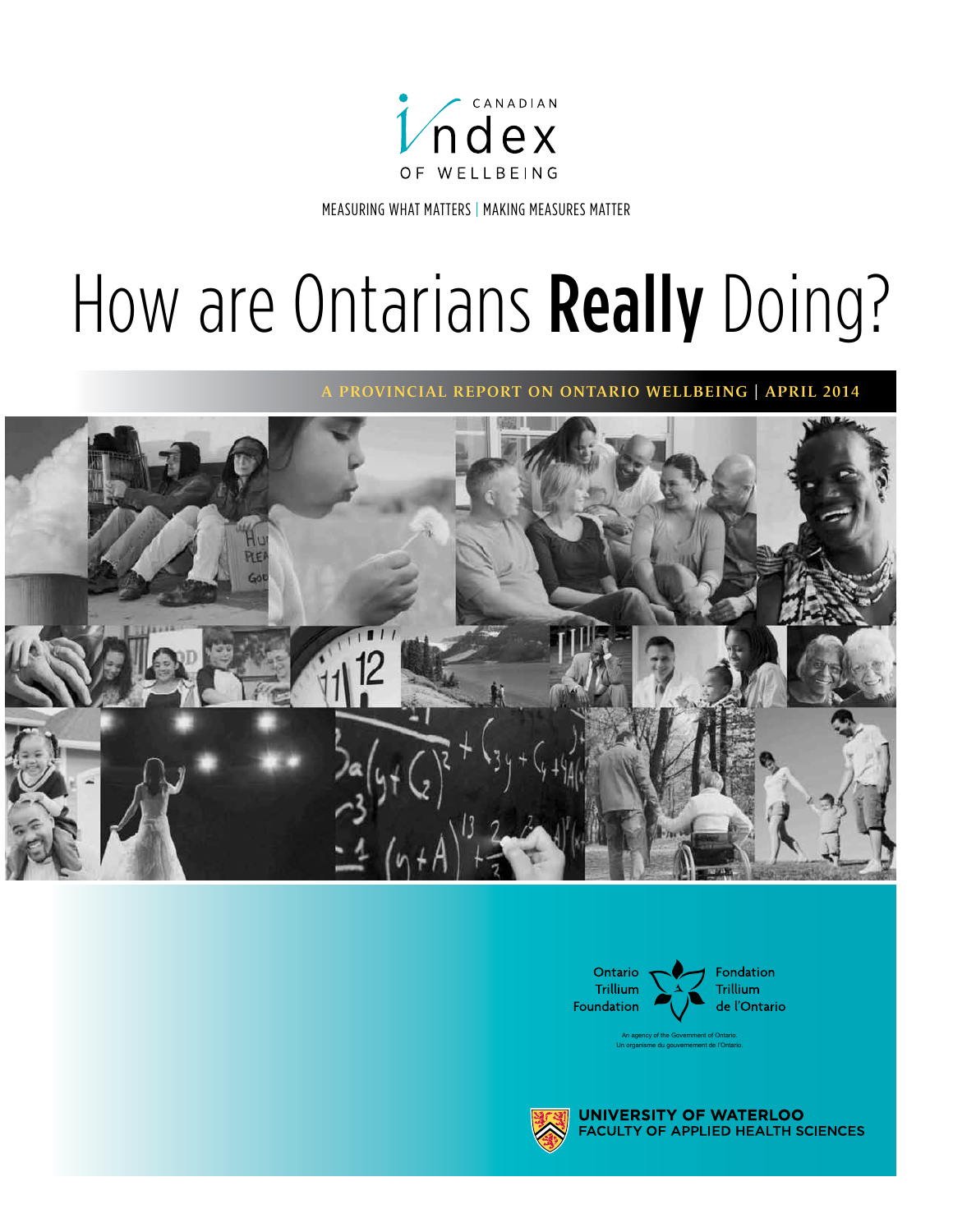CANADIAN Index OF WELLBEING

MEASURING WHAT MATTERS | MAKING MEASURES MATTER

# How are Ontarians **Really** Doing?

A PROVINCIAL REPORT ON ONTARIO WELLBEING | APRIL 2014

Ontario Trillium Foundation

Fondation Trillium de l'Ontario

An agency of the Government of Ontario.
Un organisme du gouvernement de l'Ontario.

UNIVERSITY OF WATERLOO
FACULTY OF APPLIED HEALTH SCIENCES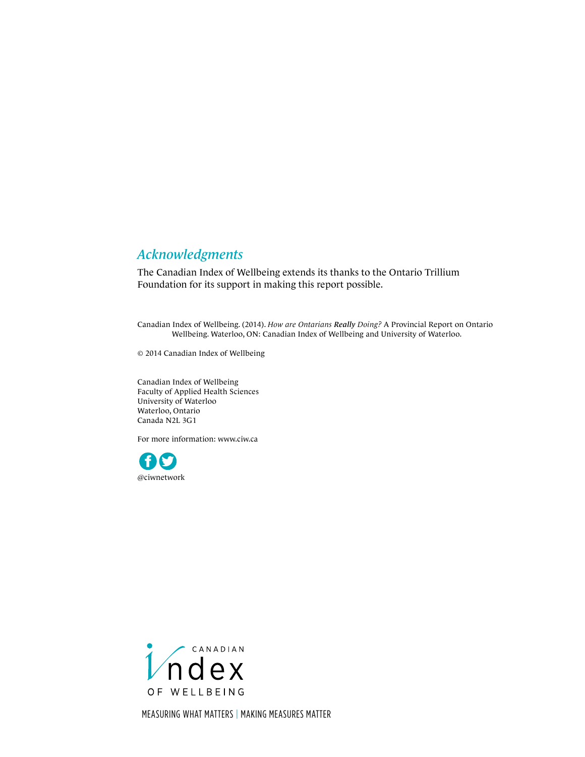## *Acknowledgments*

The Canadian Index of Wellbeing extends its thanks to the Ontario Trillium Foundation for its support in making this report possible.

Canadian Index of Wellbeing. (2014). *How are Ontarians **Really** Doing?* A Provincial Report on Ontario Wellbeing. Waterloo, ON: Canadian Index of Wellbeing and University of Waterloo.

© 2014 Canadian Index of Wellbeing

Canadian Index of Wellbeing
Faculty of Applied Health Sciences
University of Waterloo
Waterloo, Ontario
Canada N2L 3G1

For more information: www.ciw.ca

@ciwnetwork

CANADIAN Index OF WELLBEING

MEASURING WHAT MATTERS | MAKING MEASURES MATTER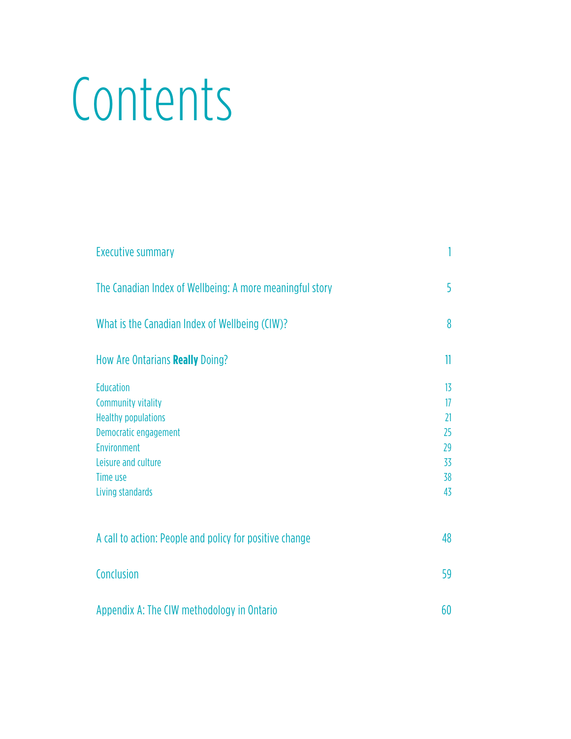# Contents

| | |
|---|---|
| Executive summary | 1 |
| The Canadian Index of Wellbeing: A more meaningful story | 5 |
| What is the Canadian Index of Wellbeing (CIW)? | 8 |
| How Are Ontarians **Really** Doing? | 11 |
| Education | 13 |
| Community vitality | 17 |
| Healthy populations | 21 |
| Democratic engagement | 25 |
| Environment | 29 |
| Leisure and culture | 33 |
| Time use | 38 |
| Living standards | 43 |
| A call to action: People and policy for positive change | 48 |
| Conclusion | 59 |
| Appendix A: The CIW methodology in Ontario | 60 |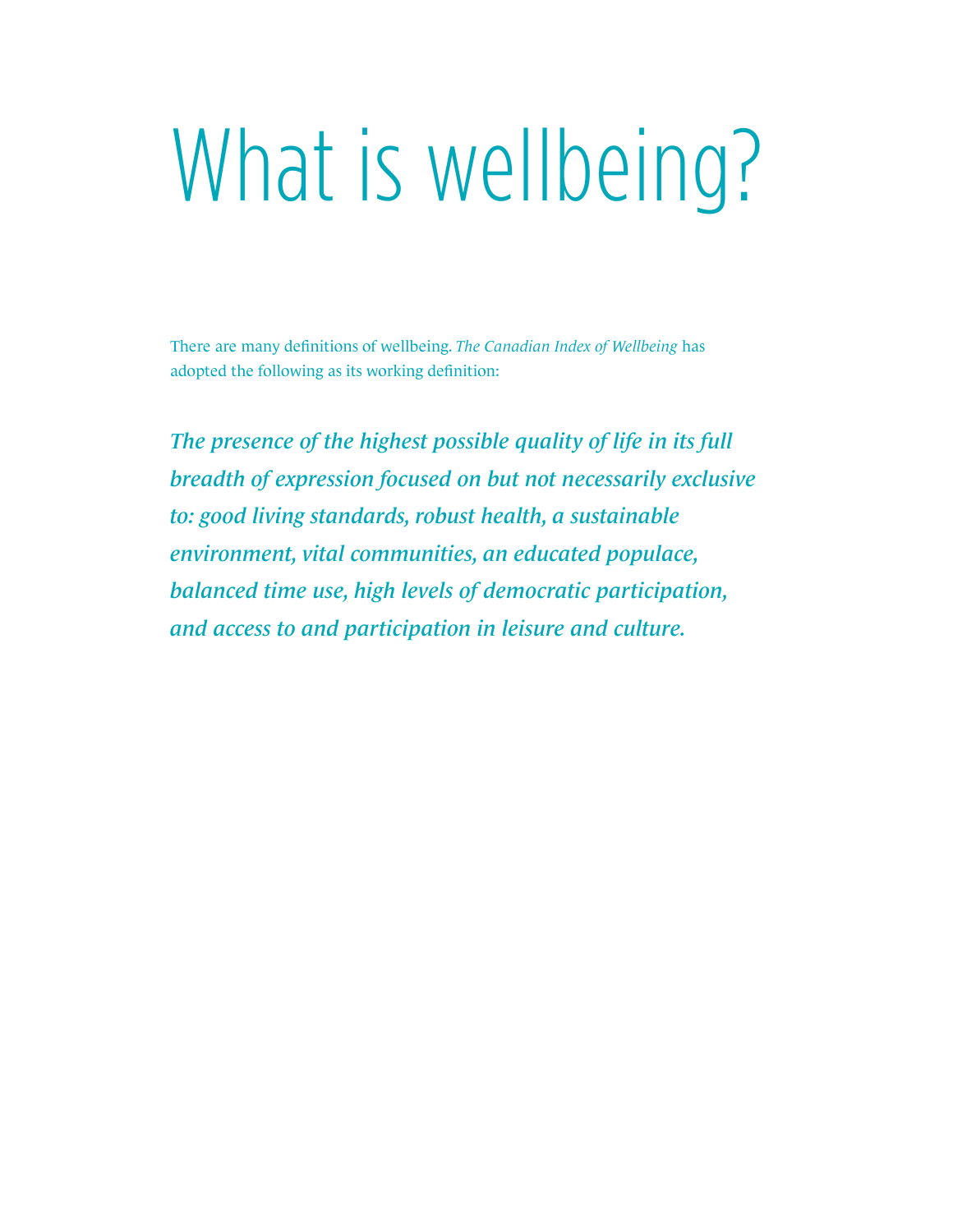# What is wellbeing?

There are many definitions of wellbeing. *The Canadian Index of Wellbeing* has adopted the following as its working definition:

***The presence of the highest possible quality of life in its full breadth of expression focused on but not necessarily exclusive to: good living standards, robust health, a sustainable environment, vital communities, an educated populace, balanced time use, high levels of democratic participation, and access to and participation in leisure and culture.***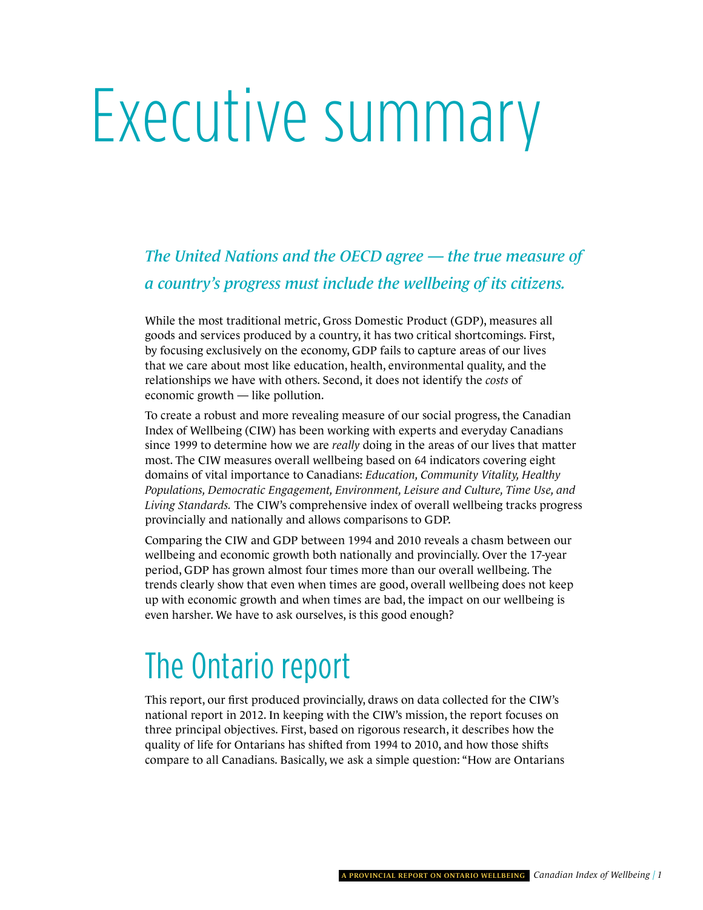// Executive summary

*The United Nations and the OECD agree — the true measure of a country's progress must include the wellbeing of its citizens.*

While the most traditional metric, Gross Domestic Product (GDP), measures all goods and services produced by a country, it has two critical shortcomings. First, by focusing exclusively on the economy, GDP fails to capture areas of our lives that we care about most like education, health, environmental quality, and the relationships we have with others. Second, it does not identify the *costs* of economic growth — like pollution.

To create a robust and more revealing measure of our social progress, the Canadian Index of Wellbeing (CIW) has been working with experts and everyday Canadians since 1999 to determine how we are *really* doing in the areas of our lives that matter most. The CIW measures overall wellbeing based on 64 indicators covering eight domains of vital importance to Canadians: *Education, Community Vitality, Healthy Populations, Democratic Engagement, Environment, Leisure and Culture, Time Use, and Living Standards.* The CIW's comprehensive index of overall wellbeing tracks progress provincially and nationally and allows comparisons to GDP.

Comparing the CIW and GDP between 1994 and 2010 reveals a chasm between our wellbeing and economic growth both nationally and provincially. Over the 17-year period, GDP has grown almost four times more than our overall wellbeing. The trends clearly show that even when times are good, overall wellbeing does not keep up with economic growth and when times are bad, the impact on our wellbeing is even harsher. We have to ask ourselves, is this good enough?

## The Ontario report

This report, our first produced provincially, draws on data collected for the CIW's national report in 2012. In keeping with the CIW's mission, the report focuses on three principal objectives. First, based on rigorous research, it describes how the quality of life for Ontarians has shifted from 1994 to 2010, and how those shifts compare to all Canadians. Basically, we ask a simple question: "How are Ontarians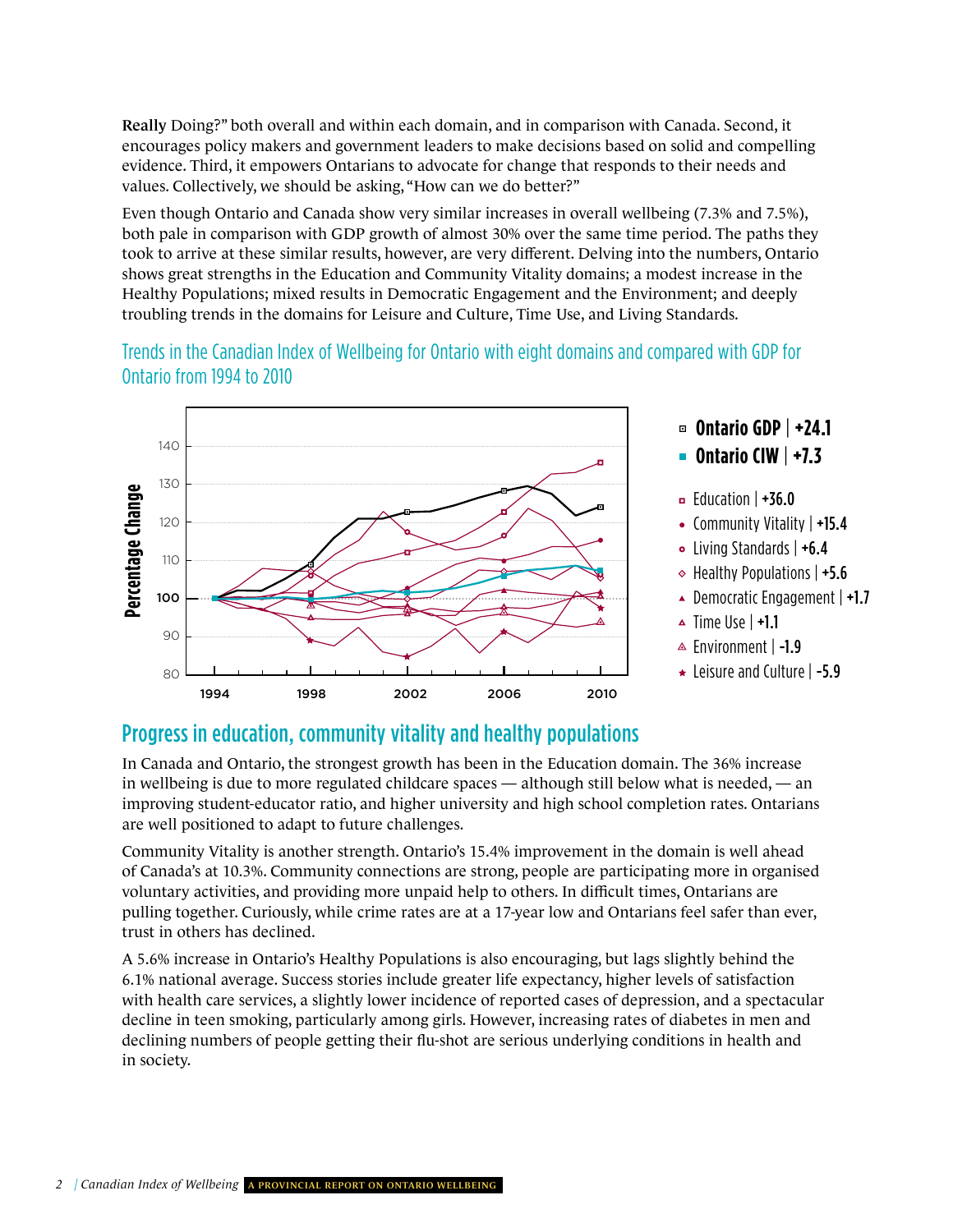**Really** Doing?" both overall and within each domain, and in comparison with Canada. Second, it encourages policy makers and government leaders to make decisions based on solid and compelling evidence. Third, it empowers Ontarians to advocate for change that responds to their needs and values. Collectively, we should be asking, "How can we do better?"

Even though Ontario and Canada show very similar increases in overall wellbeing (7.3% and 7.5%), both pale in comparison with GDP growth of almost 30% over the same time period. The paths they took to arrive at these similar results, however, are very different. Delving into the numbers, Ontario shows great strengths in the Education and Community Vitality domains; a modest increase in the Healthy Populations; mixed results in Democratic Engagement and the Environment; and deeply troubling trends in the domains for Leisure and Culture, Time Use, and Living Standards.

### Trends in the Canadian Index of Wellbeing for Ontario with eight domains and compared with GDP for Ontario from 1994 to 2010

Percentage Change (1994–2010)

- **Ontario GDP | +24.1**
- **Ontario CIW | +7.3**
- Education | **+36.0**
- Community Vitality | **+15.4**
- Living Standards | **+6.4**
- Healthy Populations | **+5.6**
- Democratic Engagement | **+1.7**
- Time Use | **+1.1**
- Environment | **-1.9**
- Leisure and Culture | **-5.9**

## Progress in education, community vitality and healthy populations

In Canada and Ontario, the strongest growth has been in the Education domain. The 36% increase in wellbeing is due to more regulated childcare spaces — although still below what is needed, — an improving student-educator ratio, and higher university and high school completion rates. Ontarians are well positioned to adapt to future challenges.

Community Vitality is another strength. Ontario's 15.4% improvement in the domain is well ahead of Canada's at 10.3%. Community connections are strong, people are participating more in organised voluntary activities, and providing more unpaid help to others. In difficult times, Ontarians are pulling together. Curiously, while crime rates are at a 17-year low and Ontarians feel safer than ever, trust in others has declined.

A 5.6% increase in Ontario's Healthy Populations is also encouraging, but lags slightly behind the 6.1% national average. Success stories include greater life expectancy, higher levels of satisfaction with health care services, a slightly lower incidence of reported cases of depression, and a spectacular decline in teen smoking, particularly among girls. However, increasing rates of diabetes in men and declining numbers of people getting their flu-shot are serious underlying conditions in health and in society.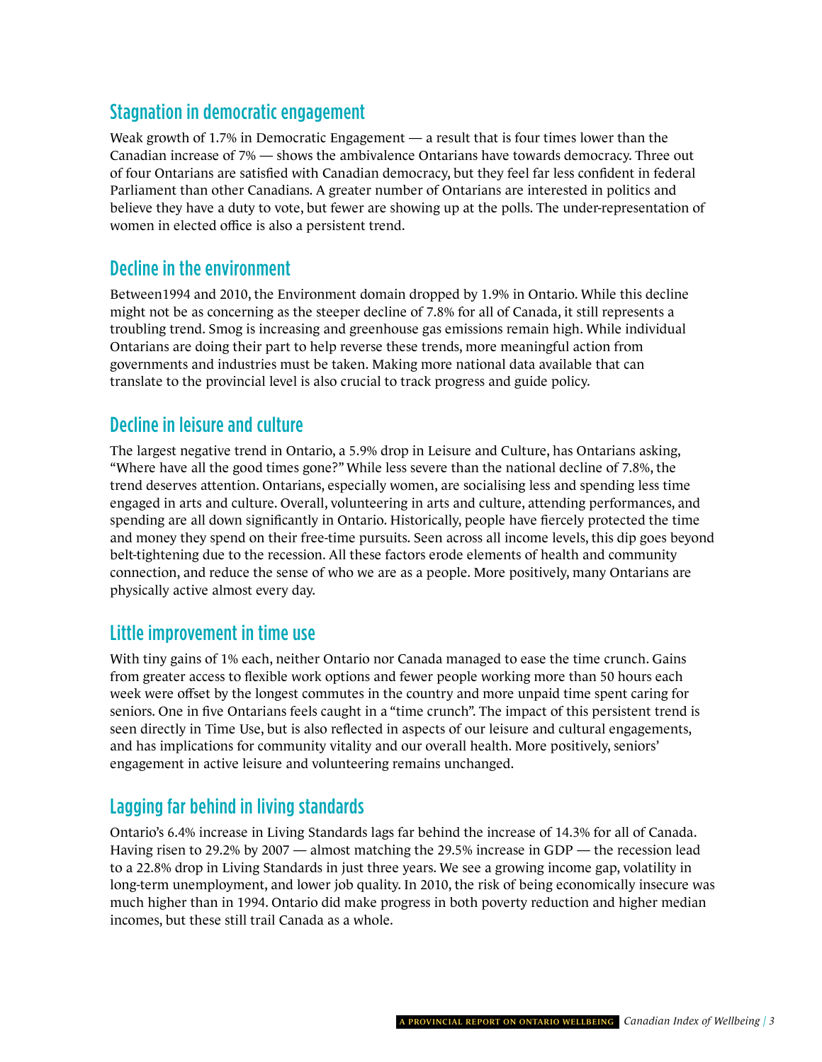## Stagnation in democratic engagement

Weak growth of 1.7% in Democratic Engagement — a result that is four times lower than the Canadian increase of 7% — shows the ambivalence Ontarians have towards democracy. Three out of four Ontarians are satisfied with Canadian democracy, but they feel far less confident in federal Parliament than other Canadians. A greater number of Ontarians are interested in politics and believe they have a duty to vote, but fewer are showing up at the polls. The under-representation of women in elected office is also a persistent trend.

## Decline in the environment

Between1994 and 2010, the Environment domain dropped by 1.9% in Ontario. While this decline might not be as concerning as the steeper decline of 7.8% for all of Canada, it still represents a troubling trend. Smog is increasing and greenhouse gas emissions remain high. While individual Ontarians are doing their part to help reverse these trends, more meaningful action from governments and industries must be taken. Making more national data available that can translate to the provincial level is also crucial to track progress and guide policy.

## Decline in leisure and culture

The largest negative trend in Ontario, a 5.9% drop in Leisure and Culture, has Ontarians asking, "Where have all the good times gone?" While less severe than the national decline of 7.8%, the trend deserves attention. Ontarians, especially women, are socialising less and spending less time engaged in arts and culture. Overall, volunteering in arts and culture, attending performances, and spending are all down significantly in Ontario. Historically, people have fiercely protected the time and money they spend on their free-time pursuits. Seen across all income levels, this dip goes beyond belt-tightening due to the recession. All these factors erode elements of health and community connection, and reduce the sense of who we are as a people. More positively, many Ontarians are physically active almost every day.

## Little improvement in time use

With tiny gains of 1% each, neither Ontario nor Canada managed to ease the time crunch. Gains from greater access to flexible work options and fewer people working more than 50 hours each week were offset by the longest commutes in the country and more unpaid time spent caring for seniors. One in five Ontarians feels caught in a "time crunch". The impact of this persistent trend is seen directly in Time Use, but is also reflected in aspects of our leisure and cultural engagements, and has implications for community vitality and our overall health. More positively, seniors' engagement in active leisure and volunteering remains unchanged.

## Lagging far behind in living standards

Ontario's 6.4% increase in Living Standards lags far behind the increase of 14.3% for all of Canada. Having risen to 29.2% by 2007 — almost matching the 29.5% increase in GDP — the recession lead to a 22.8% drop in Living Standards in just three years. We see a growing income gap, volatility in long-term unemployment, and lower job quality. In 2010, the risk of being economically insecure was much higher than in 1994. Ontario did make progress in both poverty reduction and higher median incomes, but these still trail Canada as a whole.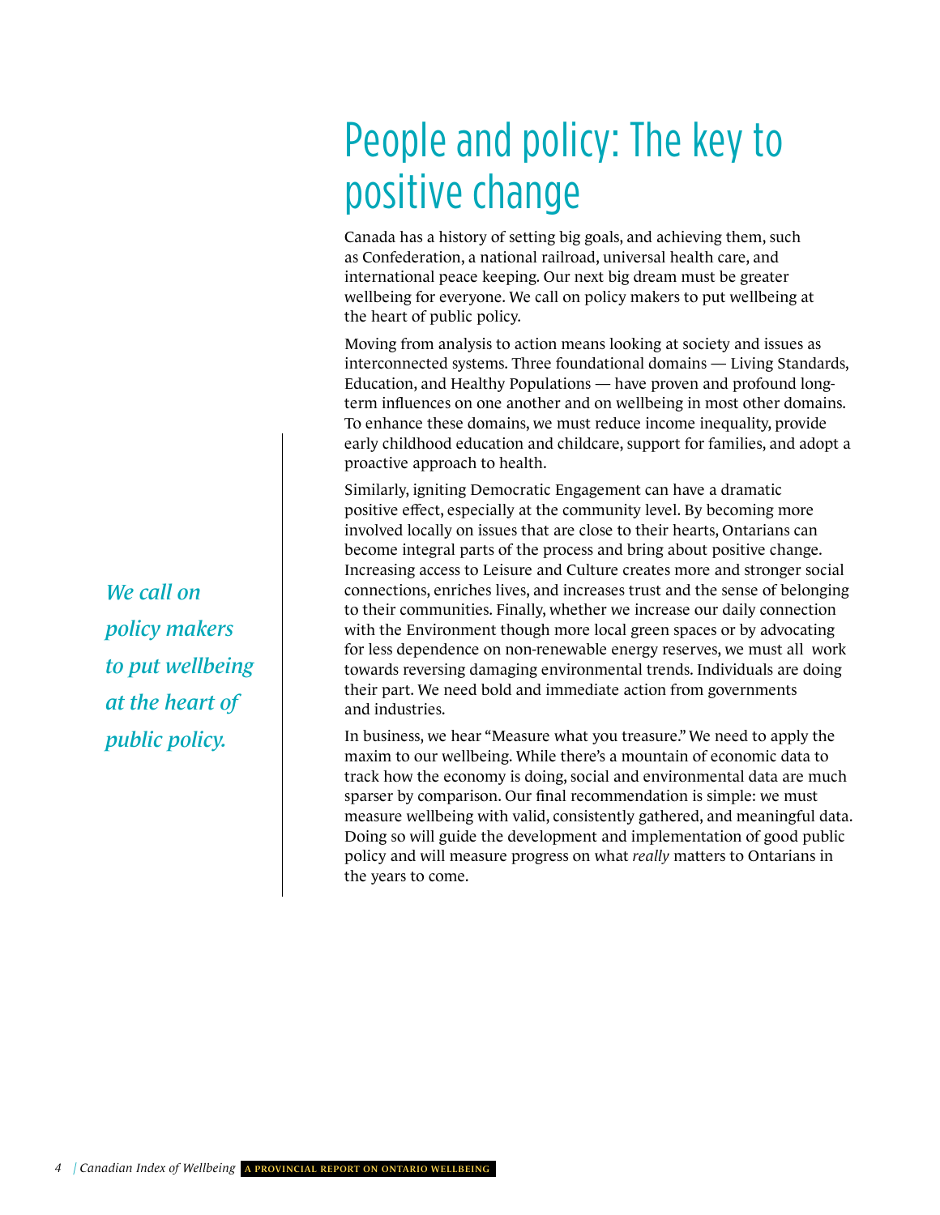# People and policy: The key to positive change

Canada has a history of setting big goals, and achieving them, such as Confederation, a national railroad, universal health care, and international peace keeping. Our next big dream must be greater wellbeing for everyone. We call on policy makers to put wellbeing at the heart of public policy.

Moving from analysis to action means looking at society and issues as interconnected systems. Three foundational domains — Living Standards, Education, and Healthy Populations — have proven and profound long-term influences on one another and on wellbeing in most other domains. To enhance these domains, we must reduce income inequality, provide early childhood education and childcare, support for families, and adopt a proactive approach to health.

*We call on policy makers to put wellbeing at the heart of public policy.*

Similarly, igniting Democratic Engagement can have a dramatic positive effect, especially at the community level. By becoming more involved locally on issues that are close to their hearts, Ontarians can become integral parts of the process and bring about positive change. Increasing access to Leisure and Culture creates more and stronger social connections, enriches lives, and increases trust and the sense of belonging to their communities. Finally, whether we increase our daily connection with the Environment though more local green spaces or by advocating for less dependence on non-renewable energy reserves, we must all work towards reversing damaging environmental trends. Individuals are doing their part. We need bold and immediate action from governments and industries.

In business, we hear "Measure what you treasure." We need to apply the maxim to our wellbeing. While there's a mountain of economic data to track how the economy is doing, social and environmental data are much sparser by comparison. Our final recommendation is simple: we must measure wellbeing with valid, consistently gathered, and meaningful data. Doing so will guide the development and implementation of good public policy and will measure progress on what *really* matters to Ontarians in the years to come.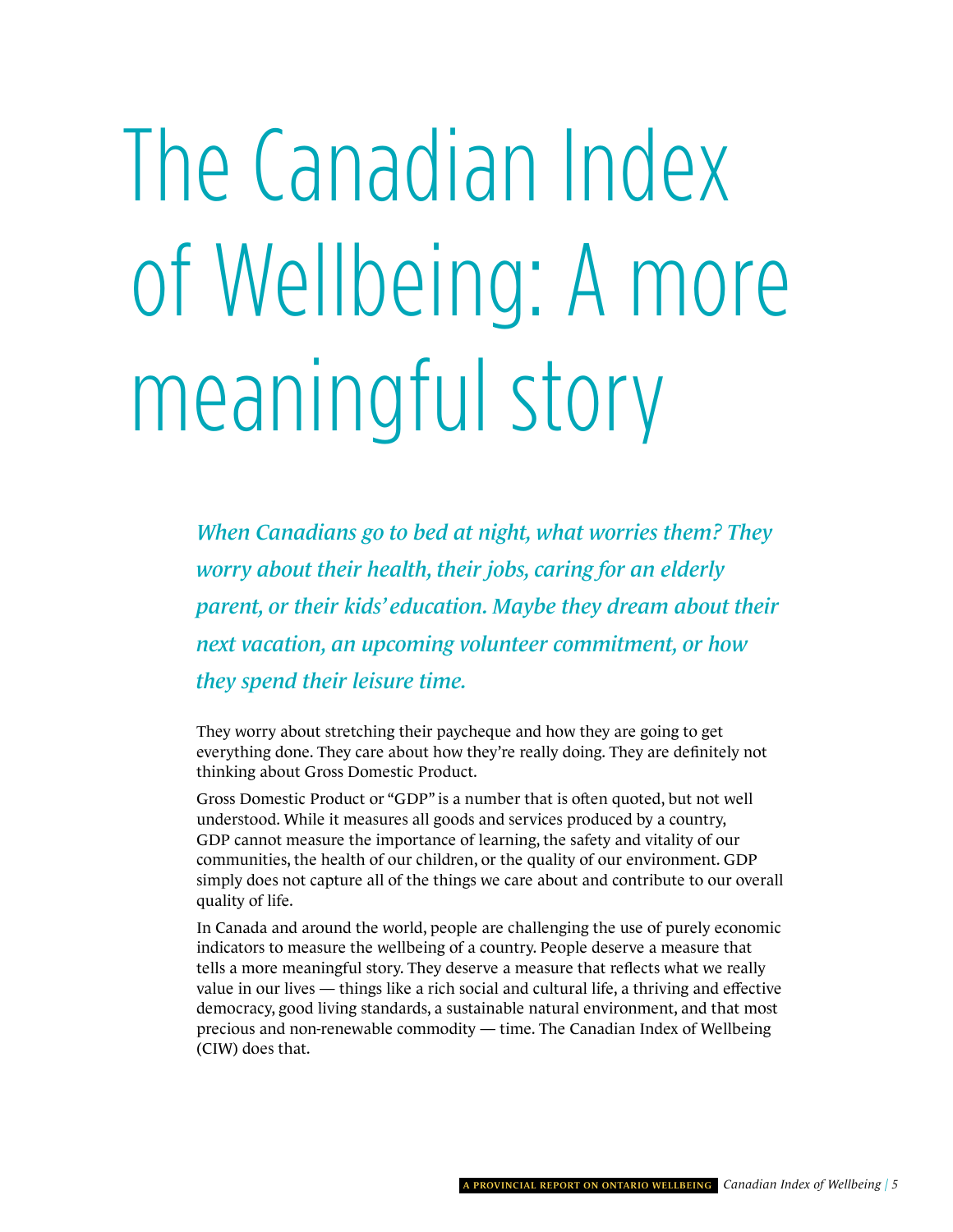# The Canadian Index of Wellbeing: A more meaningful story

*When Canadians go to bed at night, what worries them? They worry about their health, their jobs, caring for an elderly parent, or their kids' education. Maybe they dream about their next vacation, an upcoming volunteer commitment, or how they spend their leisure time.*

They worry about stretching their paycheque and how they are going to get everything done. They care about how they're really doing. They are definitely not thinking about Gross Domestic Product.

Gross Domestic Product or "GDP" is a number that is often quoted, but not well understood. While it measures all goods and services produced by a country, GDP cannot measure the importance of learning, the safety and vitality of our communities, the health of our children, or the quality of our environment. GDP simply does not capture all of the things we care about and contribute to our overall quality of life.

In Canada and around the world, people are challenging the use of purely economic indicators to measure the wellbeing of a country. People deserve a measure that tells a more meaningful story. They deserve a measure that reflects what we really value in our lives — things like a rich social and cultural life, a thriving and effective democracy, good living standards, a sustainable natural environment, and that most precious and non-renewable commodity — time. The Canadian Index of Wellbeing (CIW) does that.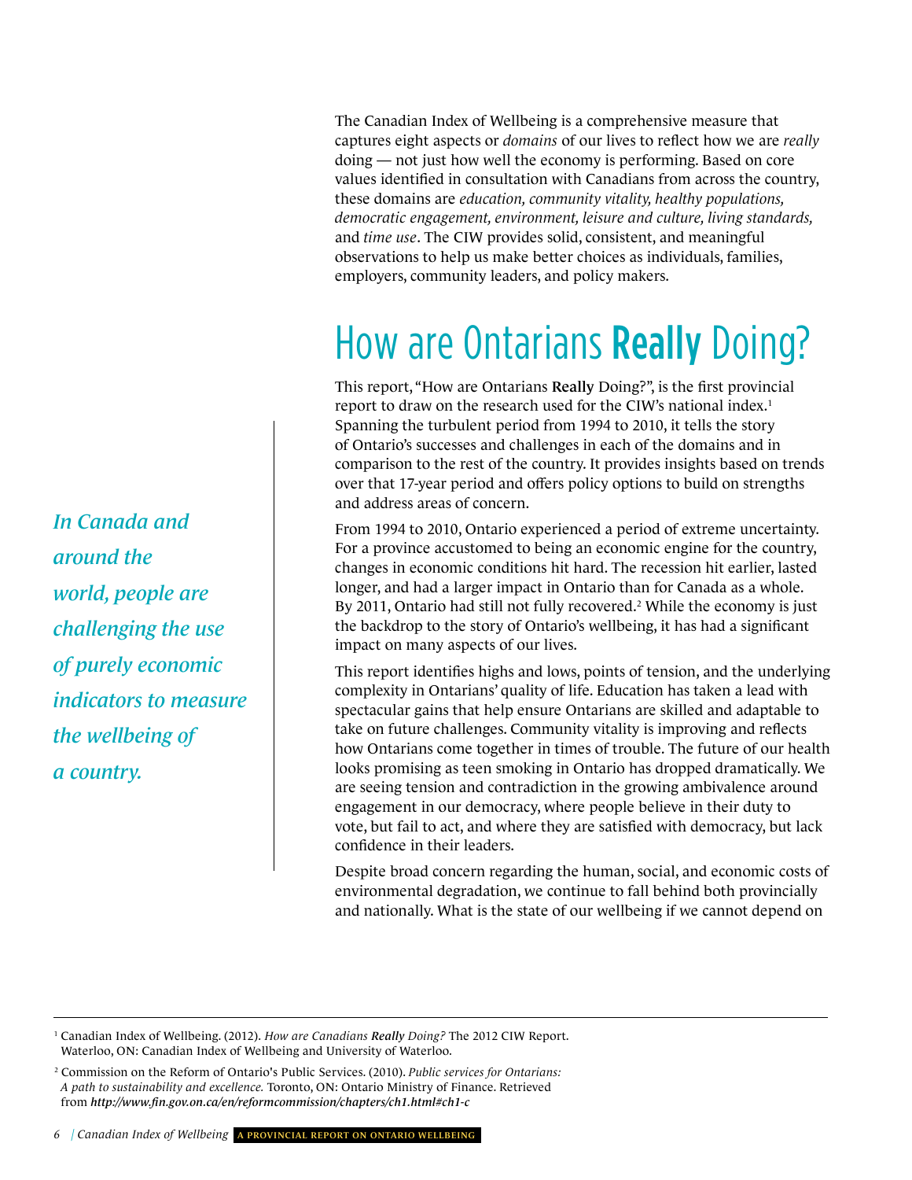The Canadian Index of Wellbeing is a comprehensive measure that captures eight aspects or *domains* of our lives to reflect how we are *really* doing — not just how well the economy is performing. Based on core values identified in consultation with Canadians from across the country, these domains are *education, community vitality, healthy populations, democratic engagement, environment, leisure and culture, living standards,* and *time use*. The CIW provides solid, consistent, and meaningful observations to help us make better choices as individuals, families, employers, community leaders, and policy makers.

# How are Ontarians **Really** Doing?

This report, "How are Ontarians **Really** Doing?", is the first provincial report to draw on the research used for the CIW's national index.[1] Spanning the turbulent period from 1994 to 2010, it tells the story of Ontario's successes and challenges in each of the domains and in comparison to the rest of the country. It provides insights based on trends over that 17-year period and offers policy options to build on strengths and address areas of concern.

*In Canada and around the world, people are challenging the use of purely economic indicators to measure the wellbeing of a country.*

From 1994 to 2010, Ontario experienced a period of extreme uncertainty. For a province accustomed to being an economic engine for the country, changes in economic conditions hit hard. The recession hit earlier, lasted longer, and had a larger impact in Ontario than for Canada as a whole. By 2011, Ontario had still not fully recovered.[2] While the economy is just the backdrop to the story of Ontario's wellbeing, it has had a significant impact on many aspects of our lives.

This report identifies highs and lows, points of tension, and the underlying complexity in Ontarians' quality of life. Education has taken a lead with spectacular gains that help ensure Ontarians are skilled and adaptable to take on future challenges. Community vitality is improving and reflects how Ontarians come together in times of trouble. The future of our health looks promising as teen smoking in Ontario has dropped dramatically. We are seeing tension and contradiction in the growing ambivalence around engagement in our democracy, where people believe in their duty to vote, but fail to act, and where they are satisfied with democracy, but lack confidence in their leaders.

Despite broad concern regarding the human, social, and economic costs of environmental degradation, we continue to fall behind both provincially and nationally. What is the state of our wellbeing if we cannot depend on

---

[1] Canadian Index of Wellbeing. (2012). *How are Canadians **Really** Doing?* The 2012 CIW Report. Waterloo, ON: Canadian Index of Wellbeing and University of Waterloo.

[2] Commission on the Reform of Ontario's Public Services. (2010). *Public services for Ontarians: A path to sustainability and excellence.* Toronto, ON: Ontario Ministry of Finance. Retrieved from ***http://www.fin.gov.on.ca/en/reformcommission/chapters/ch1.html#ch1-c***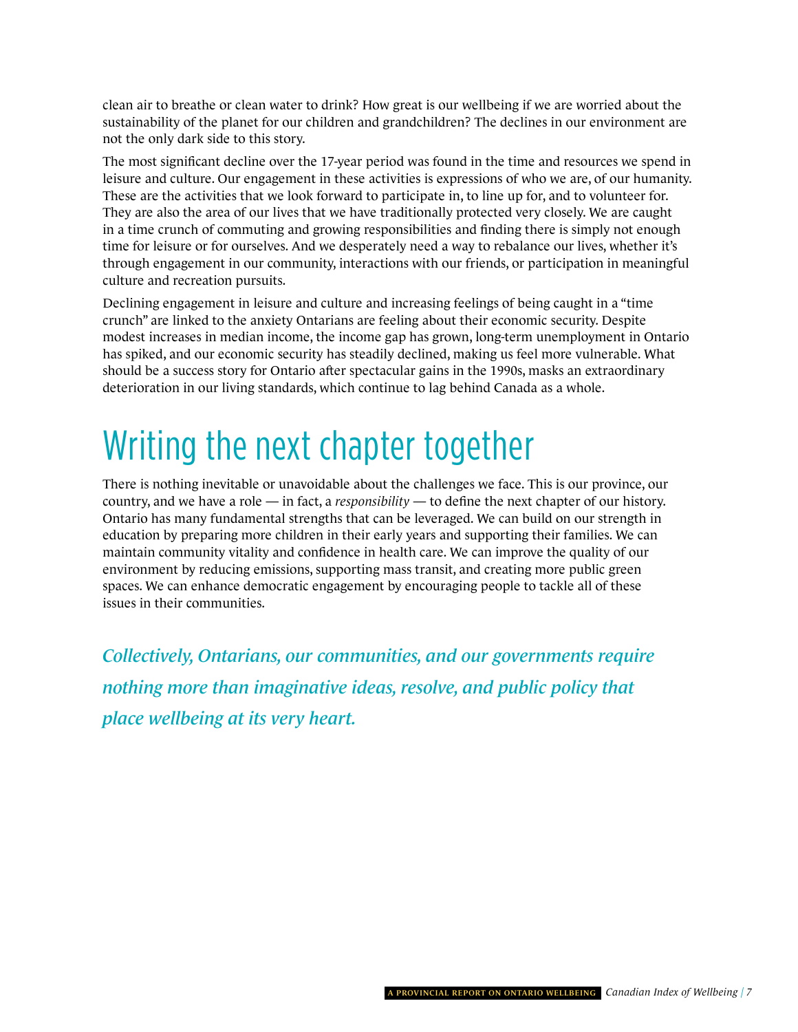clean air to breathe or clean water to drink? How great is our wellbeing if we are worried about the sustainability of the planet for our children and grandchildren? The declines in our environment are not the only dark side to this story.

The most significant decline over the 17-year period was found in the time and resources we spend in leisure and culture. Our engagement in these activities is expressions of who we are, of our humanity. These are the activities that we look forward to participate in, to line up for, and to volunteer for. They are also the area of our lives that we have traditionally protected very closely. We are caught in a time crunch of commuting and growing responsibilities and finding there is simply not enough time for leisure or for ourselves. And we desperately need a way to rebalance our lives, whether it's through engagement in our community, interactions with our friends, or participation in meaningful culture and recreation pursuits.

Declining engagement in leisure and culture and increasing feelings of being caught in a "time crunch" are linked to the anxiety Ontarians are feeling about their economic security. Despite modest increases in median income, the income gap has grown, long-term unemployment in Ontario has spiked, and our economic security has steadily declined, making us feel more vulnerable. What should be a success story for Ontario after spectacular gains in the 1990s, masks an extraordinary deterioration in our living standards, which continue to lag behind Canada as a whole.

# Writing the next chapter together

There is nothing inevitable or unavoidable about the challenges we face. This is our province, our country, and we have a role — in fact, a *responsibility* — to define the next chapter of our history. Ontario has many fundamental strengths that can be leveraged. We can build on our strength in education by preparing more children in their early years and supporting their families. We can maintain community vitality and confidence in health care. We can improve the quality of our environment by reducing emissions, supporting mass transit, and creating more public green spaces. We can enhance democratic engagement by encouraging people to tackle all of these issues in their communities.

*Collectively, Ontarians, our communities, and our governments require nothing more than imaginative ideas, resolve, and public policy that place wellbeing at its very heart.*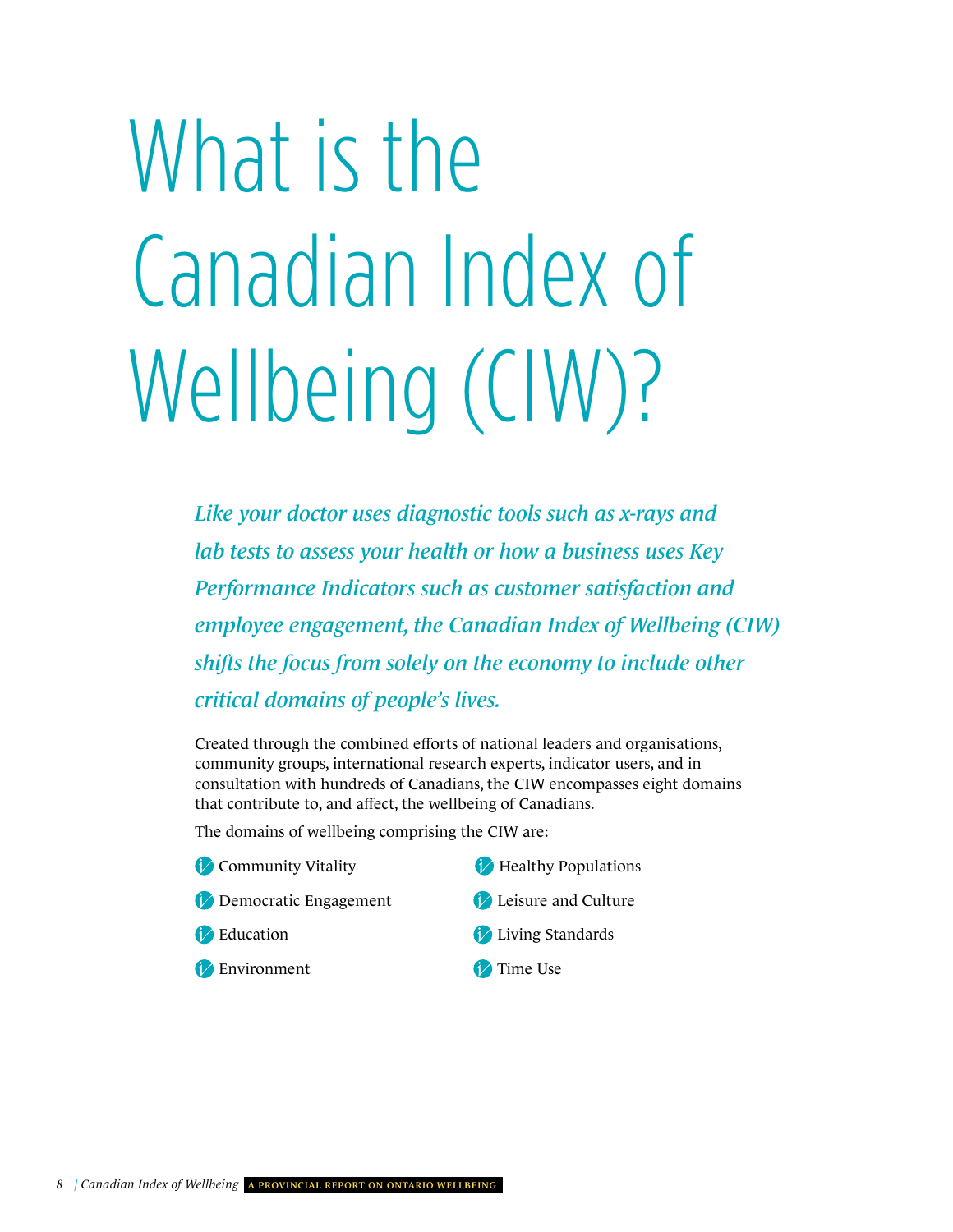# What is the Canadian Index of Wellbeing (CIW)?

*Like your doctor uses diagnostic tools such as x-rays and lab tests to assess your health or how a business uses Key Performance Indicators such as customer satisfaction and employee engagement, the Canadian Index of Wellbeing (CIW) shifts the focus from solely on the economy to include other critical domains of people's lives.*

Created through the combined efforts of national leaders and organisations, community groups, international research experts, indicator users, and in consultation with hundreds of Canadians, the CIW encompasses eight domains that contribute to, and affect, the wellbeing of Canadians.

The domains of wellbeing comprising the CIW are:

- Community Vitality
- Democratic Engagement
- Education
- Environment
- Healthy Populations
- Leisure and Culture
- Living Standards
- Time Use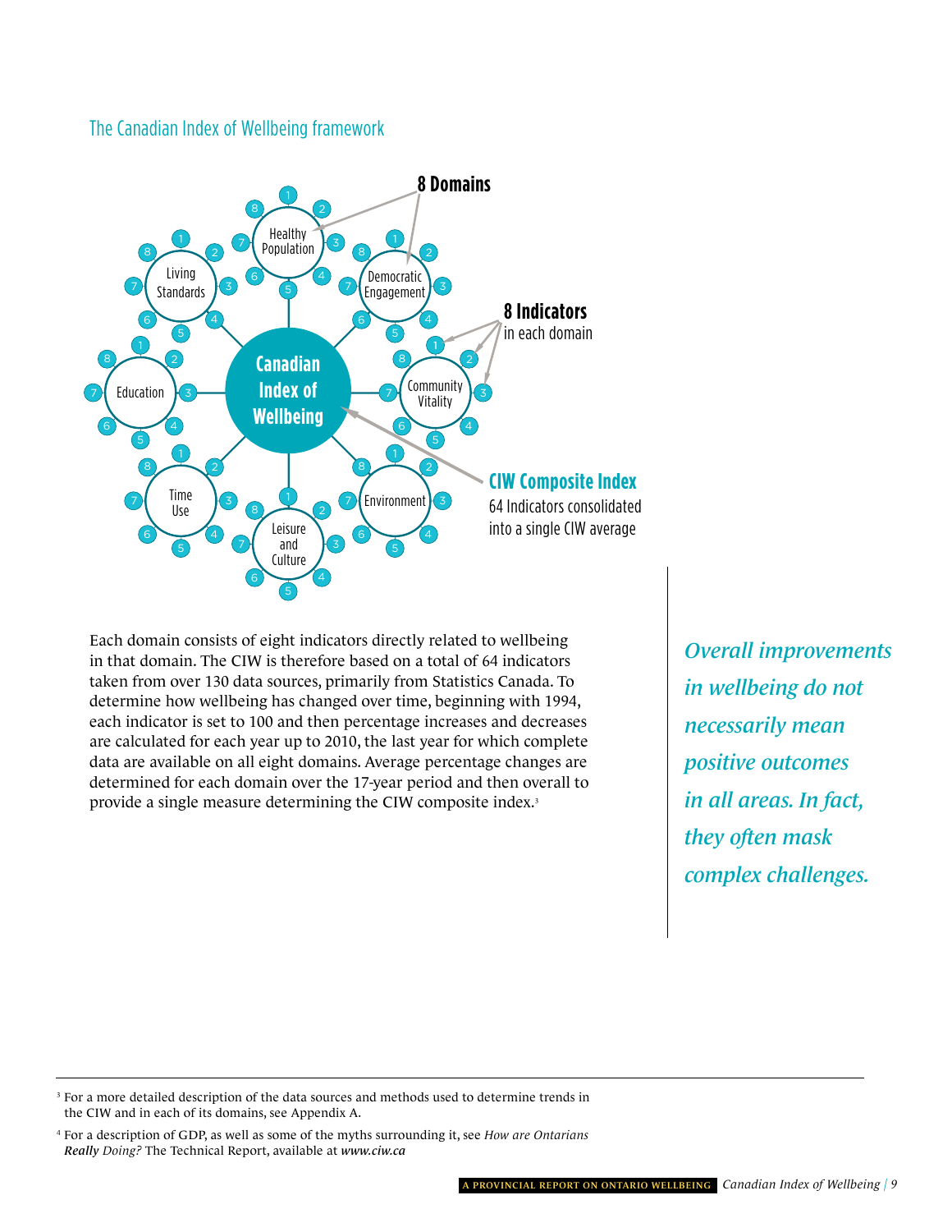## The Canadian Index of Wellbeing framework

**8 Domains**

Healthy Population · Democratic Engagement · Community Vitality · Environment · Leisure and Culture · Time Use · Education · Living Standards

**8 Indicators** in each domain

**CIW Composite Index**
64 Indicators consolidated into a single CIW average

**Canadian Index of Wellbeing**

Each domain consists of eight indicators directly related to wellbeing in that domain. The CIW is therefore based on a total of 64 indicators taken from over 130 data sources, primarily from Statistics Canada. To determine how wellbeing has changed over time, beginning with 1994, each indicator is set to 100 and then percentage increases and decreases are calculated for each year up to 2010, the last year for which complete data are available on all eight domains. Average percentage changes are determined for each domain over the 17-year period and then overall to provide a single measure determining the CIW composite index.[3]

*Overall improvements in wellbeing do not necessarily mean positive outcomes in all areas. In fact, they often mask complex challenges.*

---

[3] For a more detailed description of the data sources and methods used to determine trends in the CIW and in each of its domains, see Appendix A.

[4] For a description of GDP, as well as some of the myths surrounding it, see *How are Ontarians **Really** Doing?* The Technical Report, available at ***www.ciw.ca***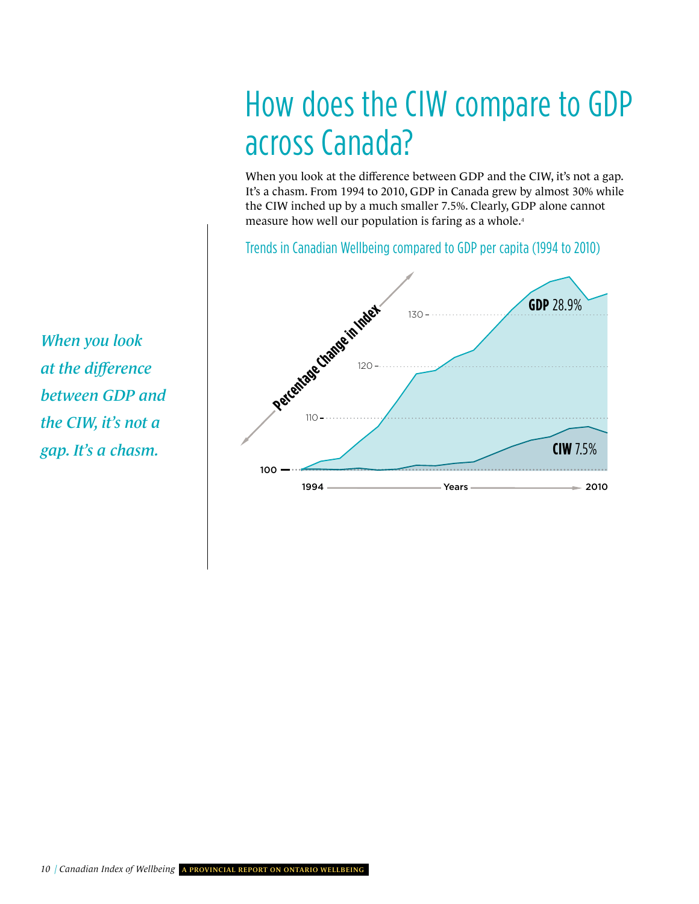# How does the CIW compare to GDP across Canada?

When you look at the difference between GDP and the CIW, it's not a gap. It's a chasm. From 1994 to 2010, GDP in Canada grew by almost 30% while the CIW inched up by a much smaller 7.5%. Clearly, GDP alone cannot measure how well our population is faring as a whole.[4]

*When you look at the difference between GDP and the CIW, it's not a gap. It's a chasm.*

Trends in Canadian Wellbeing compared to GDP per capita (1994 to 2010)

Percentage Change in Index

130

120

110

100

**GDP** 28.9%

**CIW** 7.5%

1994 — Years — 2010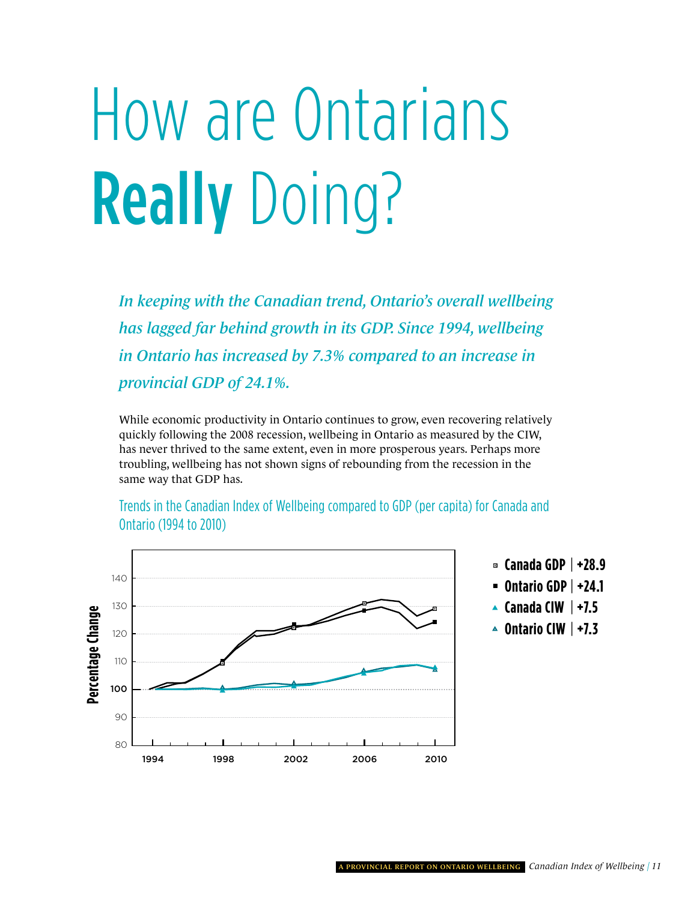# How are Ontarians **Really** Doing?

*In keeping with the Canadian trend, Ontario's overall wellbeing has lagged far behind growth in its GDP. Since 1994, wellbeing in Ontario has increased by 7.3% compared to an increase in provincial GDP of 24.1%.*

While economic productivity in Ontario continues to grow, even recovering relatively quickly following the 2008 recession, wellbeing in Ontario as measured by the CIW, has never thrived to the same extent, even in more prosperous years. Perhaps more troubling, wellbeing has not shown signs of rebounding from the recession in the same way that GDP has.

Trends in the Canadian Index of Wellbeing compared to GDP (per capita) for Canada and Ontario (1994 to 2010)

- **Canada GDP | +28.9**
- **Ontario GDP | +24.1**
- **Canada CIW | +7.5**
- **Ontario CIW | +7.3**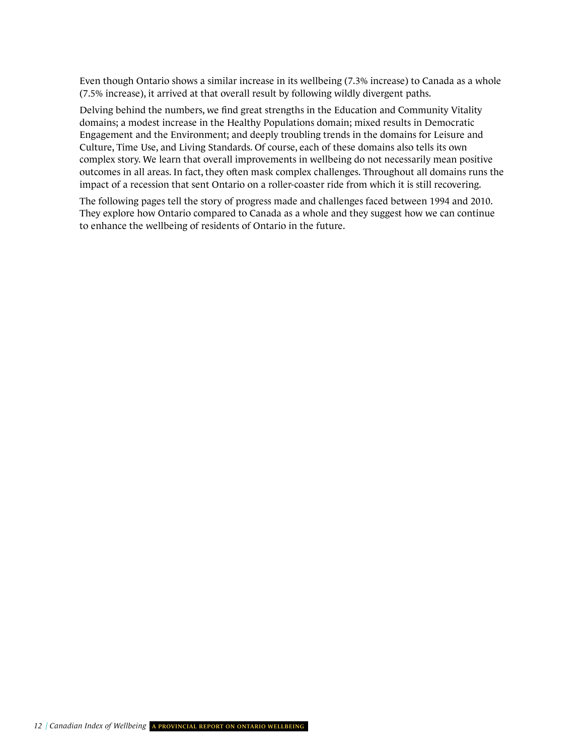Even though Ontario shows a similar increase in its wellbeing (7.3% increase) to Canada as a whole (7.5% increase), it arrived at that overall result by following wildly divergent paths.

Delving behind the numbers, we find great strengths in the Education and Community Vitality domains; a modest increase in the Healthy Populations domain; mixed results in Democratic Engagement and the Environment; and deeply troubling trends in the domains for Leisure and Culture, Time Use, and Living Standards. Of course, each of these domains also tells its own complex story. We learn that overall improvements in wellbeing do not necessarily mean positive outcomes in all areas. In fact, they often mask complex challenges. Throughout all domains runs the impact of a recession that sent Ontario on a roller-coaster ride from which it is still recovering.

The following pages tell the story of progress made and challenges faced between 1994 and 2010. They explore how Ontario compared to Canada as a whole and they suggest how we can continue to enhance the wellbeing of residents of Ontario in the future.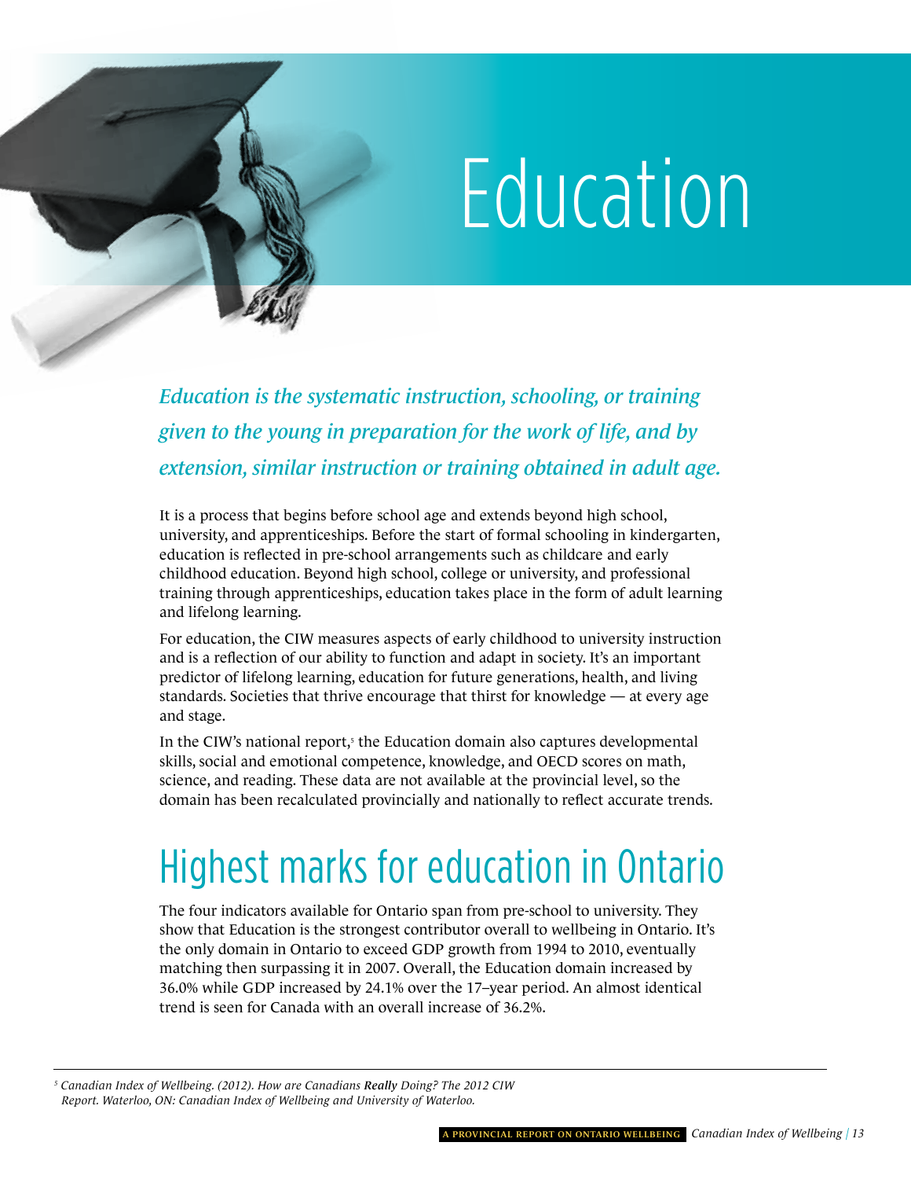# Education

*Education is the systematic instruction, schooling, or training given to the young in preparation for the work of life, and by extension, similar instruction or training obtained in adult age.*

It is a process that begins before school age and extends beyond high school, university, and apprenticeships. Before the start of formal schooling in kindergarten, education is reflected in pre-school arrangements such as childcare and early childhood education. Beyond high school, college or university, and professional training through apprenticeships, education takes place in the form of adult learning and lifelong learning.

For education, the CIW measures aspects of early childhood to university instruction and is a reflection of our ability to function and adapt in society. It's an important predictor of lifelong learning, education for future generations, health, and living standards. Societies that thrive encourage that thirst for knowledge — at every age and stage.

In the CIW's national report,[5] the Education domain also captures developmental skills, social and emotional competence, knowledge, and OECD scores on math, science, and reading. These data are not available at the provincial level, so the domain has been recalculated provincially and nationally to reflect accurate trends.

## Highest marks for education in Ontario

The four indicators available for Ontario span from pre-school to university. They show that Education is the strongest contributor overall to wellbeing in Ontario. It's the only domain in Ontario to exceed GDP growth from 1994 to 2010, eventually matching then surpassing it in 2007. Overall, the Education domain increased by 36.0% while GDP increased by 24.1% over the 17–year period. An almost identical trend is seen for Canada with an overall increase of 36.2%.

---

[5] *Canadian Index of Wellbeing. (2012). How are Canadians **Really** Doing? The 2012 CIW Report. Waterloo, ON: Canadian Index of Wellbeing and University of Waterloo.*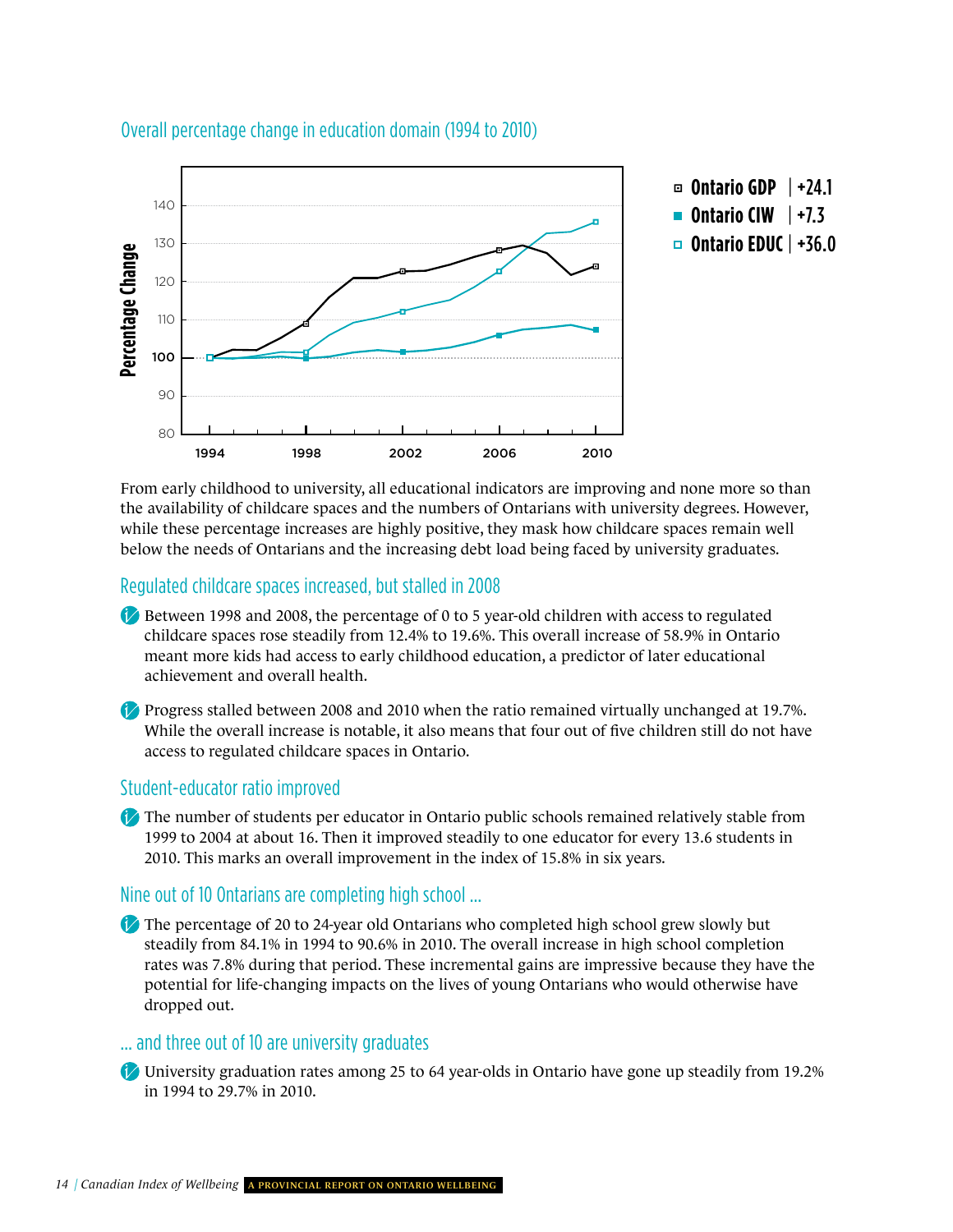## Overall percentage change in education domain (1994 to 2010)

- Ontario GDP | +24.1
- Ontario CIW | +7.3
- Ontario EDUC | +36.0

From early childhood to university, all educational indicators are improving and none more so than the availability of childcare spaces and the numbers of Ontarians with university degrees. However, while these percentage increases are highly positive, they mask how childcare spaces remain well below the needs of Ontarians and the increasing debt load being faced by university graduates.

## Regulated childcare spaces increased, but stalled in 2008

- Between 1998 and 2008, the percentage of 0 to 5 year-old children with access to regulated childcare spaces rose steadily from 12.4% to 19.6%. This overall increase of 58.9% in Ontario meant more kids had access to early childhood education, a predictor of later educational achievement and overall health.

- Progress stalled between 2008 and 2010 when the ratio remained virtually unchanged at 19.7%. While the overall increase is notable, it also means that four out of five children still do not have access to regulated childcare spaces in Ontario.

## Student-educator ratio improved

- The number of students per educator in Ontario public schools remained relatively stable from 1999 to 2004 at about 16. Then it improved steadily to one educator for every 13.6 students in 2010. This marks an overall improvement in the index of 15.8% in six years.

## Nine out of 10 Ontarians are completing high school ...

- The percentage of 20 to 24-year old Ontarians who completed high school grew slowly but steadily from 84.1% in 1994 to 90.6% in 2010. The overall increase in high school completion rates was 7.8% during that period. These incremental gains are impressive because they have the potential for life-changing impacts on the lives of young Ontarians who would otherwise have dropped out.

## ... and three out of 10 are university graduates

- University graduation rates among 25 to 64 year-olds in Ontario have gone up steadily from 19.2% in 1994 to 29.7% in 2010.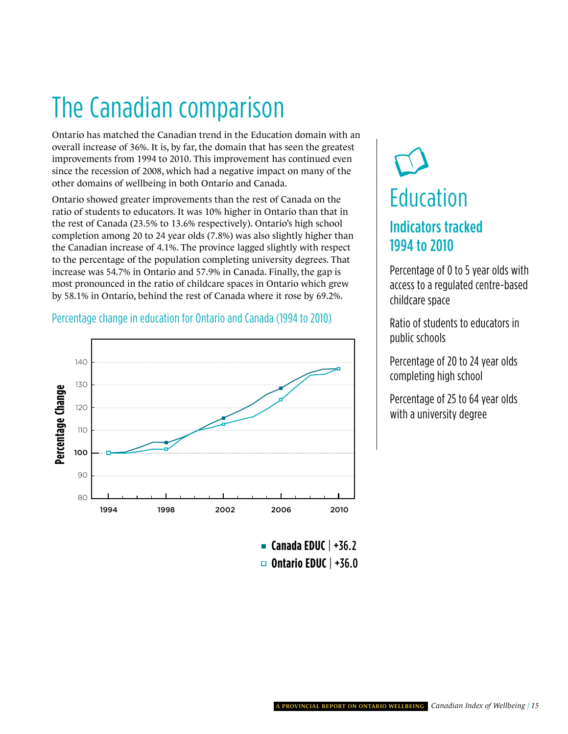# The Canadian comparison

Ontario has matched the Canadian trend in the Education domain with an overall increase of 36%. It is, by far, the domain that has seen the greatest improvements from 1994 to 2010. This improvement has continued even since the recession of 2008, which had a negative impact on many of the other domains of wellbeing in both Ontario and Canada.

Ontario showed greater improvements than the rest of Canada on the ratio of students to educators. It was 10% higher in Ontario than that in the rest of Canada (23.5% to 13.6% respectively). Ontario's high school completion among 20 to 24 year olds (7.8%) was also slightly higher than the Canadian increase of 4.1%. The province lagged slightly with respect to the percentage of the population completing university degrees. That increase was 54.7% in Ontario and 57.9% in Canada. Finally, the gap is most pronounced in the ratio of childcare spaces in Ontario which grew by 58.1% in Ontario, behind the rest of Canada where it rose by 69.2%.

Percentage change in education for Ontario and Canada (1994 to 2010)

- Canada EDUC | +36.2
- Ontario EDUC | +36.0

## Education

### Indicators tracked 1994 to 2010

Percentage of 0 to 5 year olds with access to a regulated centre-based childcare space

Ratio of students to educators in public schools

Percentage of 20 to 24 year olds completing high school

Percentage of 25 to 64 year olds with a university degree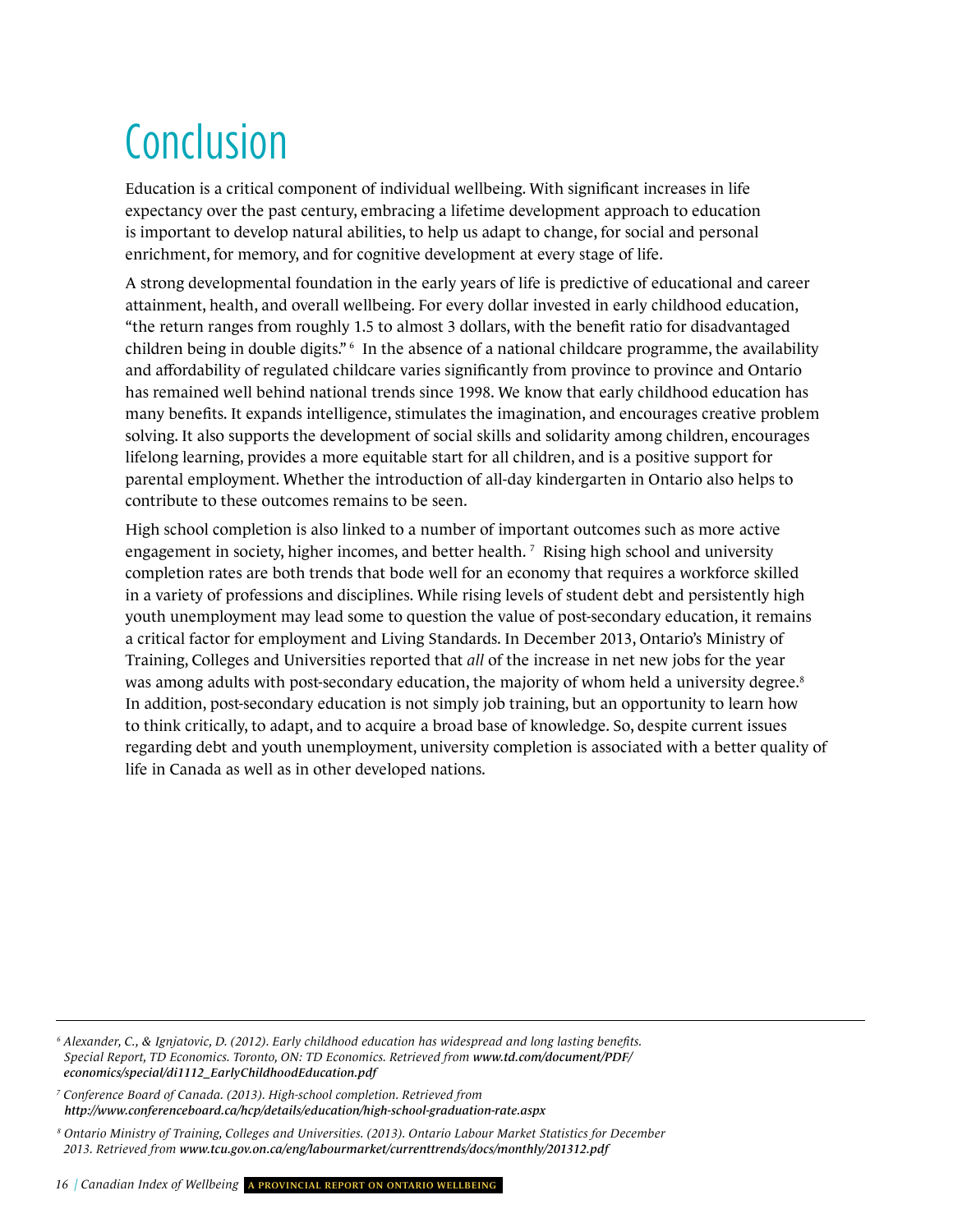# Conclusion

Education is a critical component of individual wellbeing. With significant increases in life expectancy over the past century, embracing a lifetime development approach to education is important to develop natural abilities, to help us adapt to change, for social and personal enrichment, for memory, and for cognitive development at every stage of life.

A strong developmental foundation in the early years of life is predictive of educational and career attainment, health, and overall wellbeing. For every dollar invested in early childhood education, "the return ranges from roughly 1.5 to almost 3 dollars, with the benefit ratio for disadvantaged children being in double digits." [6] In the absence of a national childcare programme, the availability and affordability of regulated childcare varies significantly from province to province and Ontario has remained well behind national trends since 1998. We know that early childhood education has many benefits. It expands intelligence, stimulates the imagination, and encourages creative problem solving. It also supports the development of social skills and solidarity among children, encourages lifelong learning, provides a more equitable start for all children, and is a positive support for parental employment. Whether the introduction of all-day kindergarten in Ontario also helps to contribute to these outcomes remains to be seen.

High school completion is also linked to a number of important outcomes such as more active engagement in society, higher incomes, and better health. [7] Rising high school and university completion rates are both trends that bode well for an economy that requires a workforce skilled in a variety of professions and disciplines. While rising levels of student debt and persistently high youth unemployment may lead some to question the value of post-secondary education, it remains a critical factor for employment and Living Standards. In December 2013, Ontario's Ministry of Training, Colleges and Universities reported that *all* of the increase in net new jobs for the year was among adults with post-secondary education, the majority of whom held a university degree.[8] In addition, post-secondary education is not simply job training, but an opportunity to learn how to think critically, to adapt, and to acquire a broad base of knowledge. So, despite current issues regarding debt and youth unemployment, university completion is associated with a better quality of life in Canada as well as in other developed nations.

---

[6] *Alexander, C., & Ignjatovic, D. (2012). Early childhood education has widespread and long lasting benefits. Special Report, TD Economics. Toronto, ON: TD Economics. Retrieved from* ***www.td.com/document/PDF/economics/special/di1112_EarlyChildhoodEducation.pdf***

[7] *Conference Board of Canada. (2013). High-school completion. Retrieved from* ***http://www.conferenceboard.ca/hcp/details/education/high-school-graduation-rate.aspx***

[8] *Ontario Ministry of Training, Colleges and Universities. (2013). Ontario Labour Market Statistics for December 2013. Retrieved from* ***www.tcu.gov.on.ca/eng/labourmarket/currenttrends/docs/monthly/201312.pdf***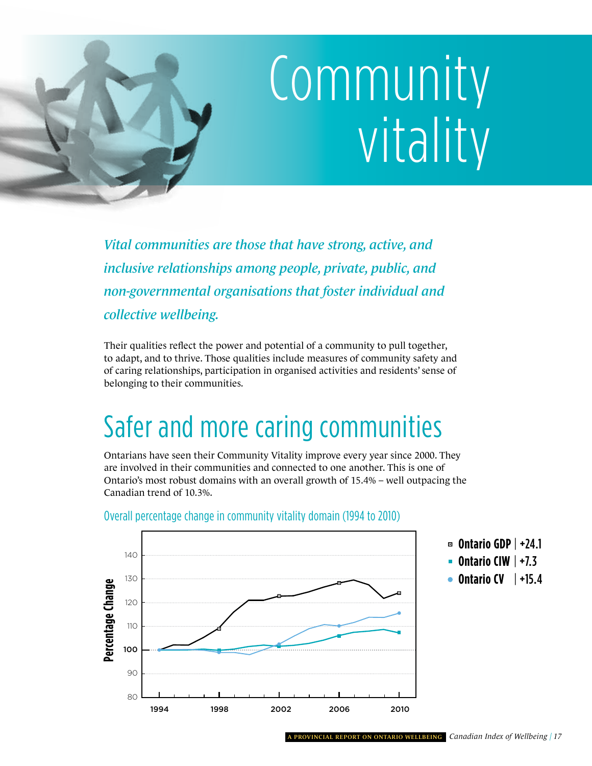# Community vitality

*Vital communities are those that have strong, active, and inclusive relationships among people, private, public, and non-governmental organisations that foster individual and collective wellbeing.*

Their qualities reflect the power and potential of a community to pull together, to adapt, and to thrive. Those qualities include measures of community safety and of caring relationships, participation in organised activities and residents' sense of belonging to their communities.

## Safer and more caring communities

Ontarians have seen their Community Vitality improve every year since 2000. They are involved in their communities and connected to one another. This is one of Ontario's most robust domains with an overall growth of 15.4% – well outpacing the Canadian trend of 10.3%.

### Overall percentage change in community vitality domain (1994 to 2010)

- **Ontario GDP** | +24.1
- **Ontario CIW** | +7.3
- **Ontario CV** | +15.4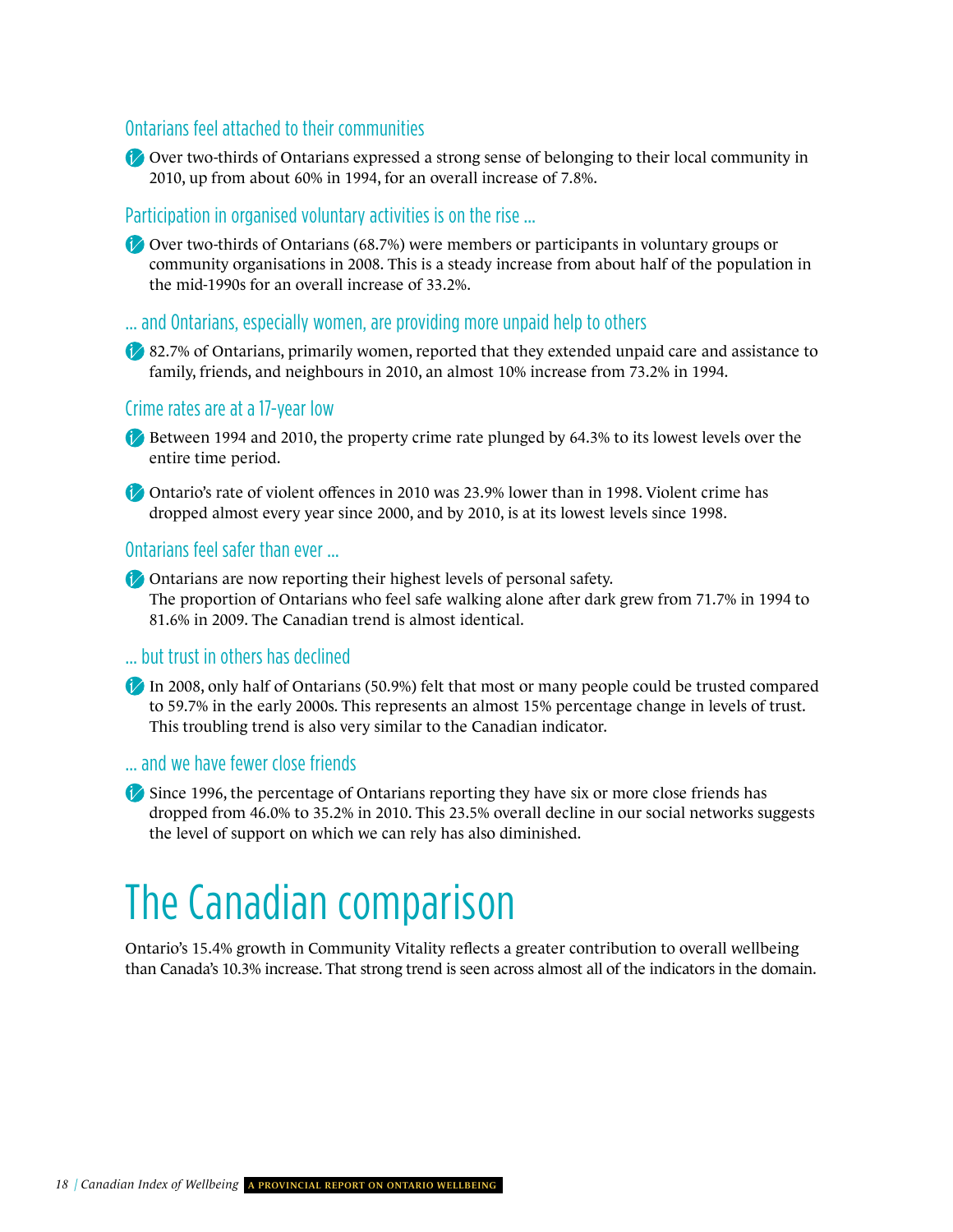### Ontarians feel attached to their communities

- Over two-thirds of Ontarians expressed a strong sense of belonging to their local community in 2010, up from about 60% in 1994, for an overall increase of 7.8%.

### Participation in organised voluntary activities is on the rise ...

- Over two-thirds of Ontarians (68.7%) were members or participants in voluntary groups or community organisations in 2008. This is a steady increase from about half of the population in the mid-1990s for an overall increase of 33.2%.

### ... and Ontarians, especially women, are providing more unpaid help to others

- 82.7% of Ontarians, primarily women, reported that they extended unpaid care and assistance to family, friends, and neighbours in 2010, an almost 10% increase from 73.2% in 1994.

### Crime rates are at a 17-year low

- Between 1994 and 2010, the property crime rate plunged by 64.3% to its lowest levels over the entire time period.
- Ontario's rate of violent offences in 2010 was 23.9% lower than in 1998. Violent crime has dropped almost every year since 2000, and by 2010, is at its lowest levels since 1998.

### Ontarians feel safer than ever ...

- Ontarians are now reporting their highest levels of personal safety. The proportion of Ontarians who feel safe walking alone after dark grew from 71.7% in 1994 to 81.6% in 2009. The Canadian trend is almost identical.

### ... but trust in others has declined

- In 2008, only half of Ontarians (50.9%) felt that most or many people could be trusted compared to 59.7% in the early 2000s. This represents an almost 15% percentage change in levels of trust. This troubling trend is also very similar to the Canadian indicator.

### ... and we have fewer close friends

- Since 1996, the percentage of Ontarians reporting they have six or more close friends has dropped from 46.0% to 35.2% in 2010. This 23.5% overall decline in our social networks suggests the level of support on which we can rely has also diminished.

# The Canadian comparison

Ontario's 15.4% growth in Community Vitality reflects a greater contribution to overall wellbeing than Canada's 10.3% increase. That strong trend is seen across almost all of the indicators in the domain.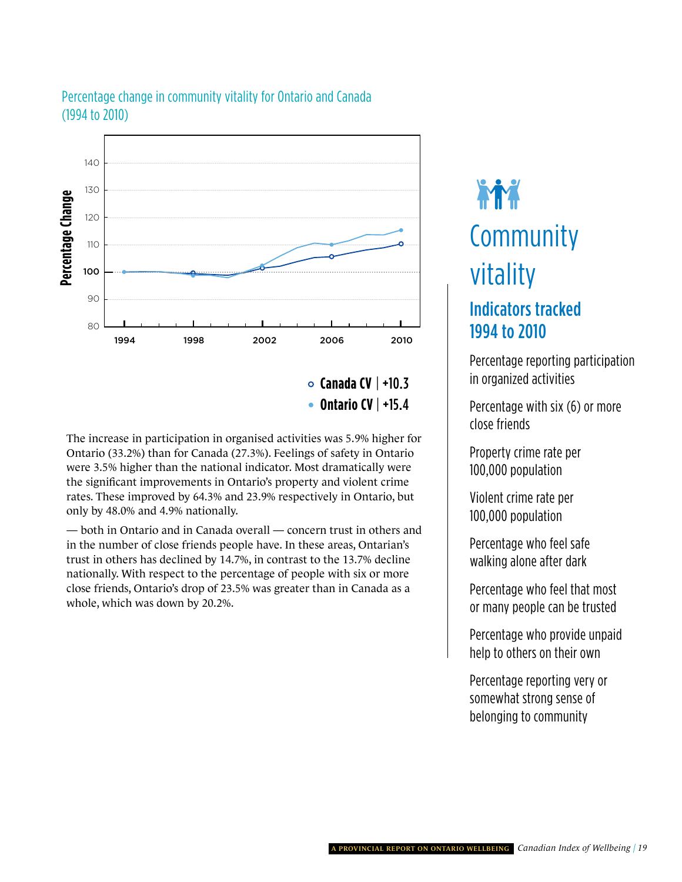Percentage change in community vitality for Ontario and Canada (1994 to 2010)

Canada CV | +10.3

Ontario CV | +15.4

The increase in participation in organised activities was 5.9% higher for Ontario (33.2%) than for Canada (27.3%). Feelings of safety in Ontario were 3.5% higher than the national indicator. Most dramatically were the significant improvements in Ontario's property and violent crime rates. These improved by 64.3% and 23.9% respectively in Ontario, but only by 48.0% and 4.9% nationally.

— both in Ontario and in Canada overall — concern trust in others and in the number of close friends people have. In these areas, Ontarian's trust in others has declined by 14.7%, in contrast to the 13.7% decline nationally. With respect to the percentage of people with six or more close friends, Ontario's drop of 23.5% was greater than in Canada as a whole, which was down by 20.2%.

# Community vitality

## Indicators tracked 1994 to 2010

Percentage reporting participation in organized activities

Percentage with six (6) or more close friends

Property crime rate per 100,000 population

Violent crime rate per 100,000 population

Percentage who feel safe walking alone after dark

Percentage who feel that most or many people can be trusted

Percentage who provide unpaid help to others on their own

Percentage reporting very or somewhat strong sense of belonging to community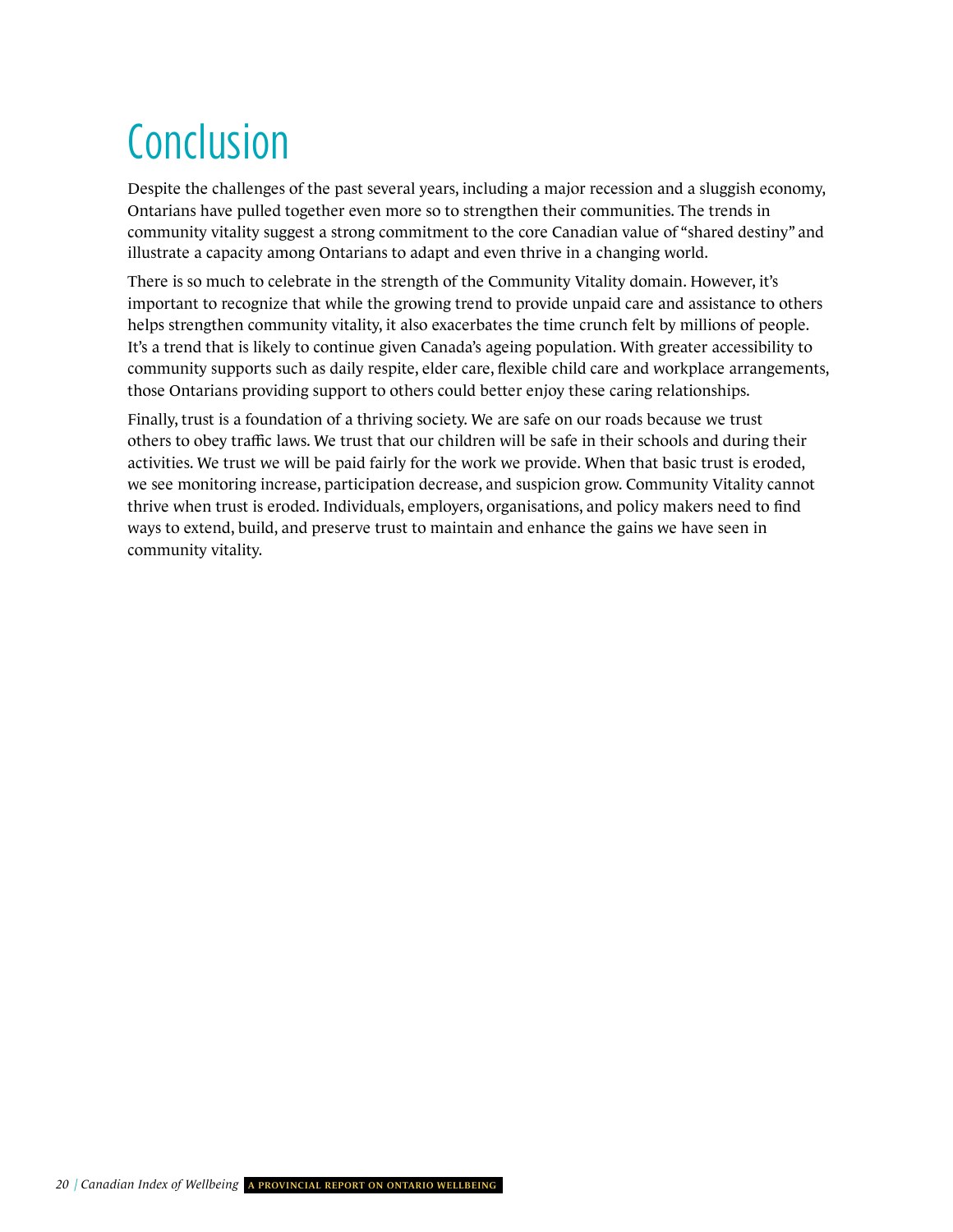# Conclusion

Despite the challenges of the past several years, including a major recession and a sluggish economy, Ontarians have pulled together even more so to strengthen their communities. The trends in community vitality suggest a strong commitment to the core Canadian value of "shared destiny" and illustrate a capacity among Ontarians to adapt and even thrive in a changing world.

There is so much to celebrate in the strength of the Community Vitality domain. However, it's important to recognize that while the growing trend to provide unpaid care and assistance to others helps strengthen community vitality, it also exacerbates the time crunch felt by millions of people. It's a trend that is likely to continue given Canada's ageing population. With greater accessibility to community supports such as daily respite, elder care, flexible child care and workplace arrangements, those Ontarians providing support to others could better enjoy these caring relationships.

Finally, trust is a foundation of a thriving society. We are safe on our roads because we trust others to obey traffic laws. We trust that our children will be safe in their schools and during their activities. We trust we will be paid fairly for the work we provide. When that basic trust is eroded, we see monitoring increase, participation decrease, and suspicion grow. Community Vitality cannot thrive when trust is eroded. Individuals, employers, organisations, and policy makers need to find ways to extend, build, and preserve trust to maintain and enhance the gains we have seen in community vitality.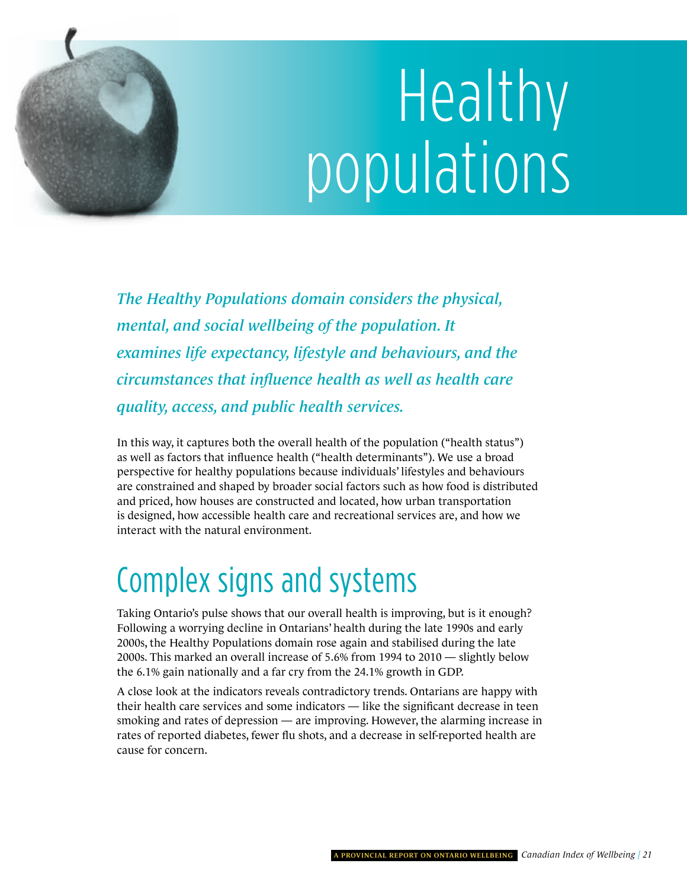// 
# Healthy populations

*The Healthy Populations domain considers the physical, mental, and social wellbeing of the population. It examines life expectancy, lifestyle and behaviours, and the circumstances that influence health as well as health care quality, access, and public health services.*

In this way, it captures both the overall health of the population ("health status") as well as factors that influence health ("health determinants"). We use a broad perspective for healthy populations because individuals' lifestyles and behaviours are constrained and shaped by broader social factors such as how food is distributed and priced, how houses are constructed and located, how urban transportation is designed, how accessible health care and recreational services are, and how we interact with the natural environment.

## Complex signs and systems

Taking Ontario's pulse shows that our overall health is improving, but is it enough? Following a worrying decline in Ontarians' health during the late 1990s and early 2000s, the Healthy Populations domain rose again and stabilised during the late 2000s. This marked an overall increase of 5.6% from 1994 to 2010 — slightly below the 6.1% gain nationally and a far cry from the 24.1% growth in GDP.

A close look at the indicators reveals contradictory trends. Ontarians are happy with their health care services and some indicators — like the significant decrease in teen smoking and rates of depression — are improving. However, the alarming increase in rates of reported diabetes, fewer flu shots, and a decrease in self-reported health are cause for concern.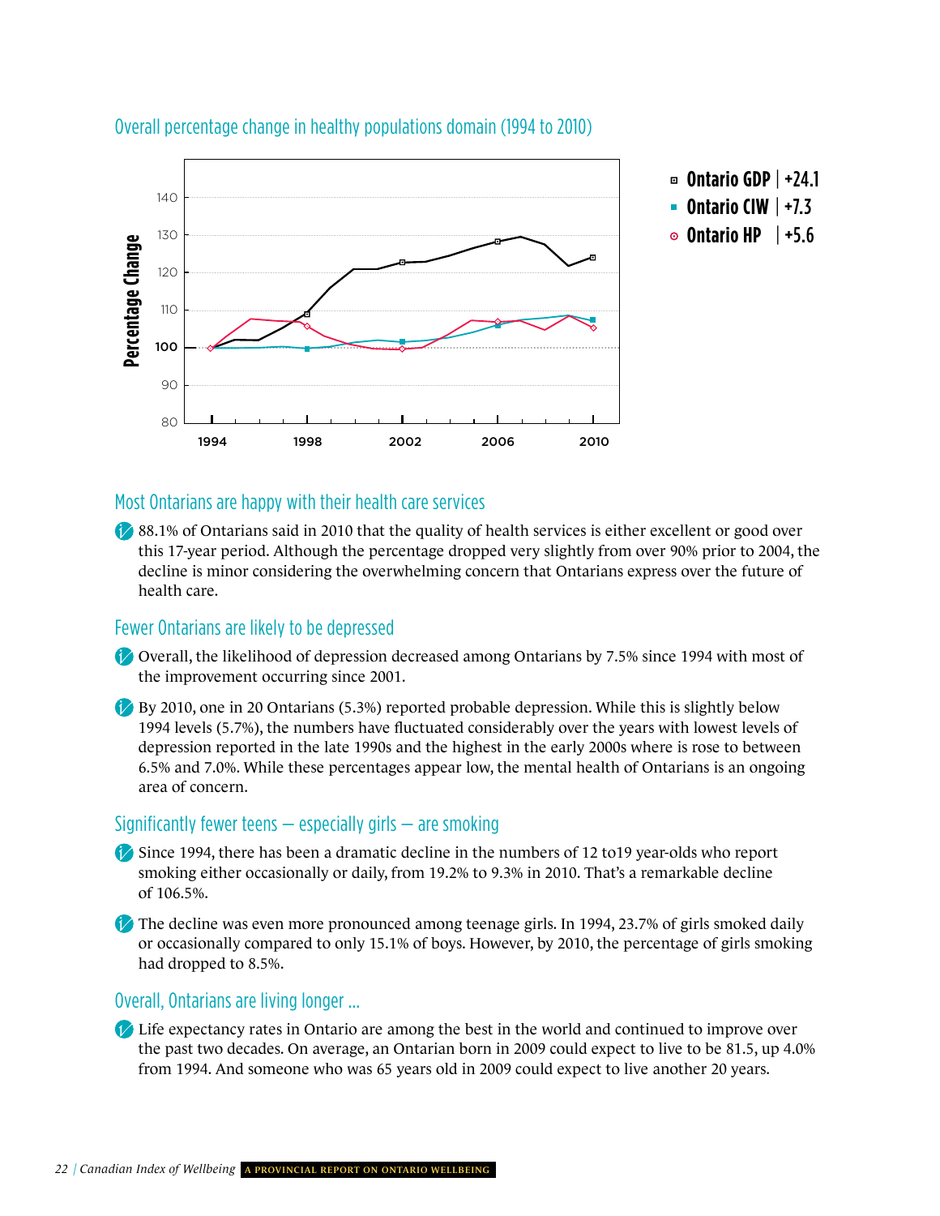## Overall percentage change in healthy populations domain (1994 to 2010)

- Ontario GDP | +24.1
- Ontario CIW | +7.3
- Ontario HP | +5.6

## Most Ontarians are happy with their health care services

- 88.1% of Ontarians said in 2010 that the quality of health services is either excellent or good over this 17-year period. Although the percentage dropped very slightly from over 90% prior to 2004, the decline is minor considering the overwhelming concern that Ontarians express over the future of health care.

## Fewer Ontarians are likely to be depressed

- Overall, the likelihood of depression decreased among Ontarians by 7.5% since 1994 with most of the improvement occurring since 2001.
- By 2010, one in 20 Ontarians (5.3%) reported probable depression. While this is slightly below 1994 levels (5.7%), the numbers have fluctuated considerably over the years with lowest levels of depression reported in the late 1990s and the highest in the early 2000s where is rose to between 6.5% and 7.0%. While these percentages appear low, the mental health of Ontarians is an ongoing area of concern.

## Significantly fewer teens — especially girls — are smoking

- Since 1994, there has been a dramatic decline in the numbers of 12 to19 year-olds who report smoking either occasionally or daily, from 19.2% to 9.3% in 2010. That's a remarkable decline of 106.5%.
- The decline was even more pronounced among teenage girls. In 1994, 23.7% of girls smoked daily or occasionally compared to only 15.1% of boys. However, by 2010, the percentage of girls smoking had dropped to 8.5%.

## Overall, Ontarians are living longer ...

- Life expectancy rates in Ontario are among the best in the world and continued to improve over the past two decades. On average, an Ontarian born in 2009 could expect to live to be 81.5, up 4.0% from 1994. And someone who was 65 years old in 2009 could expect to live another 20 years.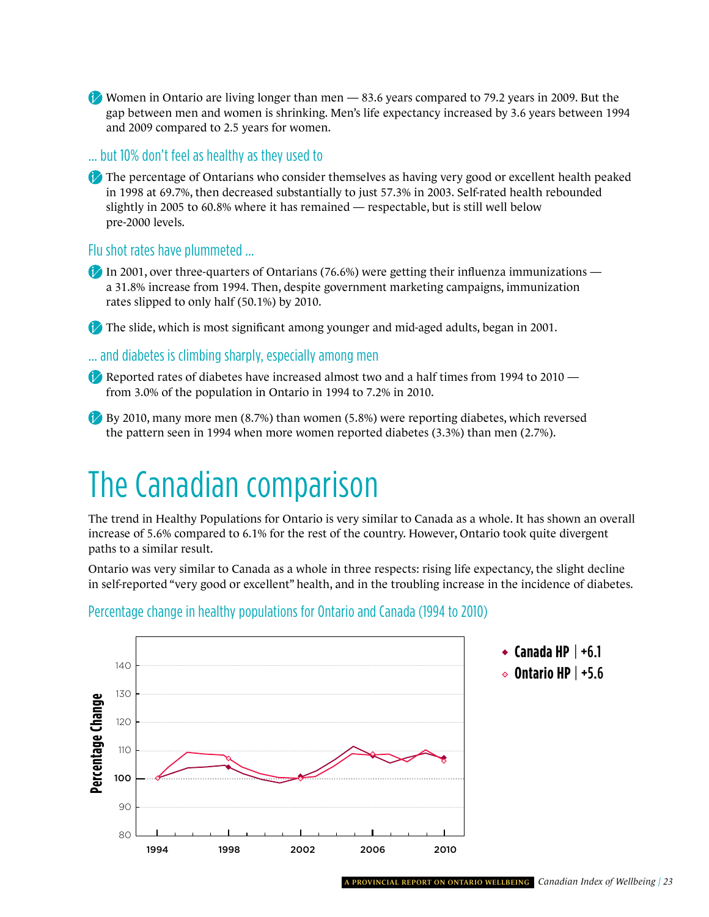- Women in Ontario are living longer than men — 83.6 years compared to 79.2 years in 2009. But the gap between men and women is shrinking. Men's life expectancy increased by 3.6 years between 1994 and 2009 compared to 2.5 years for women.

### ... but 10% don't feel as healthy as they used to

- The percentage of Ontarians who consider themselves as having very good or excellent health peaked in 1998 at 69.7%, then decreased substantially to just 57.3% in 2003. Self-rated health rebounded slightly in 2005 to 60.8% where it has remained — respectable, but is still well below pre-2000 levels.

### Flu shot rates have plummeted ...

- In 2001, over three-quarters of Ontarians (76.6%) were getting their influenza immunizations — a 31.8% increase from 1994. Then, despite government marketing campaigns, immunization rates slipped to only half (50.1%) by 2010.

- The slide, which is most significant among younger and mid-aged adults, began in 2001.

### ... and diabetes is climbing sharply, especially among men

- Reported rates of diabetes have increased almost two and a half times from 1994 to 2010 — from 3.0% of the population in Ontario in 1994 to 7.2% in 2010.

- By 2010, many more men (8.7%) than women (5.8%) were reporting diabetes, which reversed the pattern seen in 1994 when more women reported diabetes (3.3%) than men (2.7%).

# The Canadian comparison

The trend in Healthy Populations for Ontario is very similar to Canada as a whole. It has shown an overall increase of 5.6% compared to 6.1% for the rest of the country. However, Ontario took quite divergent paths to a similar result.

Ontario was very similar to Canada as a whole in three respects: rising life expectancy, the slight decline in self-reported "very good or excellent" health, and in the troubling increase in the incidence of diabetes.

### Percentage change in healthy populations for Ontario and Canada (1994 to 2010)

- Canada HP | +6.1
- Ontario HP | +5.6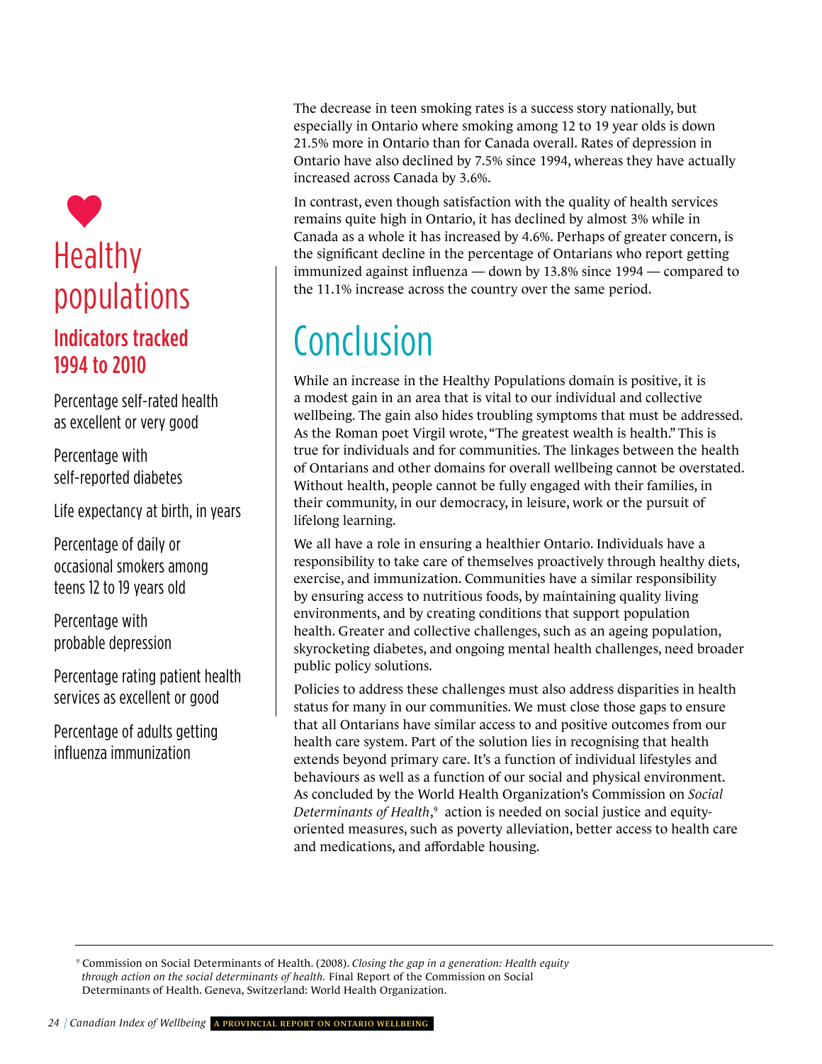## Healthy populations

### Indicators tracked 1994 to 2010

Percentage self-rated health as excellent or very good

Percentage with self-reported diabetes

Life expectancy at birth, in years

Percentage of daily or occasional smokers among teens 12 to 19 years old

Percentage with probable depression

Percentage rating patient health services as excellent or good

Percentage of adults getting influenza immunization

The decrease in teen smoking rates is a success story nationally, but especially in Ontario where smoking among 12 to 19 year olds is down 21.5% more in Ontario than for Canada overall. Rates of depression in Ontario have also declined by 7.5% since 1994, whereas they have actually increased across Canada by 3.6%.

In contrast, even though satisfaction with the quality of health services remains quite high in Ontario, it has declined by almost 3% while in Canada as a whole it has increased by 4.6%. Perhaps of greater concern, is the significant decline in the percentage of Ontarians who report getting immunized against influenza — down by 13.8% since 1994 — compared to the 11.1% increase across the country over the same period.

# Conclusion

While an increase in the Healthy Populations domain is positive, it is a modest gain in an area that is vital to our individual and collective wellbeing. The gain also hides troubling symptoms that must be addressed. As the Roman poet Virgil wrote, "The greatest wealth is health." This is true for individuals and for communities. The linkages between the health of Ontarians and other domains for overall wellbeing cannot be overstated. Without health, people cannot be fully engaged with their families, in their community, in our democracy, in leisure, work or the pursuit of lifelong learning.

We all have a role in ensuring a healthier Ontario. Individuals have a responsibility to take care of themselves proactively through healthy diets, exercise, and immunization. Communities have a similar responsibility by ensuring access to nutritious foods, by maintaining quality living environments, and by creating conditions that support population health. Greater and collective challenges, such as an ageing population, skyrocketing diabetes, and ongoing mental health challenges, need broader public policy solutions.

Policies to address these challenges must also address disparities in health status for many in our communities. We must close those gaps to ensure that all Ontarians have similar access to and positive outcomes from our health care system. Part of the solution lies in recognising that health extends beyond primary care. It's a function of individual lifestyles and behaviours as well as a function of our social and physical environment. As concluded by the World Health Organization's Commission on *Social Determinants of Health*,[9] action is needed on social justice and equity-oriented measures, such as poverty alleviation, better access to health care and medications, and affordable housing.

---

[9] Commission on Social Determinants of Health. (2008). *Closing the gap in a generation: Health equity through action on the social determinants of health.* Final Report of the Commission on Social Determinants of Health. Geneva, Switzerland: World Health Organization.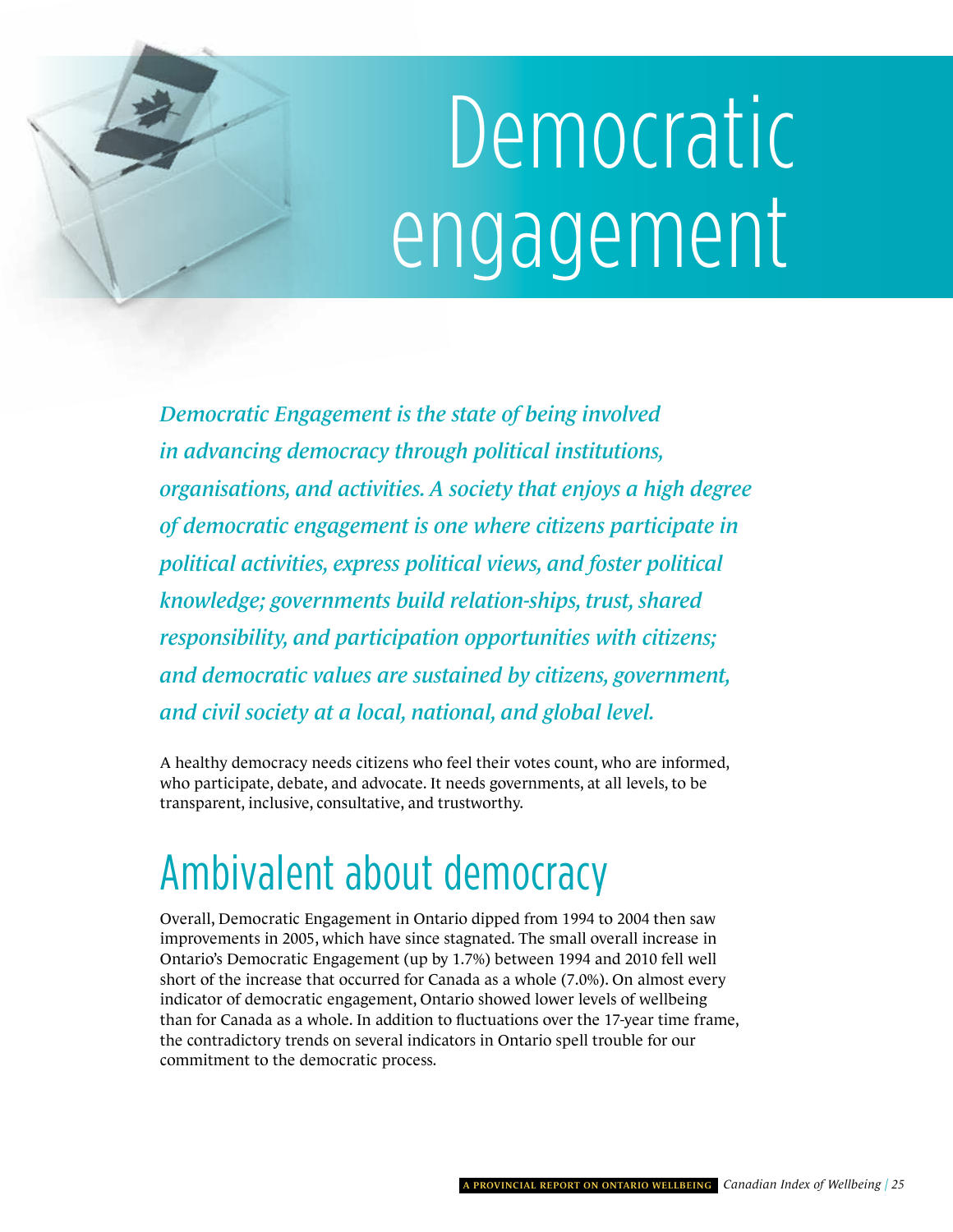# Democratic engagement

*Democratic Engagement is the state of being involved in advancing democracy through political institutions, organisations, and activities. A society that enjoys a high degree of democratic engagement is one where citizens participate in political activities, express political views, and foster political knowledge; governments build relation-ships, trust, shared responsibility, and participation opportunities with citizens; and democratic values are sustained by citizens, government, and civil society at a local, national, and global level.*

A healthy democracy needs citizens who feel their votes count, who are informed, who participate, debate, and advocate. It needs governments, at all levels, to be transparent, inclusive, consultative, and trustworthy.

## Ambivalent about democracy

Overall, Democratic Engagement in Ontario dipped from 1994 to 2004 then saw improvements in 2005, which have since stagnated. The small overall increase in Ontario's Democratic Engagement (up by 1.7%) between 1994 and 2010 fell well short of the increase that occurred for Canada as a whole (7.0%). On almost every indicator of democratic engagement, Ontario showed lower levels of wellbeing than for Canada as a whole. In addition to fluctuations over the 17-year time frame, the contradictory trends on several indicators in Ontario spell trouble for our commitment to the democratic process.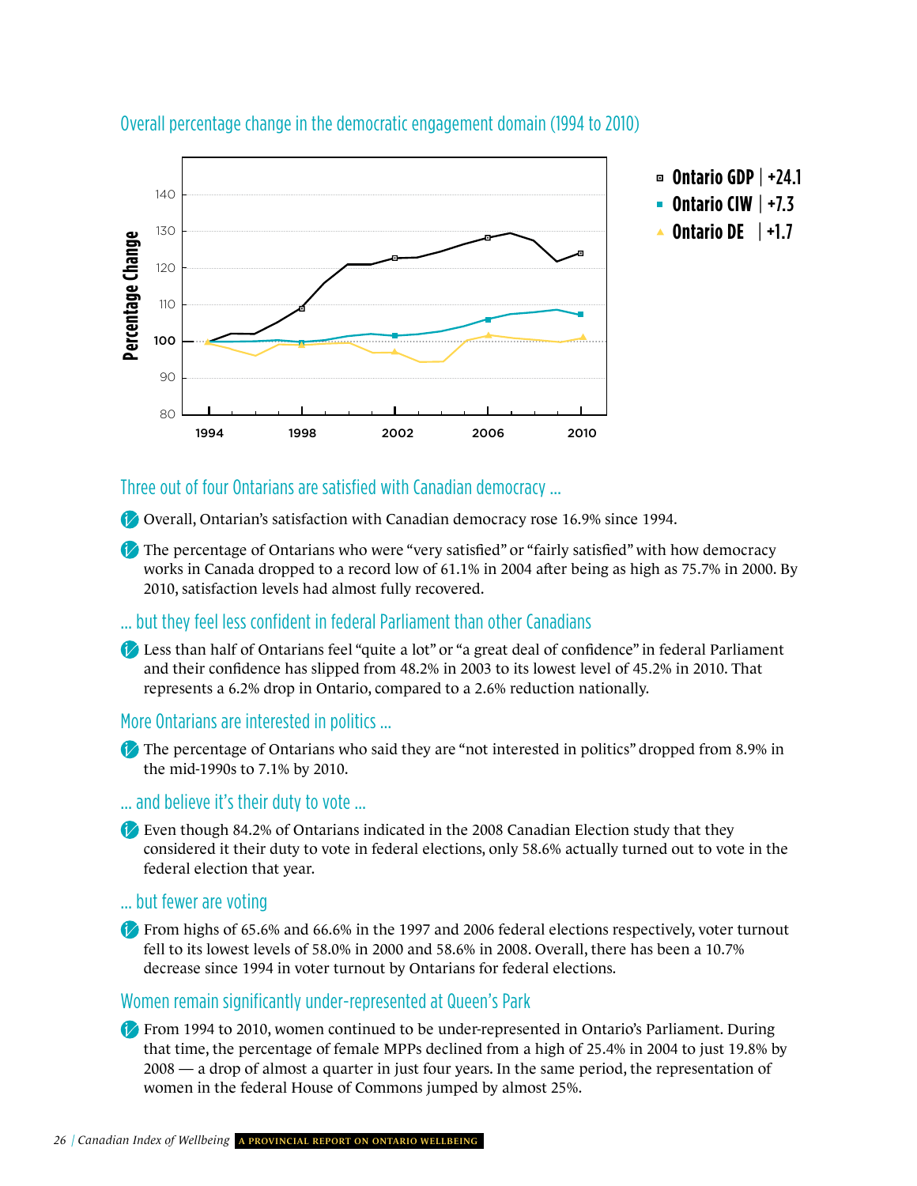## Overall percentage change in the democratic engagement domain (1994 to 2010)

- Ontario GDP | +24.1
- Ontario CIW | +7.3
- Ontario DE | +1.7

## Three out of four Ontarians are satisfied with Canadian democracy ...

- Overall, Ontarian's satisfaction with Canadian democracy rose 16.9% since 1994.
- The percentage of Ontarians who were "very satisfied" or "fairly satisfied" with how democracy works in Canada dropped to a record low of 61.1% in 2004 after being as high as 75.7% in 2000. By 2010, satisfaction levels had almost fully recovered.

## ... but they feel less confident in federal Parliament than other Canadians

- Less than half of Ontarians feel "quite a lot" or "a great deal of confidence" in federal Parliament and their confidence has slipped from 48.2% in 2003 to its lowest level of 45.2% in 2010. That represents a 6.2% drop in Ontario, compared to a 2.6% reduction nationally.

## More Ontarians are interested in politics ...

- The percentage of Ontarians who said they are "not interested in politics" dropped from 8.9% in the mid-1990s to 7.1% by 2010.

## ... and believe it's their duty to vote ...

- Even though 84.2% of Ontarians indicated in the 2008 Canadian Election study that they considered it their duty to vote in federal elections, only 58.6% actually turned out to vote in the federal election that year.

## ... but fewer are voting

- From highs of 65.6% and 66.6% in the 1997 and 2006 federal elections respectively, voter turnout fell to its lowest levels of 58.0% in 2000 and 58.6% in 2008. Overall, there has been a 10.7% decrease since 1994 in voter turnout by Ontarians for federal elections.

## Women remain significantly under-represented at Queen's Park

- From 1994 to 2010, women continued to be under-represented in Ontario's Parliament. During that time, the percentage of female MPPs declined from a high of 25.4% in 2004 to just 19.8% by 2008 — a drop of almost a quarter in just four years. In the same period, the representation of women in the federal House of Commons jumped by almost 25%.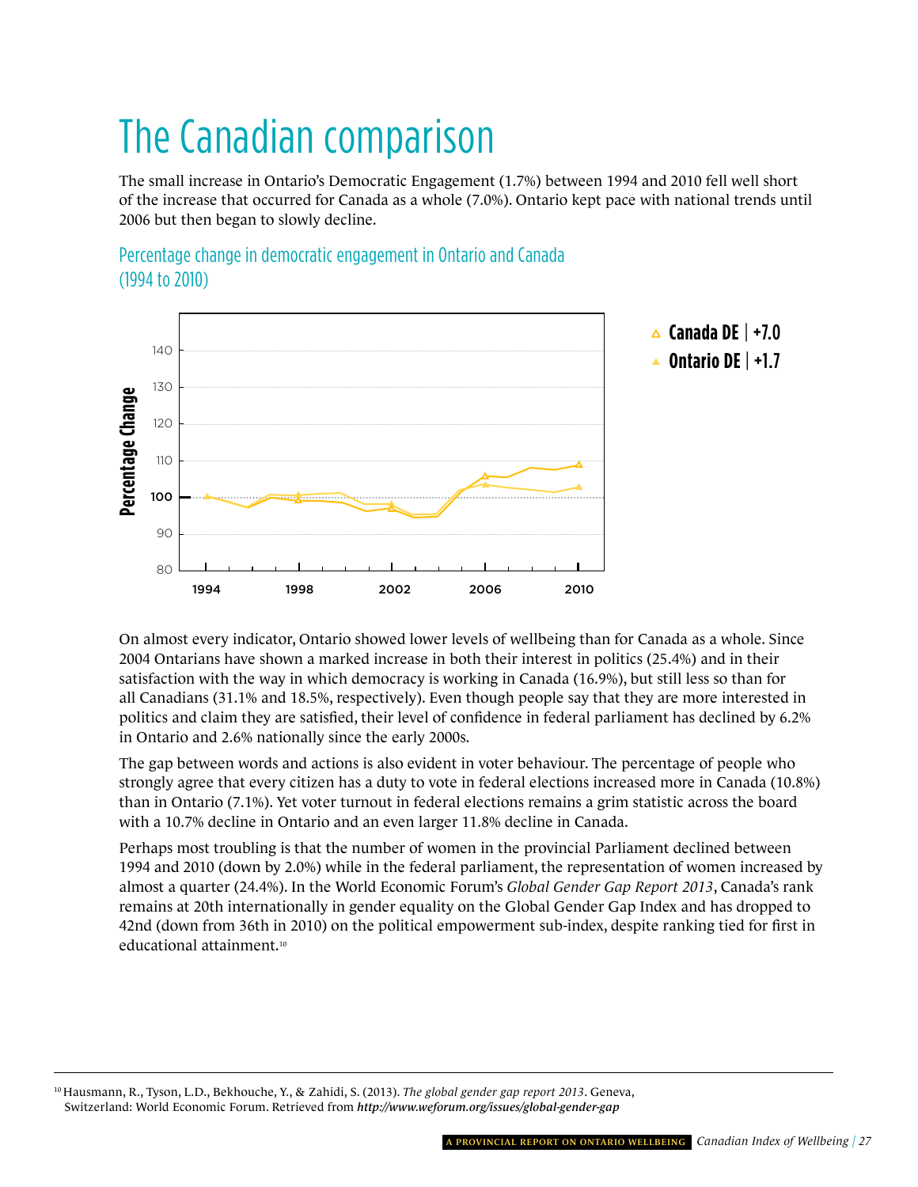# The Canadian comparison

The small increase in Ontario's Democratic Engagement (1.7%) between 1994 and 2010 fell well short of the increase that occurred for Canada as a whole (7.0%). Ontario kept pace with national trends until 2006 but then began to slowly decline.

## Percentage change in democratic engagement in Ontario and Canada (1994 to 2010)

Canada DE | +7.0
Ontario DE | +1.7

On almost every indicator, Ontario showed lower levels of wellbeing than for Canada as a whole. Since 2004 Ontarians have shown a marked increase in both their interest in politics (25.4%) and in their satisfaction with the way in which democracy is working in Canada (16.9%), but still less so than for all Canadians (31.1% and 18.5%, respectively). Even though people say that they are more interested in politics and claim they are satisfied, their level of confidence in federal parliament has declined by 6.2% in Ontario and 2.6% nationally since the early 2000s.

The gap between words and actions is also evident in voter behaviour. The percentage of people who strongly agree that every citizen has a duty to vote in federal elections increased more in Canada (10.8%) than in Ontario (7.1%). Yet voter turnout in federal elections remains a grim statistic across the board with a 10.7% decline in Ontario and an even larger 11.8% decline in Canada.

Perhaps most troubling is that the number of women in the provincial Parliament declined between 1994 and 2010 (down by 2.0%) while in the federal parliament, the representation of women increased by almost a quarter (24.4%). In the World Economic Forum's *Global Gender Gap Report 2013*, Canada's rank remains at 20th internationally in gender equality on the Global Gender Gap Index and has dropped to 42nd (down from 36th in 2010) on the political empowerment sub-index, despite ranking tied for first in educational attainment.[10]

---

[10] Hausmann, R., Tyson, L.D., Bekhouche, Y., & Zahidi, S. (2013). *The global gender gap report 2013*. Geneva, Switzerland: World Economic Forum. Retrieved from ***http://www.weforum.org/issues/global-gender-gap***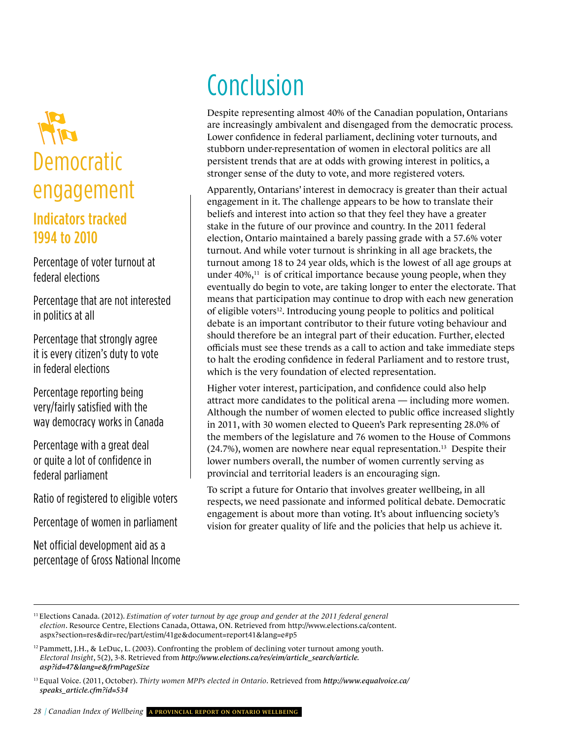# Democratic engagement

## Indicators tracked 1994 to 2010

Percentage of voter turnout at federal elections

Percentage that are not interested in politics at all

Percentage that strongly agree it is every citizen's duty to vote in federal elections

Percentage reporting being very/fairly satisfied with the way democracy works in Canada

Percentage with a great deal or quite a lot of confidence in federal parliament

Ratio of registered to eligible voters

Percentage of women in parliament

Net official development aid as a percentage of Gross National Income

# Conclusion

Despite representing almost 40% of the Canadian population, Ontarians are increasingly ambivalent and disengaged from the democratic process. Lower confidence in federal parliament, declining voter turnouts, and stubborn under-representation of women in electoral politics are all persistent trends that are at odds with growing interest in politics, a stronger sense of the duty to vote, and more registered voters.

Apparently, Ontarians' interest in democracy is greater than their actual engagement in it. The challenge appears to be how to translate their beliefs and interest into action so that they feel they have a greater stake in the future of our province and country. In the 2011 federal election, Ontario maintained a barely passing grade with a 57.6% voter turnout. And while voter turnout is shrinking in all age brackets, the turnout among 18 to 24 year olds, which is the lowest of all age groups at under 40%,[11] is of critical importance because young people, when they eventually do begin to vote, are taking longer to enter the electorate. That means that participation may continue to drop with each new generation of eligible voters[12]. Introducing young people to politics and political debate is an important contributor to their future voting behaviour and should therefore be an integral part of their education. Further, elected officials must see these trends as a call to action and take immediate steps to halt the eroding confidence in federal Parliament and to restore trust, which is the very foundation of elected representation.

Higher voter interest, participation, and confidence could also help attract more candidates to the political arena — including more women. Although the number of women elected to public office increased slightly in 2011, with 30 women elected to Queen's Park representing 28.0% of the members of the legislature and 76 women to the House of Commons (24.7%), women are nowhere near equal representation.[13] Despite their lower numbers overall, the number of women currently serving as provincial and territorial leaders is an encouraging sign.

To script a future for Ontario that involves greater wellbeing, in all respects, we need passionate and informed political debate. Democratic engagement is about more than voting. It's about influencing society's vision for greater quality of life and the policies that help us achieve it.

---

[11] Elections Canada. (2012). *Estimation of voter turnout by age group and gender at the 2011 federal general election*. Resource Centre, Elections Canada, Ottawa, ON. Retrieved from http://www.elections.ca/content.aspx?section=res&dir=rec/part/estim/41ge&document=report41&lang=e#p5

[12] Pammett, J.H., & LeDuc, L. (2003). Confronting the problem of declining voter turnout among youth. *Electoral Insight*, 5(2), 3-8. Retrieved from ***http://www.elections.ca/res/eim/article_search/article.asp?id=47&lang=e&frmPageSize***

[13] Equal Voice. (2011, October). *Thirty women MPPs elected in Ontario*. Retrieved from ***http://www.equalvoice.ca/speaks_article.cfm?id=534***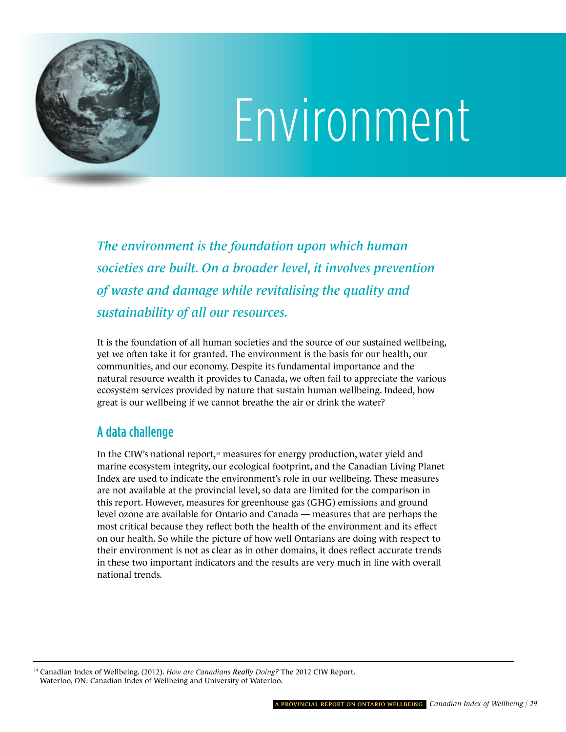# Environment

*The environment is the foundation upon which human societies are built. On a broader level, it involves prevention of waste and damage while revitalising the quality and sustainability of all our resources.*

It is the foundation of all human societies and the source of our sustained wellbeing, yet we often take it for granted. The environment is the basis for our health, our communities, and our economy. Despite its fundamental importance and the natural resource wealth it provides to Canada, we often fail to appreciate the various ecosystem services provided by nature that sustain human wellbeing. Indeed, how great is our wellbeing if we cannot breathe the air or drink the water?

## A data challenge

In the CIW's national report,[14] measures for energy production, water yield and marine ecosystem integrity, our ecological footprint, and the Canadian Living Planet Index are used to indicate the environment's role in our wellbeing. These measures are not available at the provincial level, so data are limited for the comparison in this report. However, measures for greenhouse gas (GHG) emissions and ground level ozone are available for Ontario and Canada — measures that are perhaps the most critical because they reflect both the health of the environment and its effect on our health. So while the picture of how well Ontarians are doing with respect to their environment is not as clear as in other domains, it does reflect accurate trends in these two important indicators and the results are very much in line with overall national trends.

[14] Canadian Index of Wellbeing. (2012). *How are Canadians **Really** Doing?* The 2012 CIW Report. Waterloo, ON: Canadian Index of Wellbeing and University of Waterloo.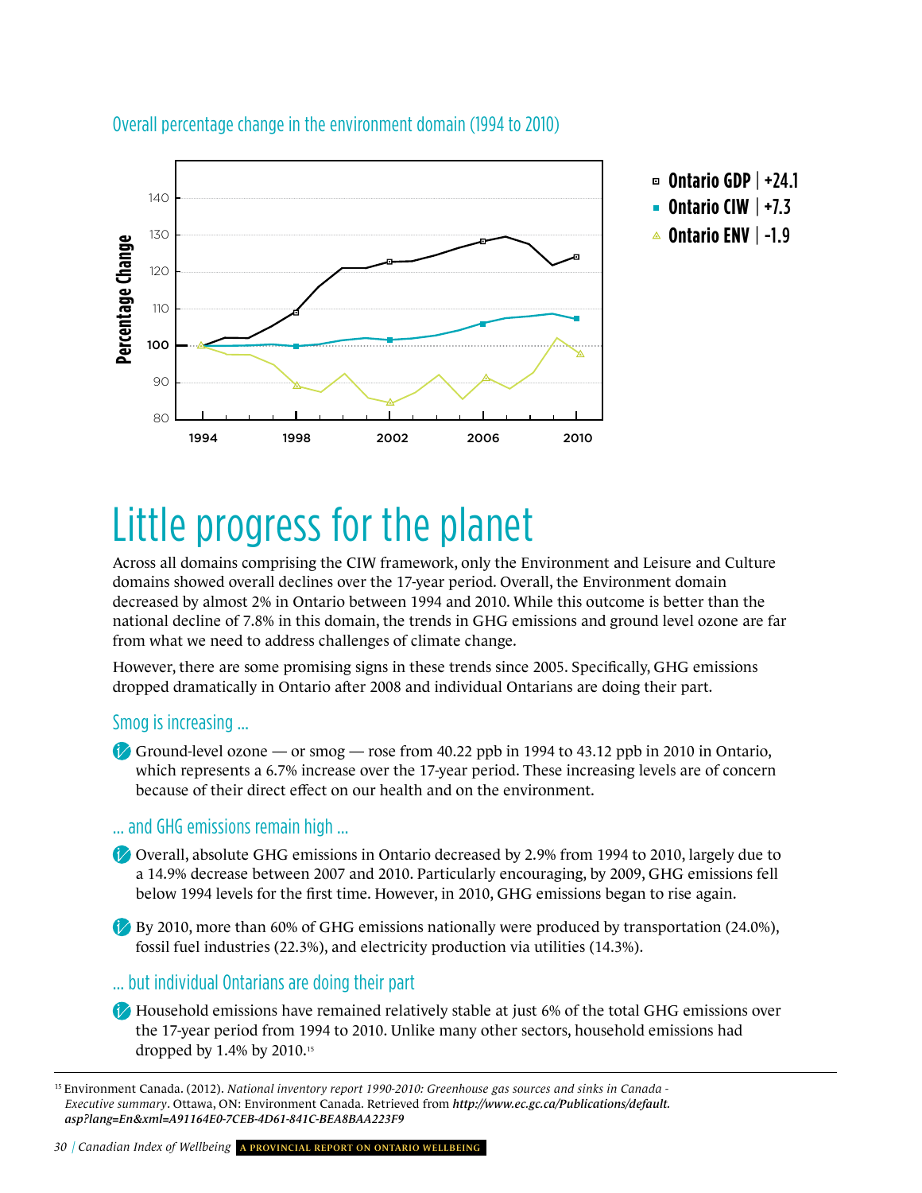Overall percentage change in the environment domain (1994 to 2010)

Ontario GDP | +24.1
Ontario CIW | +7.3
Ontario ENV | -1.9

# Little progress for the planet

Across all domains comprising the CIW framework, only the Environment and Leisure and Culture domains showed overall declines over the 17-year period. Overall, the Environment domain decreased by almost 2% in Ontario between 1994 and 2010. While this outcome is better than the national decline of 7.8% in this domain, the trends in GHG emissions and ground level ozone are far from what we need to address challenges of climate change.

However, there are some promising signs in these trends since 2005. Specifically, GHG emissions dropped dramatically in Ontario after 2008 and individual Ontarians are doing their part.

## Smog is increasing ...

- Ground-level ozone — or smog — rose from 40.22 ppb in 1994 to 43.12 ppb in 2010 in Ontario, which represents a 6.7% increase over the 17-year period. These increasing levels are of concern because of their direct effect on our health and on the environment.

## ... and GHG emissions remain high ...

- Overall, absolute GHG emissions in Ontario decreased by 2.9% from 1994 to 2010, largely due to a 14.9% decrease between 2007 and 2010. Particularly encouraging, by 2009, GHG emissions fell below 1994 levels for the first time. However, in 2010, GHG emissions began to rise again.

- By 2010, more than 60% of GHG emissions nationally were produced by transportation (24.0%), fossil fuel industries (22.3%), and electricity production via utilities (14.3%).

## ... but individual Ontarians are doing their part

- Household emissions have remained relatively stable at just 6% of the total GHG emissions over the 17-year period from 1994 to 2010. Unlike many other sectors, household emissions had dropped by 1.4% by 2010.[15]

[15] Environment Canada. (2012). *National inventory report 1990-2010: Greenhouse gas sources and sinks in Canada - Executive summary*. Ottawa, ON: Environment Canada. Retrieved from ***http://www.ec.gc.ca/Publications/default.asp?lang=En&xml=A91164E0-7CEB-4D61-841C-BEA8BAA223F9***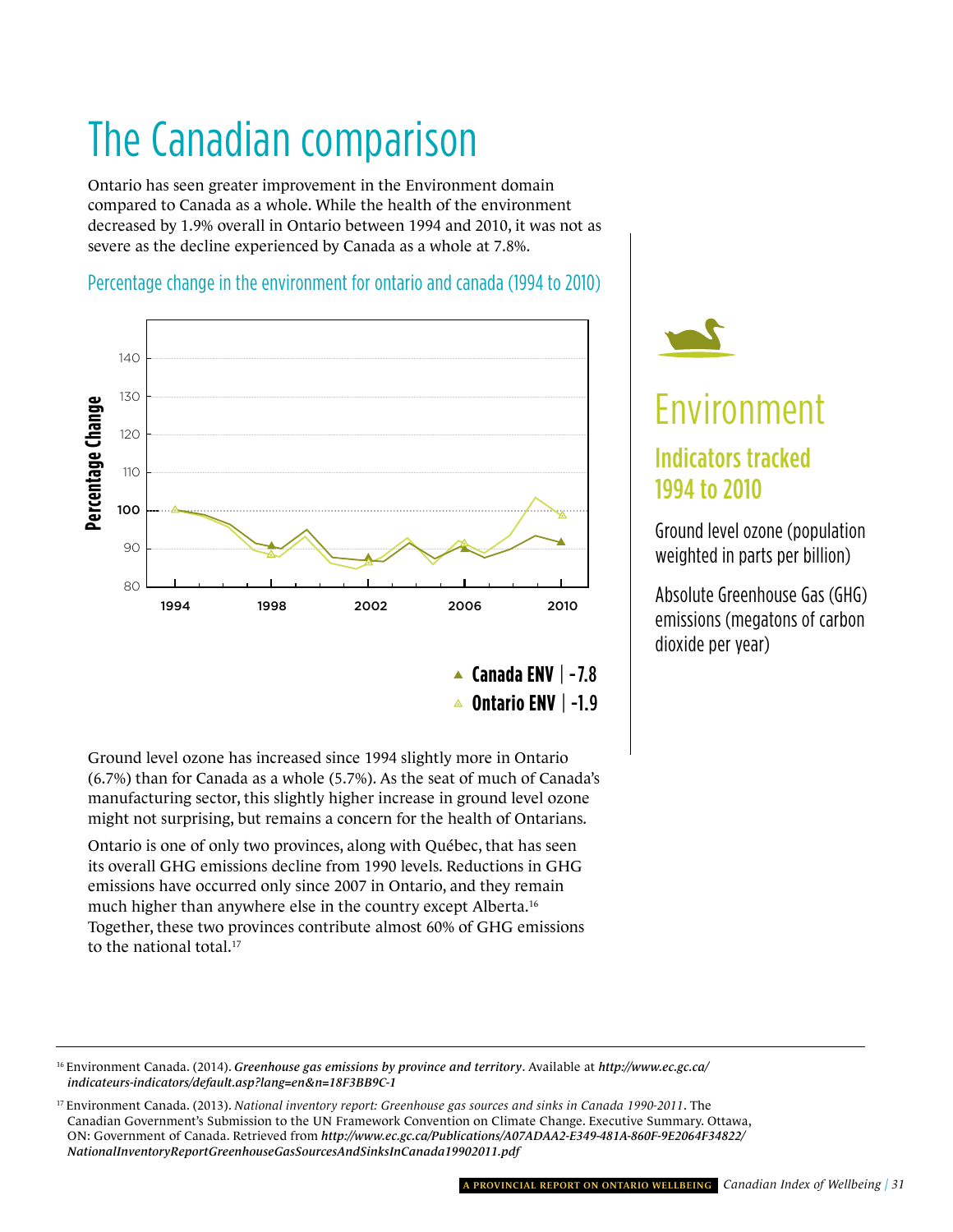# The Canadian comparison

Ontario has seen greater improvement in the Environment domain compared to Canada as a whole. While the health of the environment decreased by 1.9% overall in Ontario between 1994 and 2010, it was not as severe as the decline experienced by Canada as a whole at 7.8%.

## Percentage change in the environment for ontario and canada (1994 to 2010)

Percentage Change

140
130
120
110
100
90
80

1994 1998 2002 2006 2010

**Canada ENV** | -7.8
**Ontario ENV** | -1.9

Ground level ozone has increased since 1994 slightly more in Ontario (6.7%) than for Canada as a whole (5.7%). As the seat of much of Canada's manufacturing sector, this slightly higher increase in ground level ozone might not surprising, but remains a concern for the health of Ontarians.

Ontario is one of only two provinces, along with Québec, that has seen its overall GHG emissions decline from 1990 levels. Reductions in GHG emissions have occurred only since 2007 in Ontario, and they remain much higher than anywhere else in the country except Alberta.[16] Together, these two provinces contribute almost 60% of GHG emissions to the national total.[17]

# Environment

## Indicators tracked 1994 to 2010

Ground level ozone (population weighted in parts per billion)

Absolute Greenhouse Gas (GHG) emissions (megatons of carbon dioxide per year)

---

[16] Environment Canada. (2014). ***Greenhouse gas emissions by province and territory***. Available at ***http://www.ec.gc.ca/indicateurs-indicators/default.asp?lang=en&n=18F3BB9C-1***

[17] Environment Canada. (2013). *National inventory report: Greenhouse gas sources and sinks in Canada 1990-2011*. The Canadian Government's Submission to the UN Framework Convention on Climate Change. Executive Summary. Ottawa, ON: Government of Canada. Retrieved from ***http://www.ec.gc.ca/Publications/A07ADAA2-E349-481A-860F-9E2064F34822/NationalInventoryReportGreenhouseGasSourcesAndSinksInCanada19902011.pdf***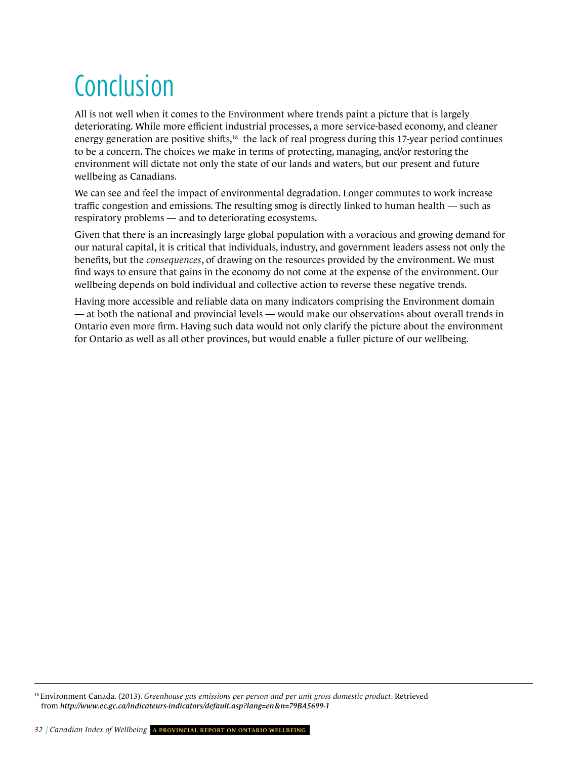# Conclusion

All is not well when it comes to the Environment where trends paint a picture that is largely deteriorating. While more efficient industrial processes, a more service-based economy, and cleaner energy generation are positive shifts,[18] the lack of real progress during this 17-year period continues to be a concern. The choices we make in terms of protecting, managing, and/or restoring the environment will dictate not only the state of our lands and waters, but our present and future wellbeing as Canadians.

We can see and feel the impact of environmental degradation. Longer commutes to work increase traffic congestion and emissions. The resulting smog is directly linked to human health — such as respiratory problems — and to deteriorating ecosystems.

Given that there is an increasingly large global population with a voracious and growing demand for our natural capital, it is critical that individuals, industry, and government leaders assess not only the benefits, but the *consequences*, of drawing on the resources provided by the environment. We must find ways to ensure that gains in the economy do not come at the expense of the environment. Our wellbeing depends on bold individual and collective action to reverse these negative trends.

Having more accessible and reliable data on many indicators comprising the Environment domain — at both the national and provincial levels — would make our observations about overall trends in Ontario even more firm. Having such data would not only clarify the picture about the environment for Ontario as well as all other provinces, but would enable a fuller picture of our wellbeing.

---

[18] Environment Canada. (2013). *Greenhouse gas emissions per person and per unit gross domestic product*. Retrieved from ***http://www.ec.gc.ca/indicateurs-indicators/default.asp?lang=en&n=79BA5699-1***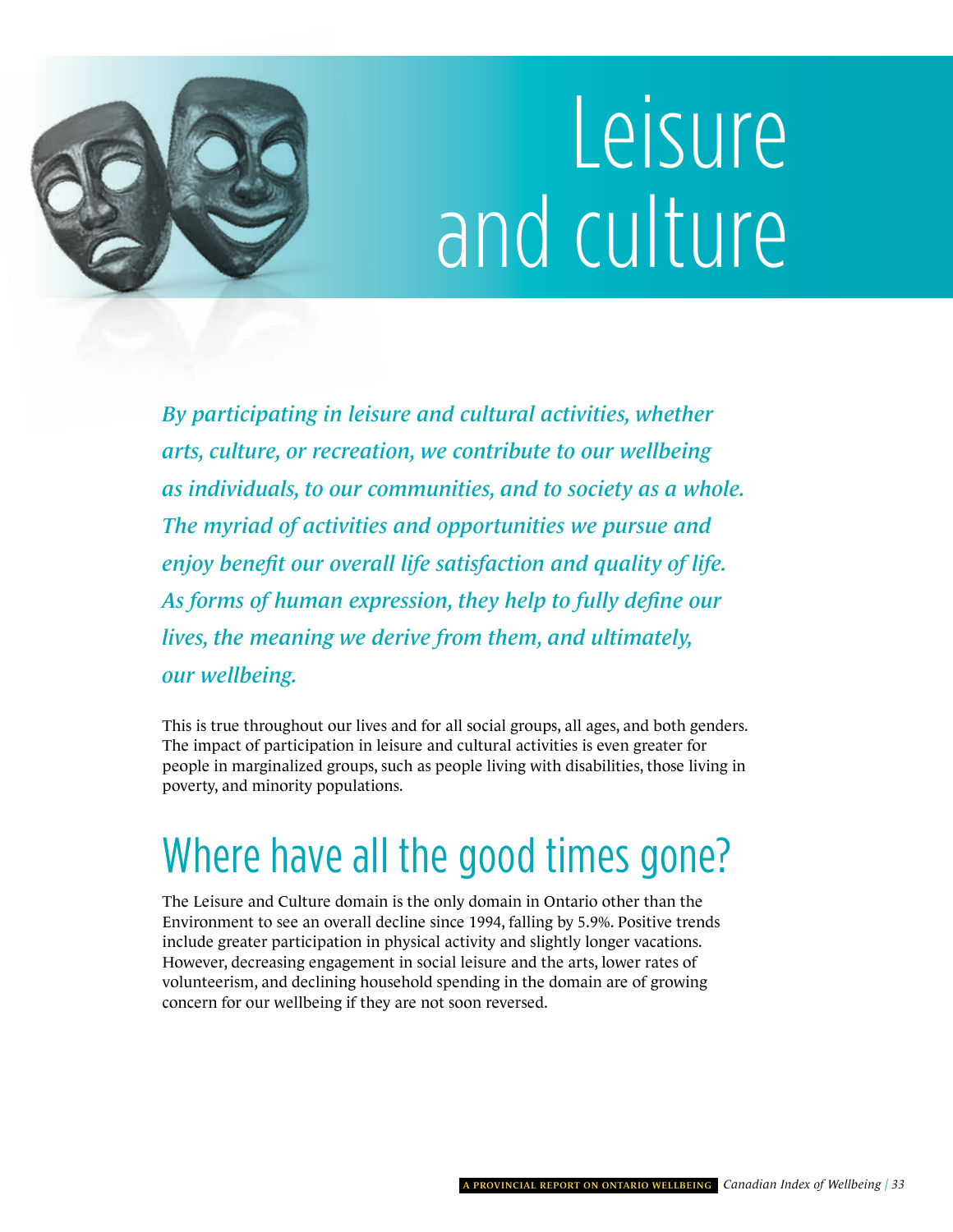# Leisure and culture

*By participating in leisure and cultural activities, whether arts, culture, or recreation, we contribute to our wellbeing as individuals, to our communities, and to society as a whole. The myriad of activities and opportunities we pursue and enjoy benefit our overall life satisfaction and quality of life. As forms of human expression, they help to fully define our lives, the meaning we derive from them, and ultimately, our wellbeing.*

This is true throughout our lives and for all social groups, all ages, and both genders. The impact of participation in leisure and cultural activities is even greater for people in marginalized groups, such as people living with disabilities, those living in poverty, and minority populations.

## Where have all the good times gone?

The Leisure and Culture domain is the only domain in Ontario other than the Environment to see an overall decline since 1994, falling by 5.9%. Positive trends include greater participation in physical activity and slightly longer vacations. However, decreasing engagement in social leisure and the arts, lower rates of volunteerism, and declining household spending in the domain are of growing concern for our wellbeing if they are not soon reversed.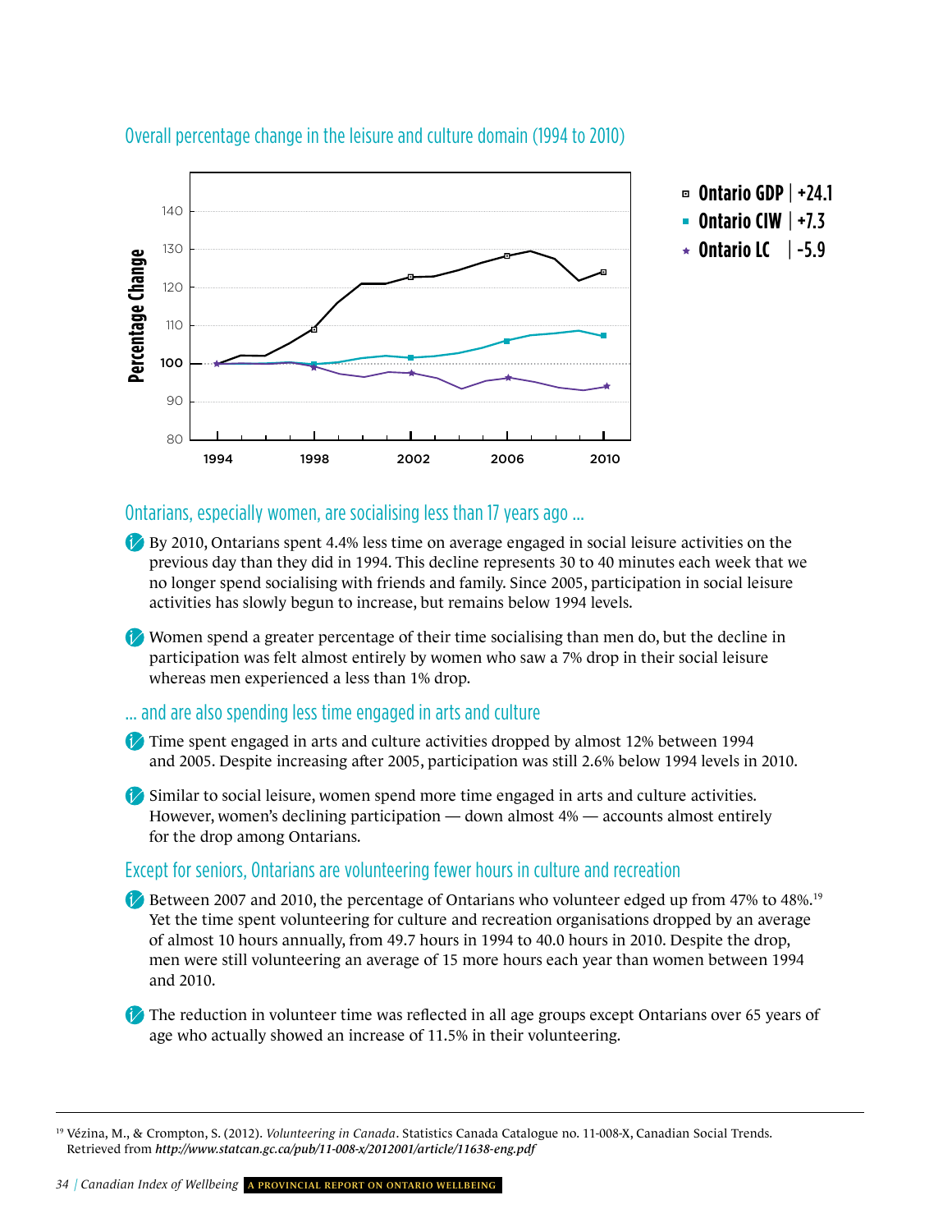## Overall percentage change in the leisure and culture domain (1994 to 2010)

- Ontario GDP | +24.1
- Ontario CIW | +7.3
- Ontario LC | -5.9

## Ontarians, especially women, are socialising less than 17 years ago ...

- By 2010, Ontarians spent 4.4% less time on average engaged in social leisure activities on the previous day than they did in 1994. This decline represents 30 to 40 minutes each week that we no longer spend socialising with friends and family. Since 2005, participation in social leisure activities has slowly begun to increase, but remains below 1994 levels.

- Women spend a greater percentage of their time socialising than men do, but the decline in participation was felt almost entirely by women who saw a 7% drop in their social leisure whereas men experienced a less than 1% drop.

## ... and are also spending less time engaged in arts and culture

- Time spent engaged in arts and culture activities dropped by almost 12% between 1994 and 2005. Despite increasing after 2005, participation was still 2.6% below 1994 levels in 2010.

- Similar to social leisure, women spend more time engaged in arts and culture activities. However, women's declining participation — down almost 4% — accounts almost entirely for the drop among Ontarians.

## Except for seniors, Ontarians are volunteering fewer hours in culture and recreation

- Between 2007 and 2010, the percentage of Ontarians who volunteer edged up from 47% to 48%.[19] Yet the time spent volunteering for culture and recreation organisations dropped by an average of almost 10 hours annually, from 49.7 hours in 1994 to 40.0 hours in 2010. Despite the drop, men were still volunteering an average of 15 more hours each year than women between 1994 and 2010.

- The reduction in volunteer time was reflected in all age groups except Ontarians over 65 years of age who actually showed an increase of 11.5% in their volunteering.

---

[19] Vézina, M., & Crompton, S. (2012). *Volunteering in Canada*. Statistics Canada Catalogue no. 11-008-X, Canadian Social Trends. Retrieved from ***http://www.statcan.gc.ca/pub/11-008-x/2012001/article/11638-eng.pdf***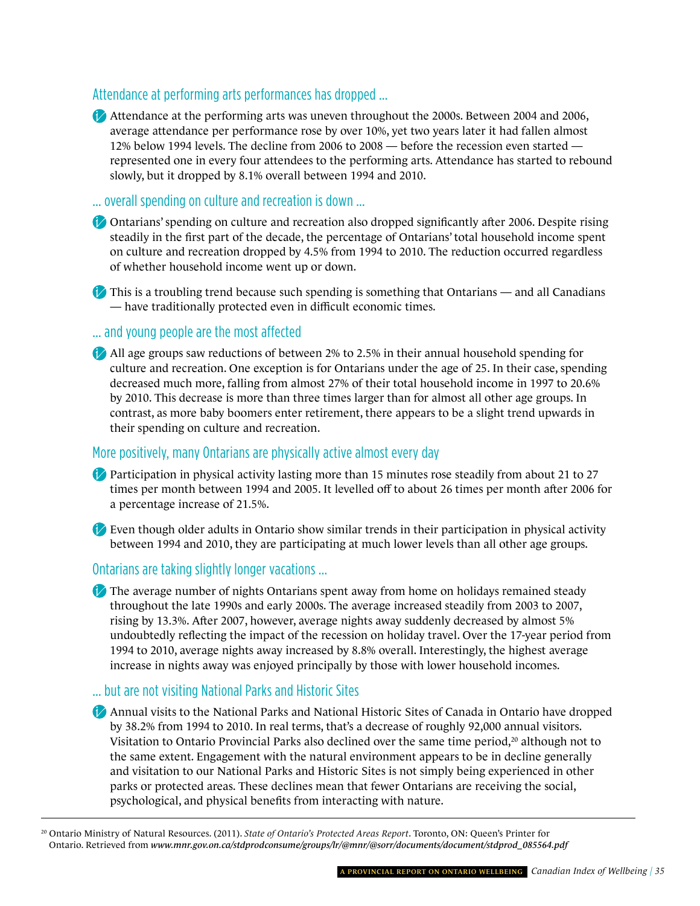### Attendance at performing arts performances has dropped ...

- Attendance at the performing arts was uneven throughout the 2000s. Between 2004 and 2006, average attendance per performance rose by over 10%, yet two years later it had fallen almost 12% below 1994 levels. The decline from 2006 to 2008 — before the recession even started — represented one in every four attendees to the performing arts. Attendance has started to rebound slowly, but it dropped by 8.1% overall between 1994 and 2010.

### ... overall spending on culture and recreation is down ...

- Ontarians' spending on culture and recreation also dropped significantly after 2006. Despite rising steadily in the first part of the decade, the percentage of Ontarians' total household income spent on culture and recreation dropped by 4.5% from 1994 to 2010. The reduction occurred regardless of whether household income went up or down.

- This is a troubling trend because such spending is something that Ontarians — and all Canadians — have traditionally protected even in difficult economic times.

### ... and young people are the most affected

- All age groups saw reductions of between 2% to 2.5% in their annual household spending for culture and recreation. One exception is for Ontarians under the age of 25. In their case, spending decreased much more, falling from almost 27% of their total household income in 1997 to 20.6% by 2010. This decrease is more than three times larger than for almost all other age groups. In contrast, as more baby boomers enter retirement, there appears to be a slight trend upwards in their spending on culture and recreation.

### More positively, many Ontarians are physically active almost every day

- Participation in physical activity lasting more than 15 minutes rose steadily from about 21 to 27 times per month between 1994 and 2005. It levelled off to about 26 times per month after 2006 for a percentage increase of 21.5%.

- Even though older adults in Ontario show similar trends in their participation in physical activity between 1994 and 2010, they are participating at much lower levels than all other age groups.

### Ontarians are taking slightly longer vacations ...

- The average number of nights Ontarians spent away from home on holidays remained steady throughout the late 1990s and early 2000s. The average increased steadily from 2003 to 2007, rising by 13.3%. After 2007, however, average nights away suddenly decreased by almost 5% undoubtedly reflecting the impact of the recession on holiday travel. Over the 17-year period from 1994 to 2010, average nights away increased by 8.8% overall. Interestingly, the highest average increase in nights away was enjoyed principally by those with lower household incomes.

### ... but are not visiting National Parks and Historic Sites

- Annual visits to the National Parks and National Historic Sites of Canada in Ontario have dropped by 38.2% from 1994 to 2010. In real terms, that's a decrease of roughly 92,000 annual visitors. Visitation to Ontario Provincial Parks also declined over the same time period,[20] although not to the same extent. Engagement with the natural environment appears to be in decline generally and visitation to our National Parks and Historic Sites is not simply being experienced in other parks or protected areas. These declines mean that fewer Ontarians are receiving the social, psychological, and physical benefits from interacting with nature.

---

[20] Ontario Ministry of Natural Resources. (2011). *State of Ontario's Protected Areas Report*. Toronto, ON: Queen's Printer for Ontario. Retrieved from ***www.mnr.gov.on.ca/stdprodconsume/groups/lr/@mnr/@sorr/documents/document/stdprod_085564.pdf***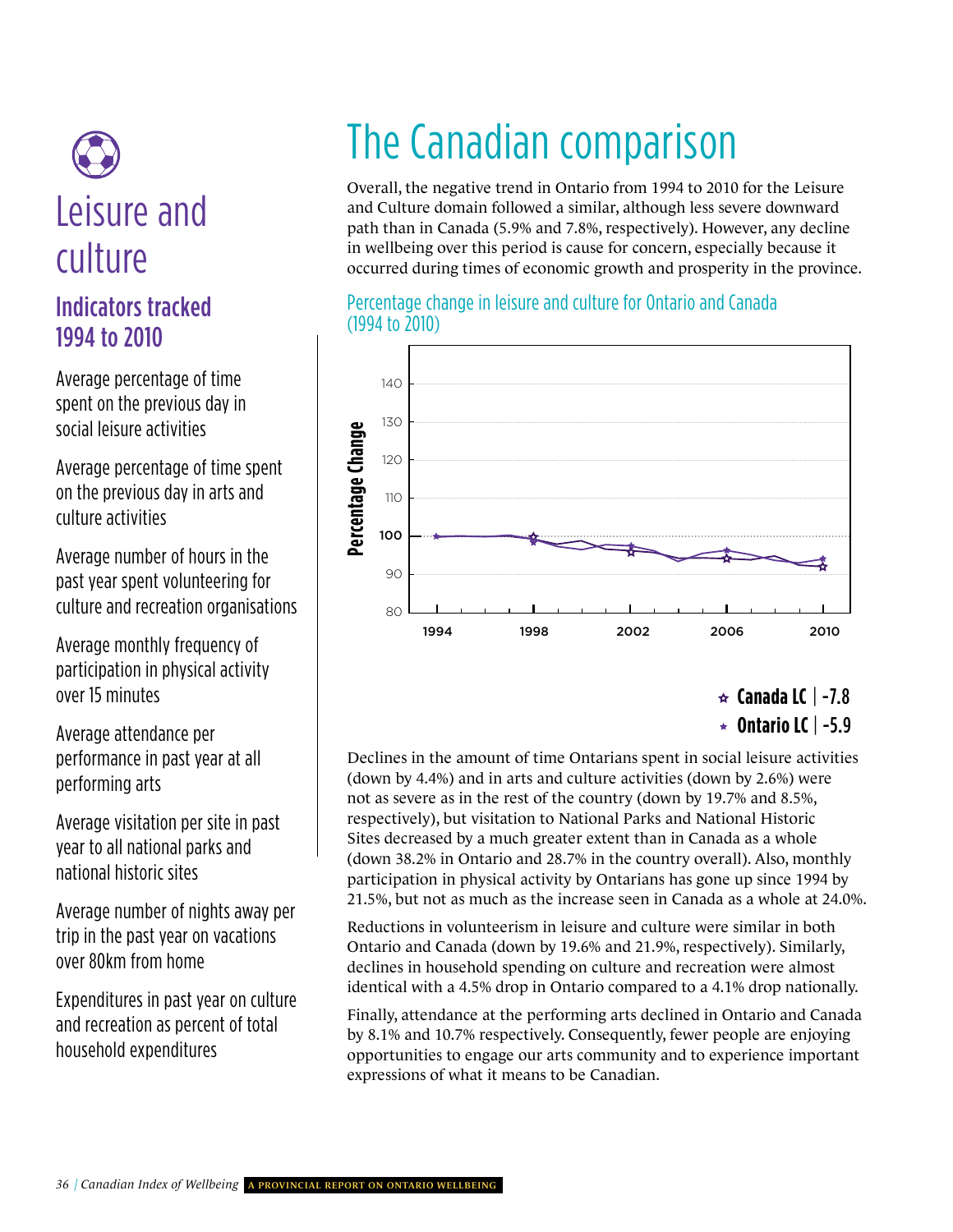# Leisure and culture

## Indicators tracked 1994 to 2010

Average percentage of time spent on the previous day in social leisure activities

Average percentage of time spent on the previous day in arts and culture activities

Average number of hours in the past year spent volunteering for culture and recreation organisations

Average monthly frequency of participation in physical activity over 15 minutes

Average attendance per performance in past year at all performing arts

Average visitation per site in past year to all national parks and national historic sites

Average number of nights away per trip in the past year on vacations over 80km from home

Expenditures in past year on culture and recreation as percent of total household expenditures

# The Canadian comparison

Overall, the negative trend in Ontario from 1994 to 2010 for the Leisure and Culture domain followed a similar, although less severe downward path than in Canada (5.9% and 7.8%, respectively). However, any decline in wellbeing over this period is cause for concern, especially because it occurred during times of economic growth and prosperity in the province.

Percentage change in leisure and culture for Ontario and Canada (1994 to 2010)

**Canada LC | -7.8**
**Ontario LC | -5.9**

Declines in the amount of time Ontarians spent in social leisure activities (down by 4.4%) and in arts and culture activities (down by 2.6%) were not as severe as in the rest of the country (down by 19.7% and 8.5%, respectively), but visitation to National Parks and National Historic Sites decreased by a much greater extent than in Canada as a whole (down 38.2% in Ontario and 28.7% in the country overall). Also, monthly participation in physical activity by Ontarians has gone up since 1994 by 21.5%, but not as much as the increase seen in Canada as a whole at 24.0%.

Reductions in volunteerism in leisure and culture were similar in both Ontario and Canada (down by 19.6% and 21.9%, respectively). Similarly, declines in household spending on culture and recreation were almost identical with a 4.5% drop in Ontario compared to a 4.1% drop nationally.

Finally, attendance at the performing arts declined in Ontario and Canada by 8.1% and 10.7% respectively. Consequently, fewer people are enjoying opportunities to engage our arts community and to experience important expressions of what it means to be Canadian.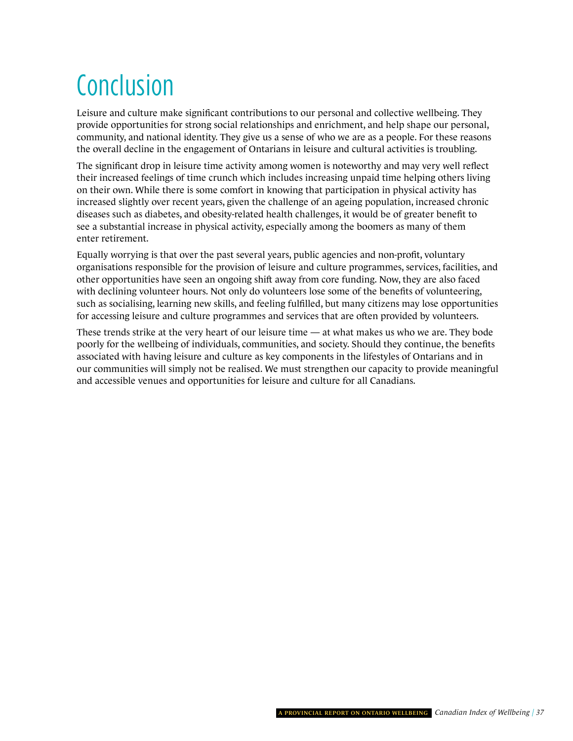# Conclusion

Leisure and culture make significant contributions to our personal and collective wellbeing. They provide opportunities for strong social relationships and enrichment, and help shape our personal, community, and national identity. They give us a sense of who we are as a people. For these reasons the overall decline in the engagement of Ontarians in leisure and cultural activities is troubling.

The significant drop in leisure time activity among women is noteworthy and may very well reflect their increased feelings of time crunch which includes increasing unpaid time helping others living on their own. While there is some comfort in knowing that participation in physical activity has increased slightly over recent years, given the challenge of an ageing population, increased chronic diseases such as diabetes, and obesity-related health challenges, it would be of greater benefit to see a substantial increase in physical activity, especially among the boomers as many of them enter retirement.

Equally worrying is that over the past several years, public agencies and non-profit, voluntary organisations responsible for the provision of leisure and culture programmes, services, facilities, and other opportunities have seen an ongoing shift away from core funding. Now, they are also faced with declining volunteer hours. Not only do volunteers lose some of the benefits of volunteering, such as socialising, learning new skills, and feeling fulfilled, but many citizens may lose opportunities for accessing leisure and culture programmes and services that are often provided by volunteers.

These trends strike at the very heart of our leisure time — at what makes us who we are. They bode poorly for the wellbeing of individuals, communities, and society. Should they continue, the benefits associated with having leisure and culture as key components in the lifestyles of Ontarians and in our communities will simply not be realised. We must strengthen our capacity to provide meaningful and accessible venues and opportunities for leisure and culture for all Canadians.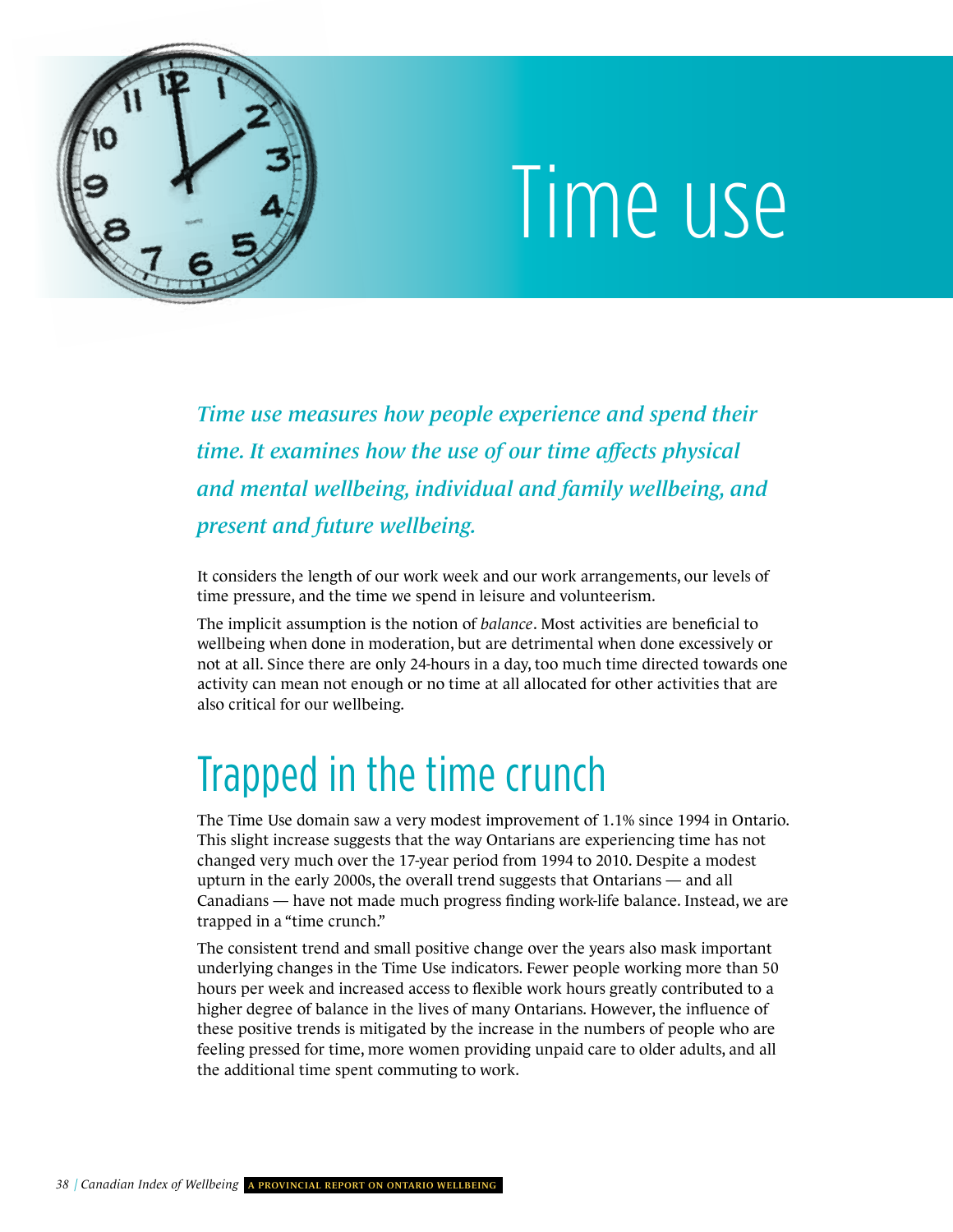# Time use

*Time use measures how people experience and spend their time. It examines how the use of our time affects physical and mental wellbeing, individual and family wellbeing, and present and future wellbeing.*

It considers the length of our work week and our work arrangements, our levels of time pressure, and the time we spend in leisure and volunteerism.

The implicit assumption is the notion of *balance*. Most activities are beneficial to wellbeing when done in moderation, but are detrimental when done excessively or not at all. Since there are only 24-hours in a day, too much time directed towards one activity can mean not enough or no time at all allocated for other activities that are also critical for our wellbeing.

## Trapped in the time crunch

The Time Use domain saw a very modest improvement of 1.1% since 1994 in Ontario. This slight increase suggests that the way Ontarians are experiencing time has not changed very much over the 17-year period from 1994 to 2010. Despite a modest upturn in the early 2000s, the overall trend suggests that Ontarians — and all Canadians — have not made much progress finding work-life balance. Instead, we are trapped in a "time crunch."

The consistent trend and small positive change over the years also mask important underlying changes in the Time Use indicators. Fewer people working more than 50 hours per week and increased access to flexible work hours greatly contributed to a higher degree of balance in the lives of many Ontarians. However, the influence of these positive trends is mitigated by the increase in the numbers of people who are feeling pressed for time, more women providing unpaid care to older adults, and all the additional time spent commuting to work.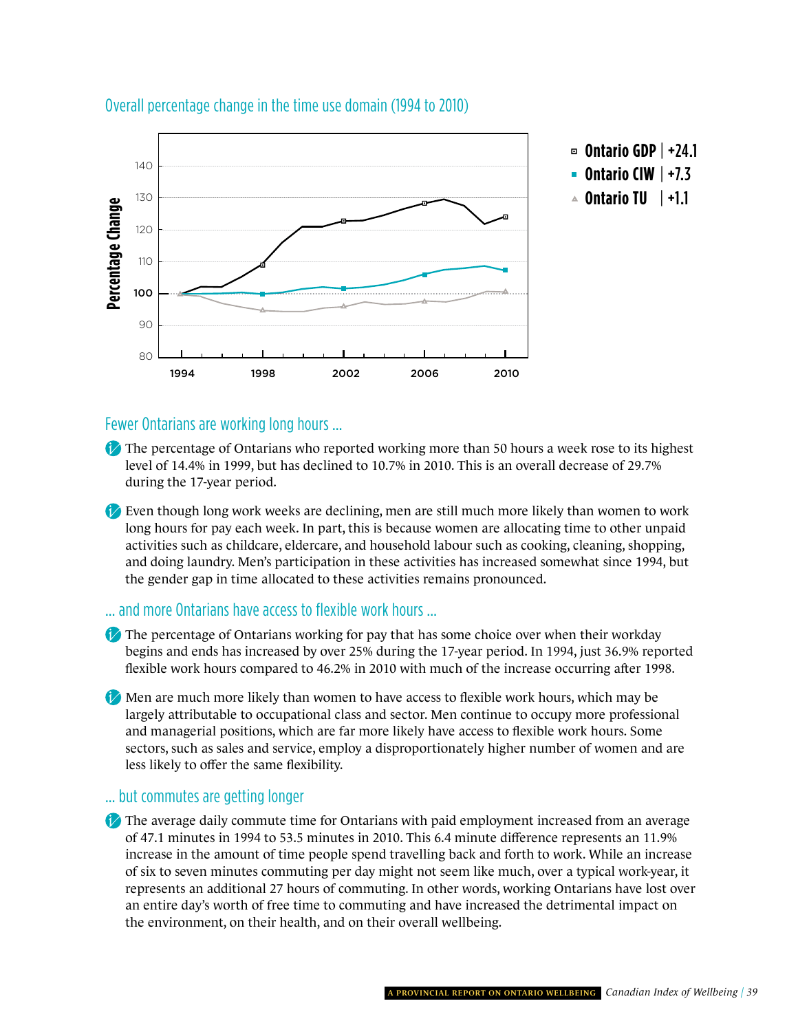## Overall percentage change in the time use domain (1994 to 2010)

- Ontario GDP | +24.1
- Ontario CIW | +7.3
- Ontario TU | +1.1

### Fewer Ontarians are working long hours ...

- The percentage of Ontarians who reported working more than 50 hours a week rose to its highest level of 14.4% in 1999, but has declined to 10.7% in 2010. This is an overall decrease of 29.7% during the 17-year period.

- Even though long work weeks are declining, men are still much more likely than women to work long hours for pay each week. In part, this is because women are allocating time to other unpaid activities such as childcare, eldercare, and household labour such as cooking, cleaning, shopping, and doing laundry. Men's participation in these activities has increased somewhat since 1994, but the gender gap in time allocated to these activities remains pronounced.

### ... and more Ontarians have access to flexible work hours ...

- The percentage of Ontarians working for pay that has some choice over when their workday begins and ends has increased by over 25% during the 17-year period. In 1994, just 36.9% reported flexible work hours compared to 46.2% in 2010 with much of the increase occurring after 1998.

- Men are much more likely than women to have access to flexible work hours, which may be largely attributable to occupational class and sector. Men continue to occupy more professional and managerial positions, which are far more likely have access to flexible work hours. Some sectors, such as sales and service, employ a disproportionately higher number of women and are less likely to offer the same flexibility.

### ... but commutes are getting longer

- The average daily commute time for Ontarians with paid employment increased from an average of 47.1 minutes in 1994 to 53.5 minutes in 2010. This 6.4 minute difference represents an 11.9% increase in the amount of time people spend travelling back and forth to work. While an increase of six to seven minutes commuting per day might not seem like much, over a typical work-year, it represents an additional 27 hours of commuting. In other words, working Ontarians have lost over an entire day's worth of free time to commuting and have increased the detrimental impact on the environment, on their health, and on their overall wellbeing.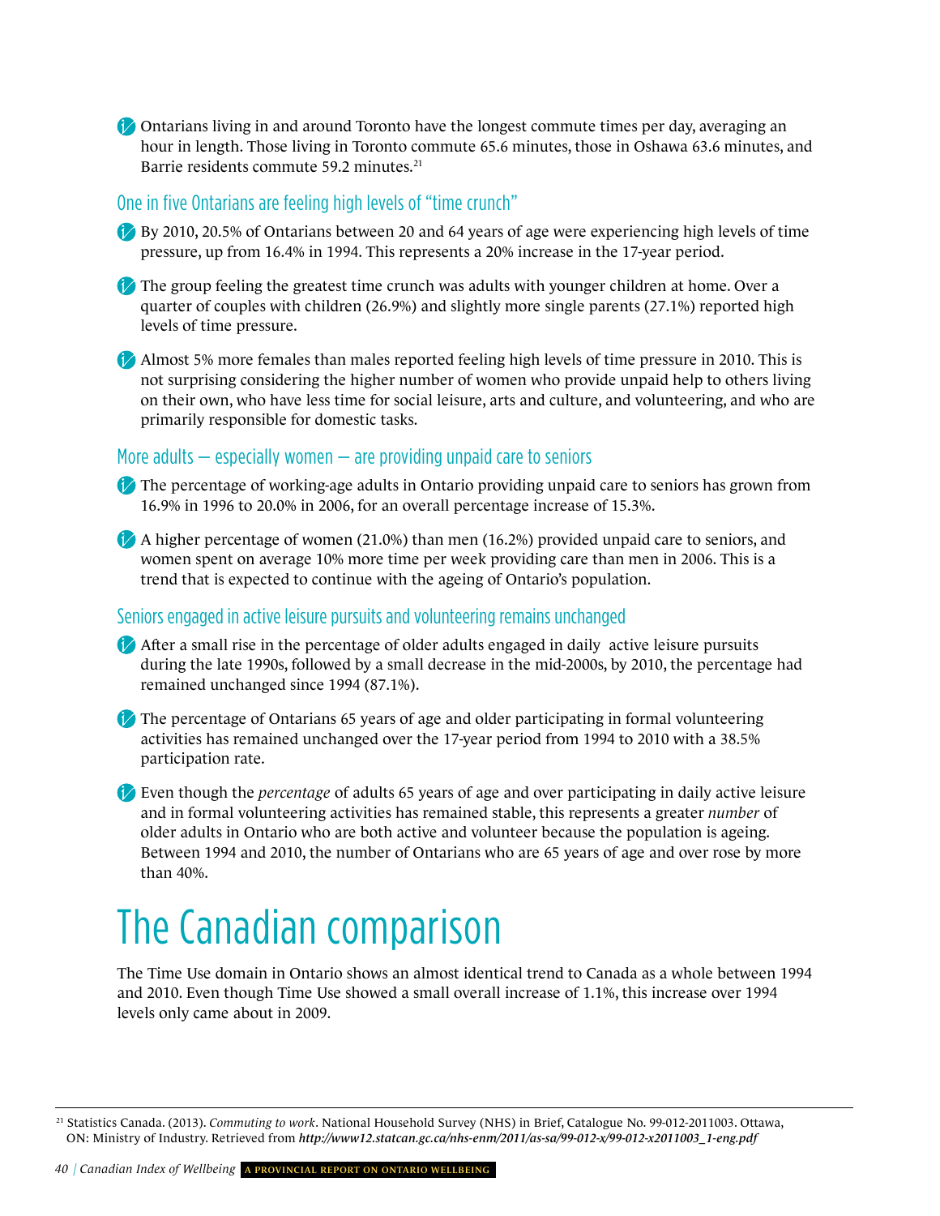- Ontarians living in and around Toronto have the longest commute times per day, averaging an hour in length. Those living in Toronto commute 65.6 minutes, those in Oshawa 63.6 minutes, and Barrie residents commute 59.2 minutes.[21]

### One in five Ontarians are feeling high levels of "time crunch"

- By 2010, 20.5% of Ontarians between 20 and 64 years of age were experiencing high levels of time pressure, up from 16.4% in 1994. This represents a 20% increase in the 17-year period.
- The group feeling the greatest time crunch was adults with younger children at home. Over a quarter of couples with children (26.9%) and slightly more single parents (27.1%) reported high levels of time pressure.
- Almost 5% more females than males reported feeling high levels of time pressure in 2010. This is not surprising considering the higher number of women who provide unpaid help to others living on their own, who have less time for social leisure, arts and culture, and volunteering, and who are primarily responsible for domestic tasks.

### More adults — especially women — are providing unpaid care to seniors

- The percentage of working-age adults in Ontario providing unpaid care to seniors has grown from 16.9% in 1996 to 20.0% in 2006, for an overall percentage increase of 15.3%.
- A higher percentage of women (21.0%) than men (16.2%) provided unpaid care to seniors, and women spent on average 10% more time per week providing care than men in 2006. This is a trend that is expected to continue with the ageing of Ontario's population.

### Seniors engaged in active leisure pursuits and volunteering remains unchanged

- After a small rise in the percentage of older adults engaged in daily active leisure pursuits during the late 1990s, followed by a small decrease in the mid-2000s, by 2010, the percentage had remained unchanged since 1994 (87.1%).
- The percentage of Ontarians 65 years of age and older participating in formal volunteering activities has remained unchanged over the 17-year period from 1994 to 2010 with a 38.5% participation rate.
- Even though the *percentage* of adults 65 years of age and over participating in daily active leisure and in formal volunteering activities has remained stable, this represents a greater *number* of older adults in Ontario who are both active and volunteer because the population is ageing. Between 1994 and 2010, the number of Ontarians who are 65 years of age and over rose by more than 40%.

# The Canadian comparison

The Time Use domain in Ontario shows an almost identical trend to Canada as a whole between 1994 and 2010. Even though Time Use showed a small overall increase of 1.1%, this increase over 1994 levels only came about in 2009.

---

[21] Statistics Canada. (2013). *Commuting to work*. National Household Survey (NHS) in Brief, Catalogue No. 99-012-2011003. Ottawa, ON: Ministry of Industry. Retrieved from ***http://www12.statcan.gc.ca/nhs-enm/2011/as-sa/99-012-x/99-012-x2011003_1-eng.pdf***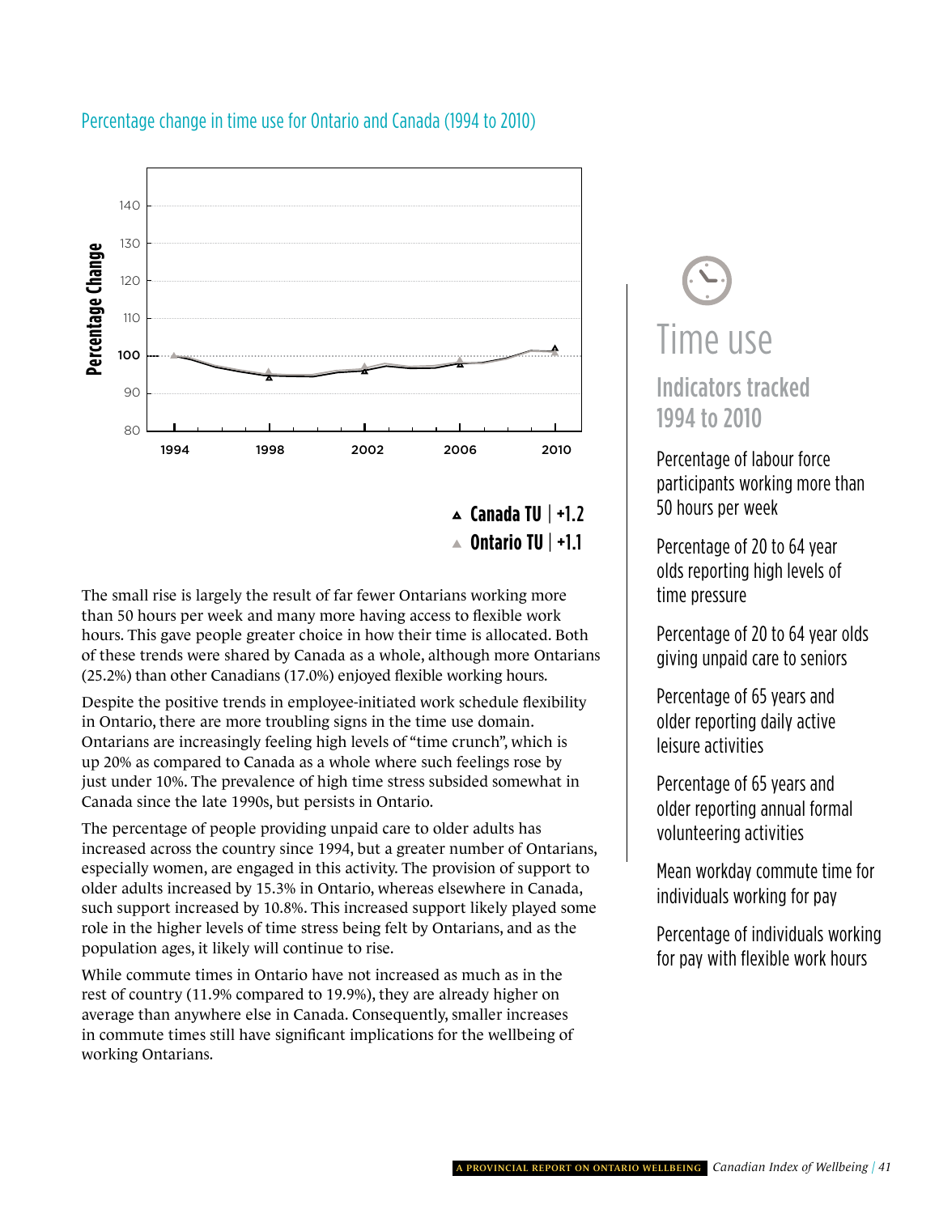Percentage change in time use for Ontario and Canada (1994 to 2010)

Percentage Change

140
130
120
110
100
90
80

1994 1998 2002 2006 2010

▲ **Canada TU** | **+1.2**
▲ **Ontario TU** | **+1.1**

The small rise is largely the result of far fewer Ontarians working more than 50 hours per week and many more having access to flexible work hours. This gave people greater choice in how their time is allocated. Both of these trends were shared by Canada as a whole, although more Ontarians (25.2%) than other Canadians (17.0%) enjoyed flexible working hours.

Despite the positive trends in employee-initiated work schedule flexibility in Ontario, there are more troubling signs in the time use domain. Ontarians are increasingly feeling high levels of "time crunch", which is up 20% as compared to Canada as a whole where such feelings rose by just under 10%. The prevalence of high time stress subsided somewhat in Canada since the late 1990s, but persists in Ontario.

The percentage of people providing unpaid care to older adults has increased across the country since 1994, but a greater number of Ontarians, especially women, are engaged in this activity. The provision of support to older adults increased by 15.3% in Ontario, whereas elsewhere in Canada, such support increased by 10.8%. This increased support likely played some role in the higher levels of time stress being felt by Ontarians, and as the population ages, it likely will continue to rise.

While commute times in Ontario have not increased as much as in the rest of country (11.9% compared to 19.9%), they are already higher on average than anywhere else in Canada. Consequently, smaller increases in commute times still have significant implications for the wellbeing of working Ontarians.

## Time use

### Indicators tracked 1994 to 2010

Percentage of labour force participants working more than 50 hours per week

Percentage of 20 to 64 year olds reporting high levels of time pressure

Percentage of 20 to 64 year olds giving unpaid care to seniors

Percentage of 65 years and older reporting daily active leisure activities

Percentage of 65 years and older reporting annual formal volunteering activities

Mean workday commute time for individuals working for pay

Percentage of individuals working for pay with flexible work hours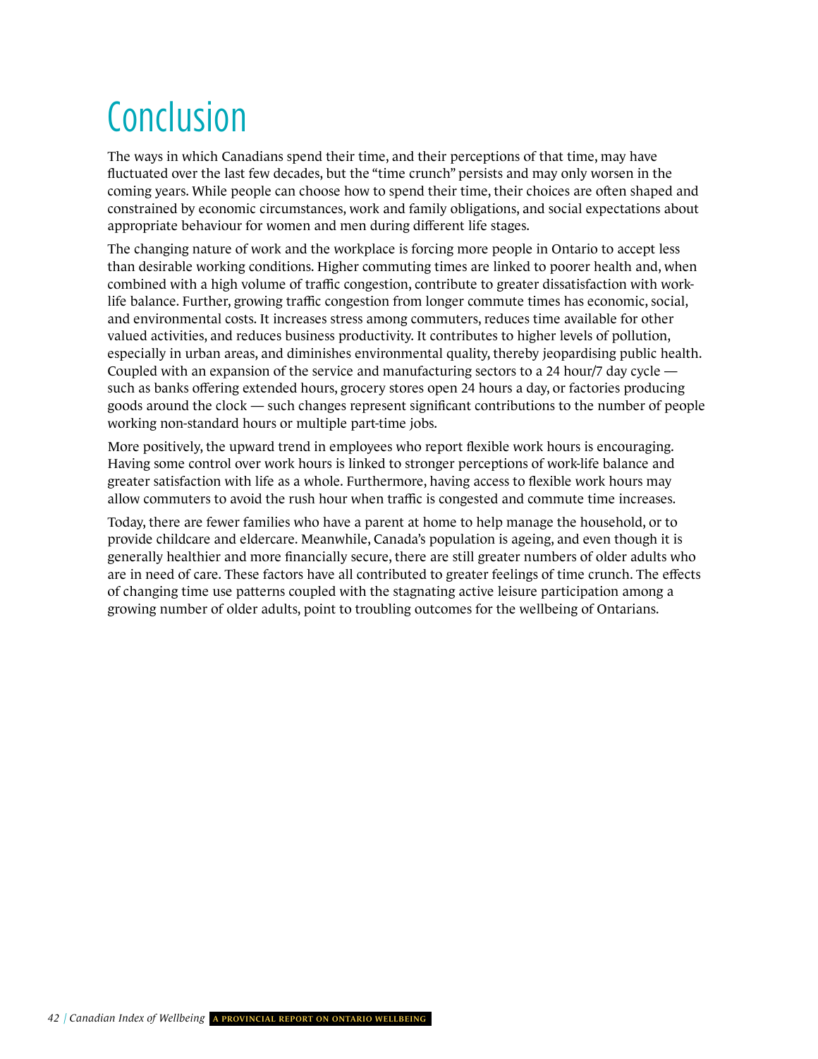# Conclusion

The ways in which Canadians spend their time, and their perceptions of that time, may have fluctuated over the last few decades, but the "time crunch" persists and may only worsen in the coming years. While people can choose how to spend their time, their choices are often shaped and constrained by economic circumstances, work and family obligations, and social expectations about appropriate behaviour for women and men during different life stages.

The changing nature of work and the workplace is forcing more people in Ontario to accept less than desirable working conditions. Higher commuting times are linked to poorer health and, when combined with a high volume of traffic congestion, contribute to greater dissatisfaction with work-life balance. Further, growing traffic congestion from longer commute times has economic, social, and environmental costs. It increases stress among commuters, reduces time available for other valued activities, and reduces business productivity. It contributes to higher levels of pollution, especially in urban areas, and diminishes environmental quality, thereby jeopardising public health. Coupled with an expansion of the service and manufacturing sectors to a 24 hour/7 day cycle — such as banks offering extended hours, grocery stores open 24 hours a day, or factories producing goods around the clock — such changes represent significant contributions to the number of people working non-standard hours or multiple part-time jobs.

More positively, the upward trend in employees who report flexible work hours is encouraging. Having some control over work hours is linked to stronger perceptions of work-life balance and greater satisfaction with life as a whole. Furthermore, having access to flexible work hours may allow commuters to avoid the rush hour when traffic is congested and commute time increases.

Today, there are fewer families who have a parent at home to help manage the household, or to provide childcare and eldercare. Meanwhile, Canada's population is ageing, and even though it is generally healthier and more financially secure, there are still greater numbers of older adults who are in need of care. These factors have all contributed to greater feelings of time crunch. The effects of changing time use patterns coupled with the stagnating active leisure participation among a growing number of older adults, point to troubling outcomes for the wellbeing of Ontarians.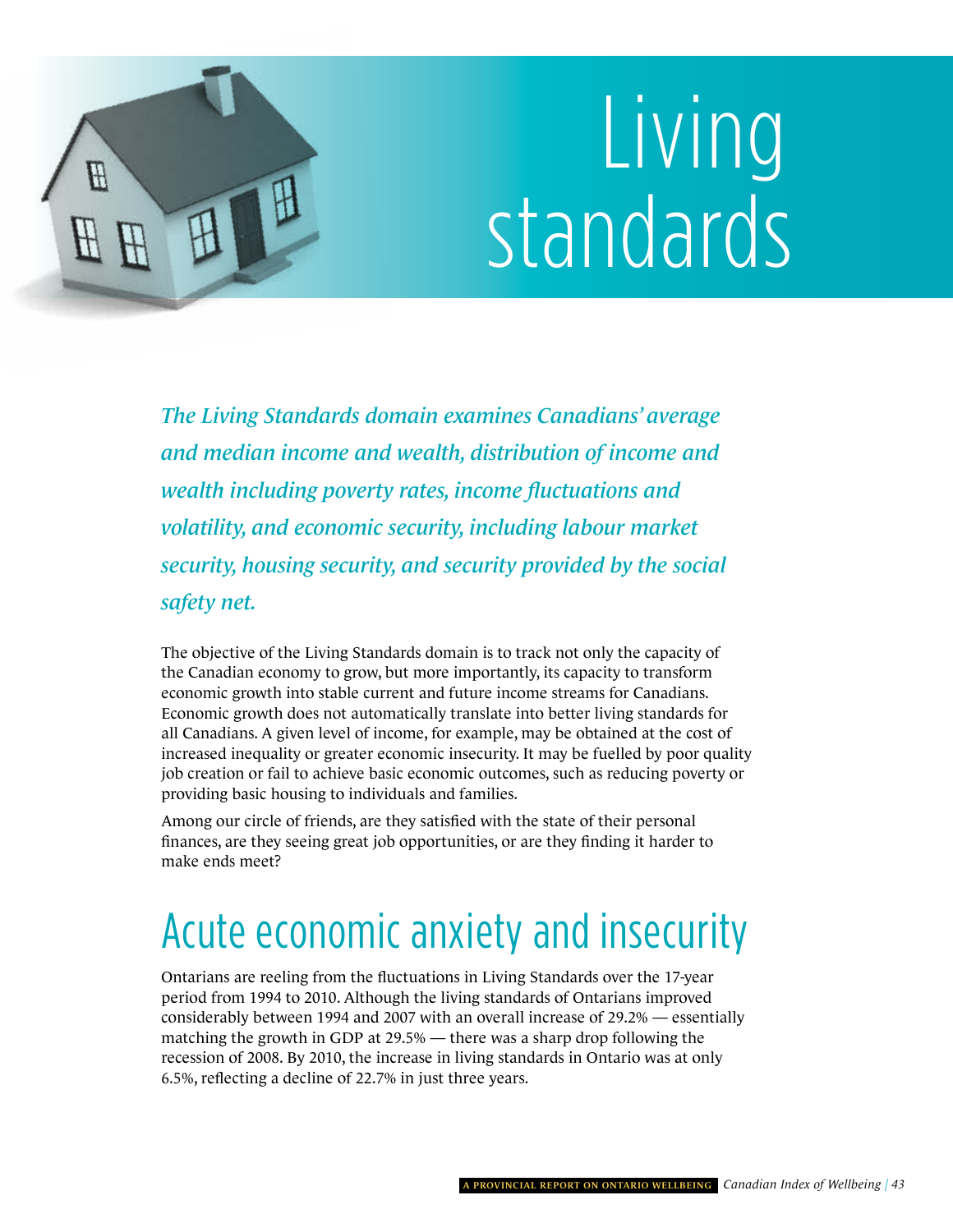# Living standards

*The Living Standards domain examines Canadians' average and median income and wealth, distribution of income and wealth including poverty rates, income fluctuations and volatility, and economic security, including labour market security, housing security, and security provided by the social safety net.*

The objective of the Living Standards domain is to track not only the capacity of the Canadian economy to grow, but more importantly, its capacity to transform economic growth into stable current and future income streams for Canadians. Economic growth does not automatically translate into better living standards for all Canadians. A given level of income, for example, may be obtained at the cost of increased inequality or greater economic insecurity. It may be fuelled by poor quality job creation or fail to achieve basic economic outcomes, such as reducing poverty or providing basic housing to individuals and families.

Among our circle of friends, are they satisfied with the state of their personal finances, are they seeing great job opportunities, or are they finding it harder to make ends meet?

## Acute economic anxiety and insecurity

Ontarians are reeling from the fluctuations in Living Standards over the 17-year period from 1994 to 2010. Although the living standards of Ontarians improved considerably between 1994 and 2007 with an overall increase of 29.2% — essentially matching the growth in GDP at 29.5% — there was a sharp drop following the recession of 2008. By 2010, the increase in living standards in Ontario was at only 6.5%, reflecting a decline of 22.7% in just three years.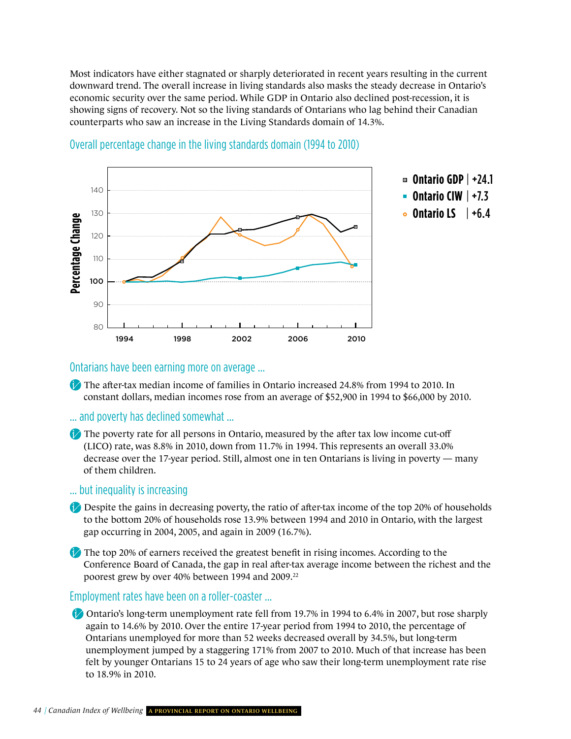Most indicators have either stagnated or sharply deteriorated in recent years resulting in the current downward trend. The overall increase in living standards also masks the steady decrease in Ontario's economic security over the same period. While GDP in Ontario also declined post-recession, it is showing signs of recovery. Not so the living standards of Ontarians who lag behind their Canadian counterparts who saw an increase in the Living Standards domain of 14.3%.

## Overall percentage change in the living standards domain (1994 to 2010)

- Ontario GDP | +24.1
- Ontario CIW | +7.3
- Ontario LS | +6.4

## Ontarians have been earning more on average ...

- The after-tax median income of families in Ontario increased 24.8% from 1994 to 2010. In constant dollars, median incomes rose from an average of $52,900 in 1994 to $66,000 by 2010.

## ... and poverty has declined somewhat ...

- The poverty rate for all persons in Ontario, measured by the after tax low income cut-off (LICO) rate, was 8.8% in 2010, down from 11.7% in 1994. This represents an overall 33.0% decrease over the 17-year period. Still, almost one in ten Ontarians is living in poverty — many of them children.

## ... but inequality is increasing

- Despite the gains in decreasing poverty, the ratio of after-tax income of the top 20% of households to the bottom 20% of households rose 13.9% between 1994 and 2010 in Ontario, with the largest gap occurring in 2004, 2005, and again in 2009 (16.7%).
- The top 20% of earners received the greatest benefit in rising incomes. According to the Conference Board of Canada, the gap in real after-tax average income between the richest and the poorest grew by over 40% between 1994 and 2009.[22]

## Employment rates have been on a roller-coaster ...

- Ontario's long-term unemployment rate fell from 19.7% in 1994 to 6.4% in 2007, but rose sharply again to 14.6% by 2010. Over the entire 17-year period from 1994 to 2010, the percentage of Ontarians unemployed for more than 52 weeks decreased overall by 34.5%, but long-term unemployment jumped by a staggering 171% from 2007 to 2010. Much of that increase has been felt by younger Ontarians 15 to 24 years of age who saw their long-term unemployment rate rise to 18.9% in 2010.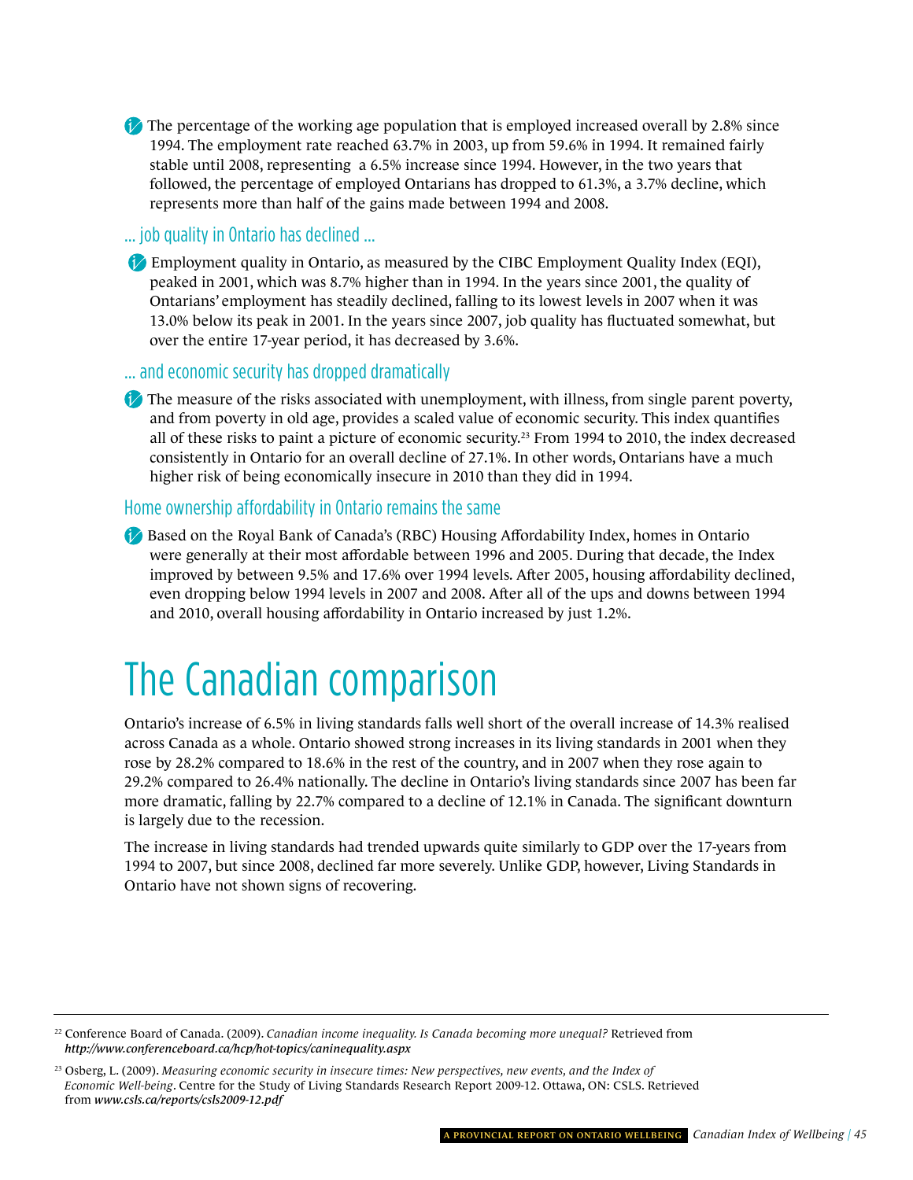- The percentage of the working age population that is employed increased overall by 2.8% since 1994. The employment rate reached 63.7% in 2003, up from 59.6% in 1994. It remained fairly stable until 2008, representing a 6.5% increase since 1994. However, in the two years that followed, the percentage of employed Ontarians has dropped to 61.3%, a 3.7% decline, which represents more than half of the gains made between 1994 and 2008.

### ... job quality in Ontario has declined ...

- Employment quality in Ontario, as measured by the CIBC Employment Quality Index (EQI), peaked in 2001, which was 8.7% higher than in 1994. In the years since 2001, the quality of Ontarians' employment has steadily declined, falling to its lowest levels in 2007 when it was 13.0% below its peak in 2001. In the years since 2007, job quality has fluctuated somewhat, but over the entire 17-year period, it has decreased by 3.6%.

### ... and economic security has dropped dramatically

- The measure of the risks associated with unemployment, with illness, from single parent poverty, and from poverty in old age, provides a scaled value of economic security. This index quantifies all of these risks to paint a picture of economic security.[23] From 1994 to 2010, the index decreased consistently in Ontario for an overall decline of 27.1%. In other words, Ontarians have a much higher risk of being economically insecure in 2010 than they did in 1994.

### Home ownership affordability in Ontario remains the same

- Based on the Royal Bank of Canada's (RBC) Housing Affordability Index, homes in Ontario were generally at their most affordable between 1996 and 2005. During that decade, the Index improved by between 9.5% and 17.6% over 1994 levels. After 2005, housing affordability declined, even dropping below 1994 levels in 2007 and 2008. After all of the ups and downs between 1994 and 2010, overall housing affordability in Ontario increased by just 1.2%.

# The Canadian comparison

Ontario's increase of 6.5% in living standards falls well short of the overall increase of 14.3% realised across Canada as a whole. Ontario showed strong increases in its living standards in 2001 when they rose by 28.2% compared to 18.6% in the rest of the country, and in 2007 when they rose again to 29.2% compared to 26.4% nationally. The decline in Ontario's living standards since 2007 has been far more dramatic, falling by 22.7% compared to a decline of 12.1% in Canada. The significant downturn is largely due to the recession.

The increase in living standards had trended upwards quite similarly to GDP over the 17-years from 1994 to 2007, but since 2008, declined far more severely. Unlike GDP, however, Living Standards in Ontario have not shown signs of recovering.

---

[22] Conference Board of Canada. (2009). *Canadian income inequality. Is Canada becoming more unequal?* Retrieved from ***http://www.conferenceboard.ca/hcp/hot-topics/caninequality.aspx***

[23] Osberg, L. (2009). *Measuring economic security in insecure times: New perspectives, new events, and the Index of Economic Well-being*. Centre for the Study of Living Standards Research Report 2009-12. Ottawa, ON: CSLS. Retrieved from ***www.csls.ca/reports/csls2009-12.pdf***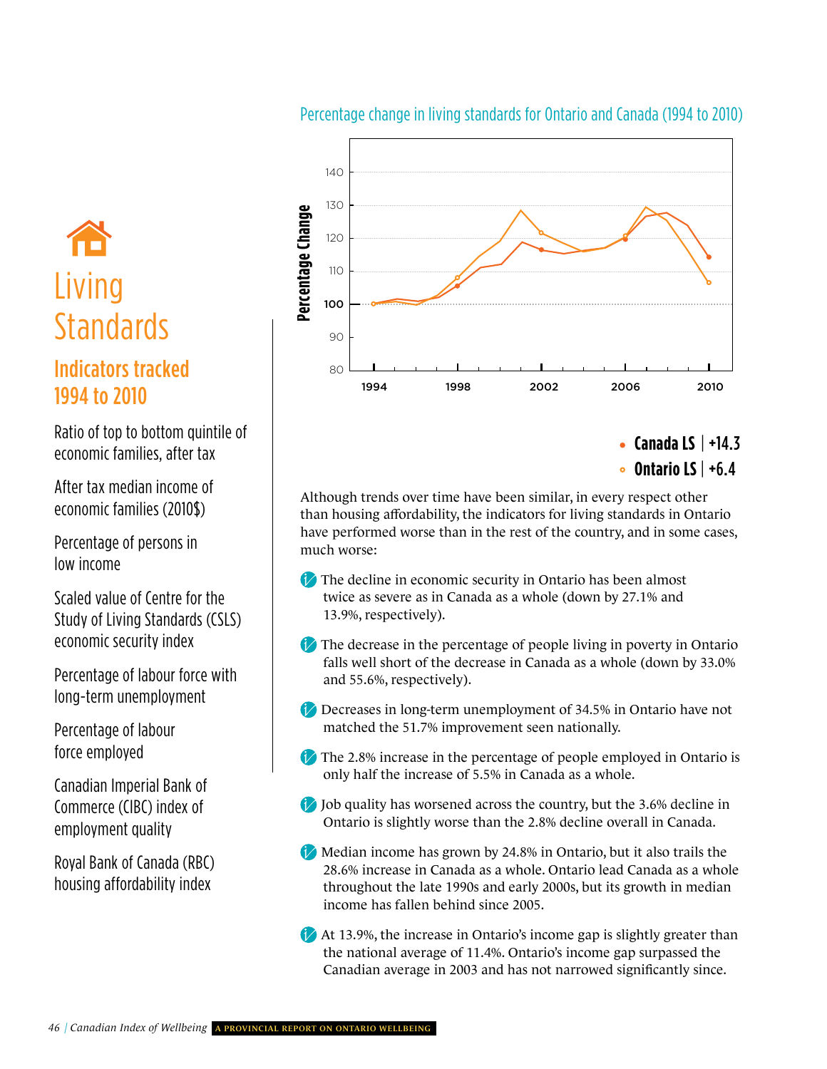# Living Standards

## Indicators tracked 1994 to 2010

Ratio of top to bottom quintile of economic families, after tax

After tax median income of economic families (2010$)

Percentage of persons in low income

Scaled value of Centre for the Study of Living Standards (CSLS) economic security index

Percentage of labour force with long-term unemployment

Percentage of labour force employed

Canadian Imperial Bank of Commerce (CIBC) index of employment quality

Royal Bank of Canada (RBC) housing affordability index

### Percentage change in living standards for Ontario and Canada (1994 to 2010)

- **Canada LS** | **+14.3**
- **Ontario LS** | **+6.4**

Although trends over time have been similar, in every respect other than housing affordability, the indicators for living standards in Ontario have performed worse than in the rest of the country, and in some cases, much worse:

- The decline in economic security in Ontario has been almost twice as severe as in Canada as a whole (down by 27.1% and 13.9%, respectively).
- The decrease in the percentage of people living in poverty in Ontario falls well short of the decrease in Canada as a whole (down by 33.0% and 55.6%, respectively).
- Decreases in long-term unemployment of 34.5% in Ontario have not matched the 51.7% improvement seen nationally.
- The 2.8% increase in the percentage of people employed in Ontario is only half the increase of 5.5% in Canada as a whole.
- Job quality has worsened across the country, but the 3.6% decline in Ontario is slightly worse than the 2.8% decline overall in Canada.
- Median income has grown by 24.8% in Ontario, but it also trails the 28.6% increase in Canada as a whole. Ontario lead Canada as a whole throughout the late 1990s and early 2000s, but its growth in median income has fallen behind since 2005.
- At 13.9%, the increase in Ontario's income gap is slightly greater than the national average of 11.4%. Ontario's income gap surpassed the Canadian average in 2003 and has not narrowed significantly since.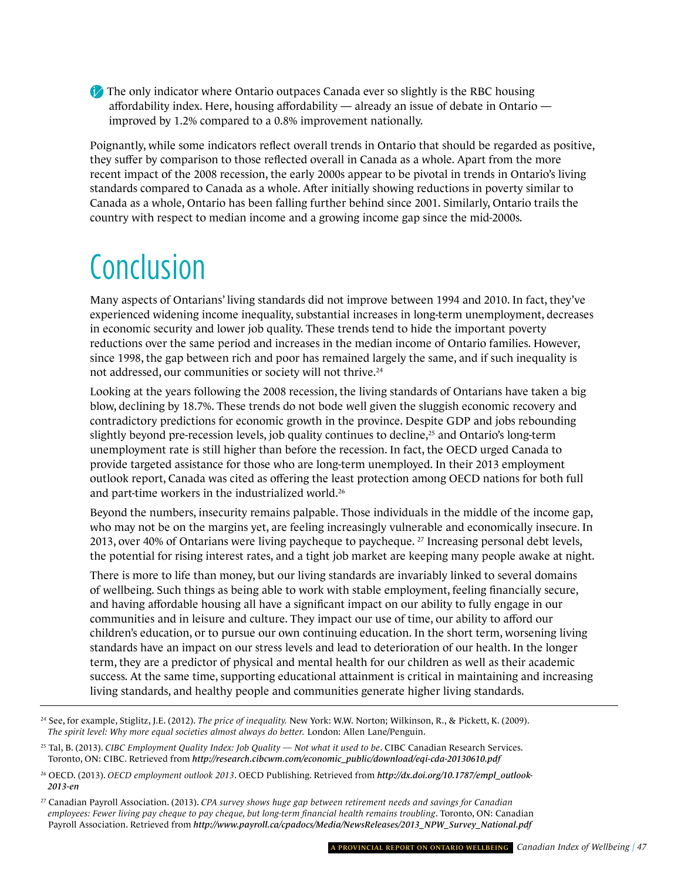The only indicator where Ontario outpaces Canada ever so slightly is the RBC housing affordability index. Here, housing affordability — already an issue of debate in Ontario — improved by 1.2% compared to a 0.8% improvement nationally.

Poignantly, while some indicators reflect overall trends in Ontario that should be regarded as positive, they suffer by comparison to those reflected overall in Canada as a whole. Apart from the more recent impact of the 2008 recession, the early 2000s appear to be pivotal in trends in Ontario's living standards compared to Canada as a whole. After initially showing reductions in poverty similar to Canada as a whole, Ontario has been falling further behind since 2001. Similarly, Ontario trails the country with respect to median income and a growing income gap since the mid-2000s.

# Conclusion

Many aspects of Ontarians' living standards did not improve between 1994 and 2010. In fact, they've experienced widening income inequality, substantial increases in long-term unemployment, decreases in economic security and lower job quality. These trends tend to hide the important poverty reductions over the same period and increases in the median income of Ontario families. However, since 1998, the gap between rich and poor has remained largely the same, and if such inequality is not addressed, our communities or society will not thrive.[24]

Looking at the years following the 2008 recession, the living standards of Ontarians have taken a big blow, declining by 18.7%. These trends do not bode well given the sluggish economic recovery and contradictory predictions for economic growth in the province. Despite GDP and jobs rebounding slightly beyond pre-recession levels, job quality continues to decline,[25] and Ontario's long-term unemployment rate is still higher than before the recession. In fact, the OECD urged Canada to provide targeted assistance for those who are long-term unemployed. In their 2013 employment outlook report, Canada was cited as offering the least protection among OECD nations for both full and part-time workers in the industrialized world.[26]

Beyond the numbers, insecurity remains palpable. Those individuals in the middle of the income gap, who may not be on the margins yet, are feeling increasingly vulnerable and economically insecure. In 2013, over 40% of Ontarians were living paycheque to paycheque.[27] Increasing personal debt levels, the potential for rising interest rates, and a tight job market are keeping many people awake at night.

There is more to life than money, but our living standards are invariably linked to several domains of wellbeing. Such things as being able to work with stable employment, feeling financially secure, and having affordable housing all have a significant impact on our ability to fully engage in our communities and in leisure and culture. They impact our use of time, our ability to afford our children's education, or to pursue our own continuing education. In the short term, worsening living standards have an impact on our stress levels and lead to deterioration of our health. In the longer term, they are a predictor of physical and mental health for our children as well as their academic success. At the same time, supporting educational attainment is critical in maintaining and increasing living standards, and healthy people and communities generate higher living standards.

---

[24] See, for example, Stiglitz, J.E. (2012). *The price of inequality.* New York: W.W. Norton; Wilkinson, R., & Pickett, K. (2009). *The spirit level: Why more equal societies almost always do better.* London: Allen Lane/Penguin.

[25] Tal, B. (2013). *CIBC Employment Quality Index: Job Quality — Not what it used to be*. CIBC Canadian Research Services. Toronto, ON: CIBC. Retrieved from ***http://research.cibcwm.com/economic_public/download/eqi-cda-20130610.pdf***

[26] OECD. (2013). *OECD employment outlook 2013*. OECD Publishing. Retrieved from ***http://dx.doi.org/10.1787/empl_outlook-2013-en***

[27] Canadian Payroll Association. (2013). *CPA survey shows huge gap between retirement needs and savings for Canadian employees: Fewer living pay cheque to pay cheque, but long-term financial health remains troubling*. Toronto, ON: Canadian Payroll Association. Retrieved from ***http://www.payroll.ca/cpadocs/Media/NewsReleases/2013_NPW_Survey_National.pdf***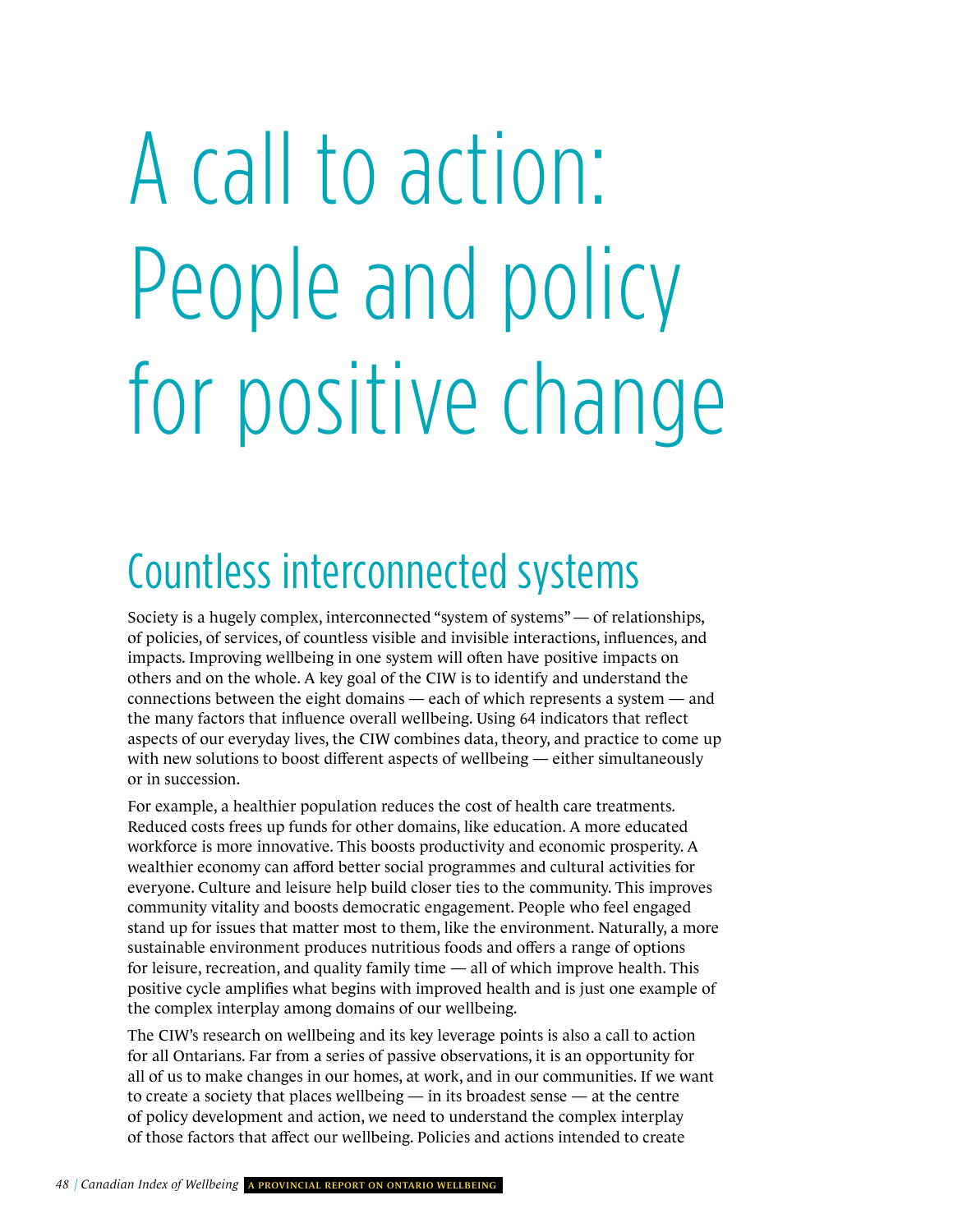# A call to action: People and policy for positive change

## Countless interconnected systems

Society is a hugely complex, interconnected "system of systems" — of relationships, of policies, of services, of countless visible and invisible interactions, influences, and impacts. Improving wellbeing in one system will often have positive impacts on others and on the whole. A key goal of the CIW is to identify and understand the connections between the eight domains — each of which represents a system — and the many factors that influence overall wellbeing. Using 64 indicators that reflect aspects of our everyday lives, the CIW combines data, theory, and practice to come up with new solutions to boost different aspects of wellbeing — either simultaneously or in succession.

For example, a healthier population reduces the cost of health care treatments. Reduced costs frees up funds for other domains, like education. A more educated workforce is more innovative. This boosts productivity and economic prosperity. A wealthier economy can afford better social programmes and cultural activities for everyone. Culture and leisure help build closer ties to the community. This improves community vitality and boosts democratic engagement. People who feel engaged stand up for issues that matter most to them, like the environment. Naturally, a more sustainable environment produces nutritious foods and offers a range of options for leisure, recreation, and quality family time — all of which improve health. This positive cycle amplifies what begins with improved health and is just one example of the complex interplay among domains of our wellbeing.

The CIW's research on wellbeing and its key leverage points is also a call to action for all Ontarians. Far from a series of passive observations, it is an opportunity for all of us to make changes in our homes, at work, and in our communities. If we want to create a society that places wellbeing — in its broadest sense — at the centre of policy development and action, we need to understand the complex interplay of those factors that affect our wellbeing. Policies and actions intended to create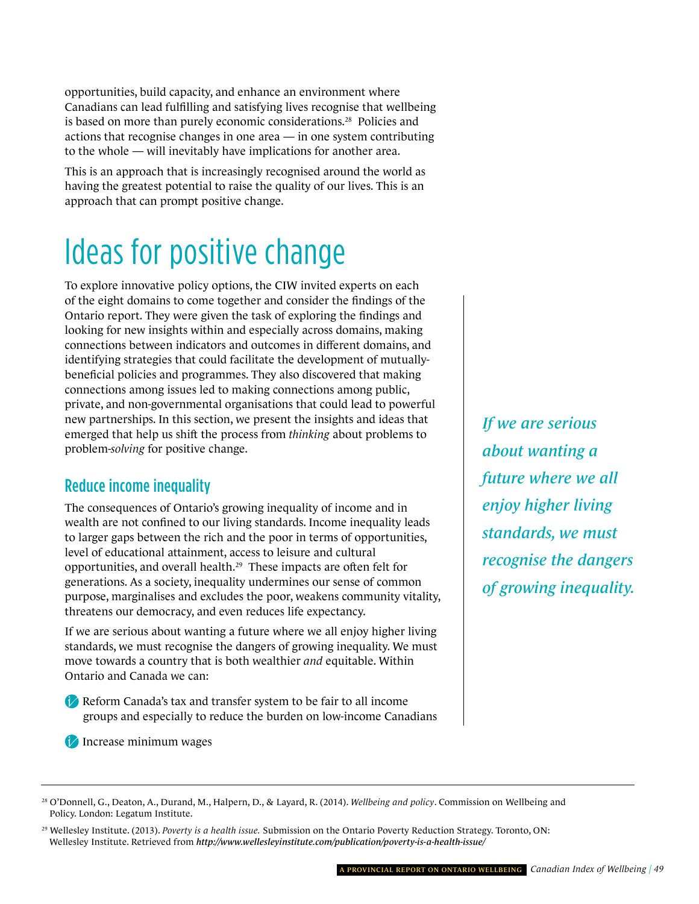opportunities, build capacity, and enhance an environment where Canadians can lead fulfilling and satisfying lives recognise that wellbeing is based on more than purely economic considerations.[28] Policies and actions that recognise changes in one area — in one system contributing to the whole — will inevitably have implications for another area.

This is an approach that is increasingly recognised around the world as having the greatest potential to raise the quality of our lives. This is an approach that can prompt positive change.

# Ideas for positive change

To explore innovative policy options, the CIW invited experts on each of the eight domains to come together and consider the findings of the Ontario report. They were given the task of exploring the findings and looking for new insights within and especially across domains, making connections between indicators and outcomes in different domains, and identifying strategies that could facilitate the development of mutually-beneficial policies and programmes. They also discovered that making connections among issues led to making connections among public, private, and non-governmental organisations that could lead to powerful new partnerships. In this section, we present the insights and ideas that emerged that help us shift the process from *thinking* about problems to problem-*solving* for positive change.

## Reduce income inequality

The consequences of Ontario's growing inequality of income and in wealth are not confined to our living standards. Income inequality leads to larger gaps between the rich and the poor in terms of opportunities, level of educational attainment, access to leisure and cultural opportunities, and overall health.[29] These impacts are often felt for generations. As a society, inequality undermines our sense of common purpose, marginalises and excludes the poor, weakens community vitality, threatens our democracy, and even reduces life expectancy.

If we are serious about wanting a future where we all enjoy higher living standards, we must recognise the dangers of growing inequality. We must move towards a country that is both wealthier *and* equitable. Within Ontario and Canada we can:

- Reform Canada's tax and transfer system to be fair to all income groups and especially to reduce the burden on low-income Canadians
- Increase minimum wages

*If we are serious about wanting a future where we all enjoy higher living standards, we must recognise the dangers of growing inequality.*

---

[28] O'Donnell, G., Deaton, A., Durand, M., Halpern, D., & Layard, R. (2014). *Wellbeing and policy*. Commission on Wellbeing and Policy. London: Legatum Institute.

[29] Wellesley Institute. (2013). *Poverty is a health issue.* Submission on the Ontario Poverty Reduction Strategy. Toronto, ON: Wellesley Institute. Retrieved from ***http://www.wellesleyinstitute.com/publication/poverty-is-a-health-issue/***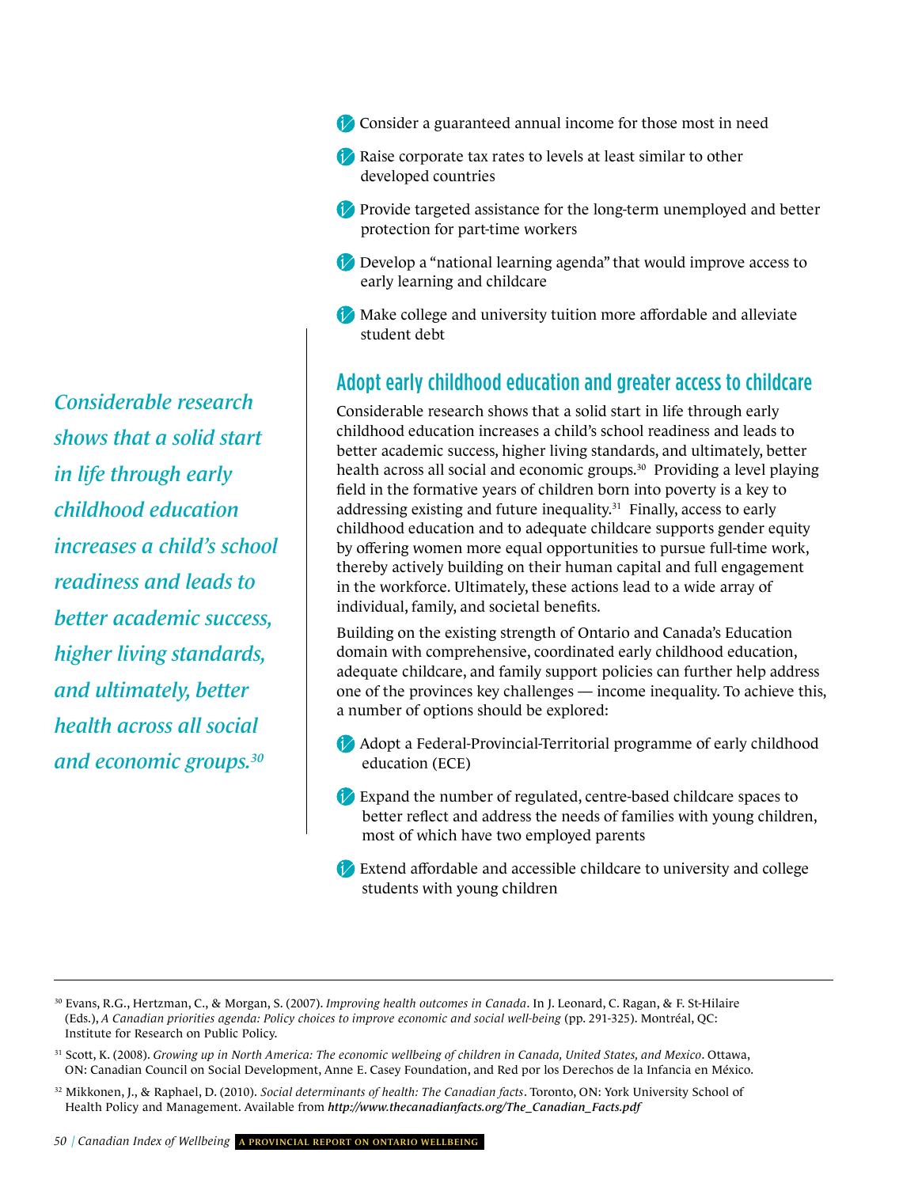- Consider a guaranteed annual income for those most in need
- Raise corporate tax rates to levels at least similar to other developed countries
- Provide targeted assistance for the long-term unemployed and better protection for part-time workers
- Develop a "national learning agenda" that would improve access to early learning and childcare
- Make college and university tuition more affordable and alleviate student debt

*Considerable research shows that a solid start in life through early childhood education increases a child's school readiness and leads to better academic success, higher living standards, and ultimately, better health across all social and economic groups.[30]*

## Adopt early childhood education and greater access to childcare

Considerable research shows that a solid start in life through early childhood education increases a child's school readiness and leads to better academic success, higher living standards, and ultimately, better health across all social and economic groups.[30] Providing a level playing field in the formative years of children born into poverty is a key to addressing existing and future inequality.[31] Finally, access to early childhood education and to adequate childcare supports gender equity by offering women more equal opportunities to pursue full-time work, thereby actively building on their human capital and full engagement in the workforce. Ultimately, these actions lead to a wide array of individual, family, and societal benefits.

Building on the existing strength of Ontario and Canada's Education domain with comprehensive, coordinated early childhood education, adequate childcare, and family support policies can further help address one of the provinces key challenges — income inequality. To achieve this, a number of options should be explored:

- Adopt a Federal-Provincial-Territorial programme of early childhood education (ECE)
- Expand the number of regulated, centre-based childcare spaces to better reflect and address the needs of families with young children, most of which have two employed parents
- Extend affordable and accessible childcare to university and college students with young children

---

[30] Evans, R.G., Hertzman, C., & Morgan, S. (2007). *Improving health outcomes in Canada*. In J. Leonard, C. Ragan, & F. St-Hilaire (Eds.), *A Canadian priorities agenda: Policy choices to improve economic and social well-being* (pp. 291-325). Montréal, QC: Institute for Research on Public Policy.

[31] Scott, K. (2008). *Growing up in North America: The economic wellbeing of children in Canada, United States, and Mexico*. Ottawa, ON: Canadian Council on Social Development, Anne E. Casey Foundation, and Red por los Derechos de la Infancia en México.

[32] Mikkonen, J., & Raphael, D. (2010). *Social determinants of health: The Canadian facts*. Toronto, ON: York University School of Health Policy and Management. Available from ***http://www.thecanadianfacts.org/The_Canadian_Facts.pdf***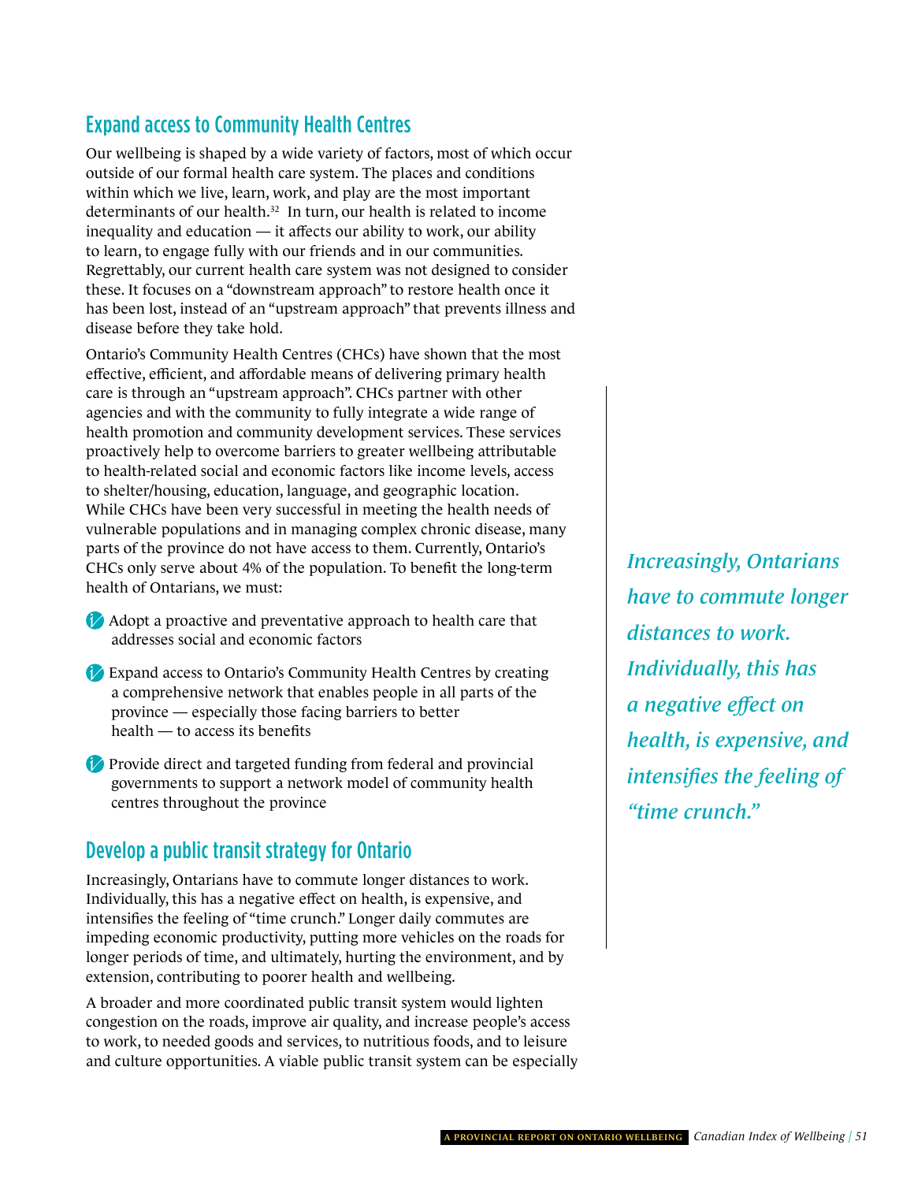## Expand access to Community Health Centres

Our wellbeing is shaped by a wide variety of factors, most of which occur outside of our formal health care system. The places and conditions within which we live, learn, work, and play are the most important determinants of our health.[32] In turn, our health is related to income inequality and education — it affects our ability to work, our ability to learn, to engage fully with our friends and in our communities. Regrettably, our current health care system was not designed to consider these. It focuses on a "downstream approach" to restore health once it has been lost, instead of an "upstream approach" that prevents illness and disease before they take hold.

Ontario's Community Health Centres (CHCs) have shown that the most effective, efficient, and affordable means of delivering primary health care is through an "upstream approach". CHCs partner with other agencies and with the community to fully integrate a wide range of health promotion and community development services. These services proactively help to overcome barriers to greater wellbeing attributable to health-related social and economic factors like income levels, access to shelter/housing, education, language, and geographic location. While CHCs have been very successful in meeting the health needs of vulnerable populations and in managing complex chronic disease, many parts of the province do not have access to them. Currently, Ontario's CHCs only serve about 4% of the population. To benefit the long-term health of Ontarians, we must:

- Adopt a proactive and preventative approach to health care that addresses social and economic factors
- Expand access to Ontario's Community Health Centres by creating a comprehensive network that enables people in all parts of the province — especially those facing barriers to better health — to access its benefits
- Provide direct and targeted funding from federal and provincial governments to support a network model of community health centres throughout the province

## Develop a public transit strategy for Ontario

Increasingly, Ontarians have to commute longer distances to work. Individually, this has a negative effect on health, is expensive, and intensifies the feeling of "time crunch." Longer daily commutes are impeding economic productivity, putting more vehicles on the roads for longer periods of time, and ultimately, hurting the environment, and by extension, contributing to poorer health and wellbeing.

A broader and more coordinated public transit system would lighten congestion on the roads, improve air quality, and increase people's access to work, to needed goods and services, to nutritious foods, and to leisure and culture opportunities. A viable public transit system can be especially

*Increasingly, Ontarians have to commute longer distances to work. Individually, this has a negative effect on health, is expensive, and intensifies the feeling of "time crunch."*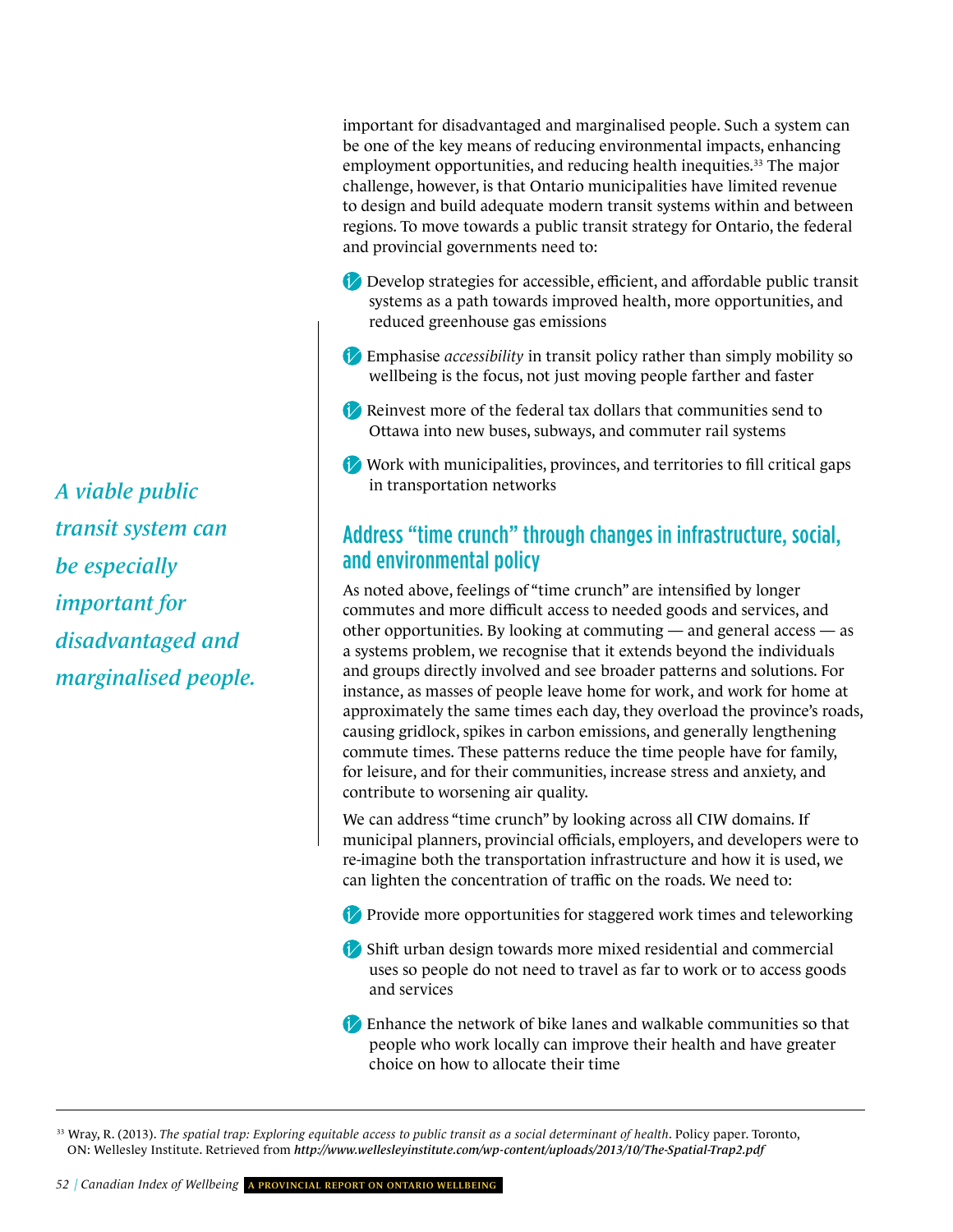important for disadvantaged and marginalised people. Such a system can be one of the key means of reducing environmental impacts, enhancing employment opportunities, and reducing health inequities.[33] The major challenge, however, is that Ontario municipalities have limited revenue to design and build adequate modern transit systems within and between regions. To move towards a public transit strategy for Ontario, the federal and provincial governments need to:

- Develop strategies for accessible, efficient, and affordable public transit systems as a path towards improved health, more opportunities, and reduced greenhouse gas emissions
- Emphasise *accessibility* in transit policy rather than simply mobility so wellbeing is the focus, not just moving people farther and faster
- Reinvest more of the federal tax dollars that communities send to Ottawa into new buses, subways, and commuter rail systems
- Work with municipalities, provinces, and territories to fill critical gaps in transportation networks

*A viable public transit system can be especially important for disadvantaged and marginalised people.*

## Address "time crunch" through changes in infrastructure, social, and environmental policy

As noted above, feelings of "time crunch" are intensified by longer commutes and more difficult access to needed goods and services, and other opportunities. By looking at commuting — and general access — as a systems problem, we recognise that it extends beyond the individuals and groups directly involved and see broader patterns and solutions. For instance, as masses of people leave home for work, and work for home at approximately the same times each day, they overload the province's roads, causing gridlock, spikes in carbon emissions, and generally lengthening commute times. These patterns reduce the time people have for family, for leisure, and for their communities, increase stress and anxiety, and contribute to worsening air quality.

We can address "time crunch" by looking across all CIW domains. If municipal planners, provincial officials, employers, and developers were to re-imagine both the transportation infrastructure and how it is used, we can lighten the concentration of traffic on the roads. We need to:

- Provide more opportunities for staggered work times and teleworking
- Shift urban design towards more mixed residential and commercial uses so people do not need to travel as far to work or to access goods and services
- Enhance the network of bike lanes and walkable communities so that people who work locally can improve their health and have greater choice on how to allocate their time

---

[33] Wray, R. (2013). *The spatial trap: Exploring equitable access to public transit as a social determinant of health*. Policy paper. Toronto, ON: Wellesley Institute. Retrieved from ***http://www.wellesleyinstitute.com/wp-content/uploads/2013/10/The-Spatial-Trap2.pdf***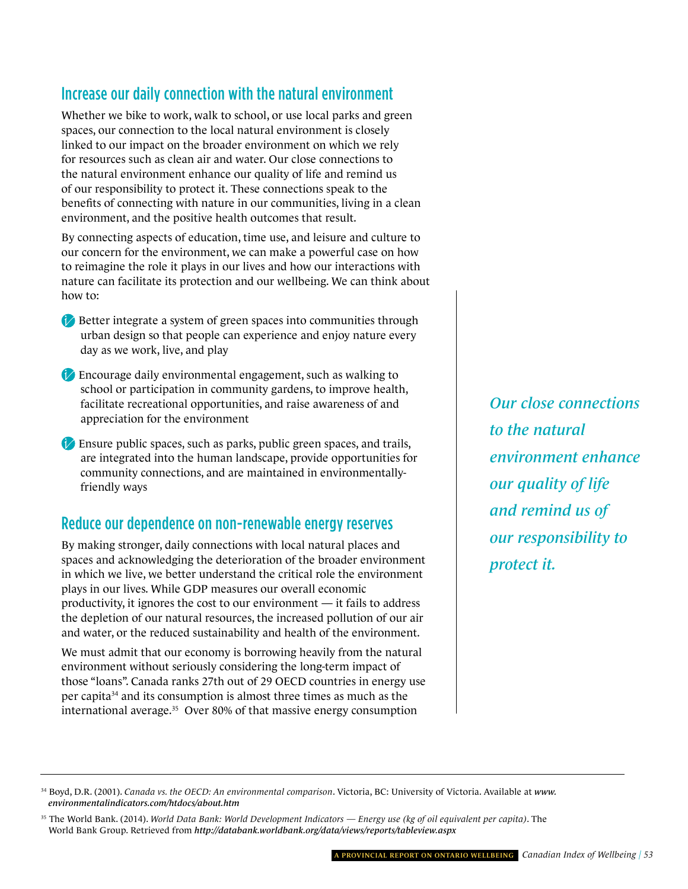## Increase our daily connection with the natural environment

Whether we bike to work, walk to school, or use local parks and green spaces, our connection to the local natural environment is closely linked to our impact on the broader environment on which we rely for resources such as clean air and water. Our close connections to the natural environment enhance our quality of life and remind us of our responsibility to protect it. These connections speak to the benefits of connecting with nature in our communities, living in a clean environment, and the positive health outcomes that result.

By connecting aspects of education, time use, and leisure and culture to our concern for the environment, we can make a powerful case on how to reimagine the role it plays in our lives and how our interactions with nature can facilitate its protection and our wellbeing. We can think about how to:

- Better integrate a system of green spaces into communities through urban design so that people can experience and enjoy nature every day as we work, live, and play
- Encourage daily environmental engagement, such as walking to school or participation in community gardens, to improve health, facilitate recreational opportunities, and raise awareness of and appreciation for the environment
- Ensure public spaces, such as parks, public green spaces, and trails, are integrated into the human landscape, provide opportunities for community connections, and are maintained in environmentally-friendly ways

*Our close connections to the natural environment enhance our quality of life and remind us of our responsibility to protect it.*

## Reduce our dependence on non-renewable energy reserves

By making stronger, daily connections with local natural places and spaces and acknowledging the deterioration of the broader environment in which we live, we better understand the critical role the environment plays in our lives. While GDP measures our overall economic productivity, it ignores the cost to our environment — it fails to address the depletion of our natural resources, the increased pollution of our air and water, or the reduced sustainability and health of the environment.

We must admit that our economy is borrowing heavily from the natural environment without seriously considering the long-term impact of those "loans". Canada ranks 27th out of 29 OECD countries in energy use per capita[34] and its consumption is almost three times as much as the international average.[35] Over 80% of that massive energy consumption

---

[34] Boyd, D.R. (2001). *Canada vs. the OECD: An environmental comparison*. Victoria, BC: University of Victoria. Available at ***www.environmentalindicators.com/htdocs/about.htm***

[35] The World Bank. (2014). *World Data Bank: World Development Indicators — Energy use (kg of oil equivalent per capita)*. The World Bank Group. Retrieved from ***http://databank.worldbank.org/data/views/reports/tableview.aspx***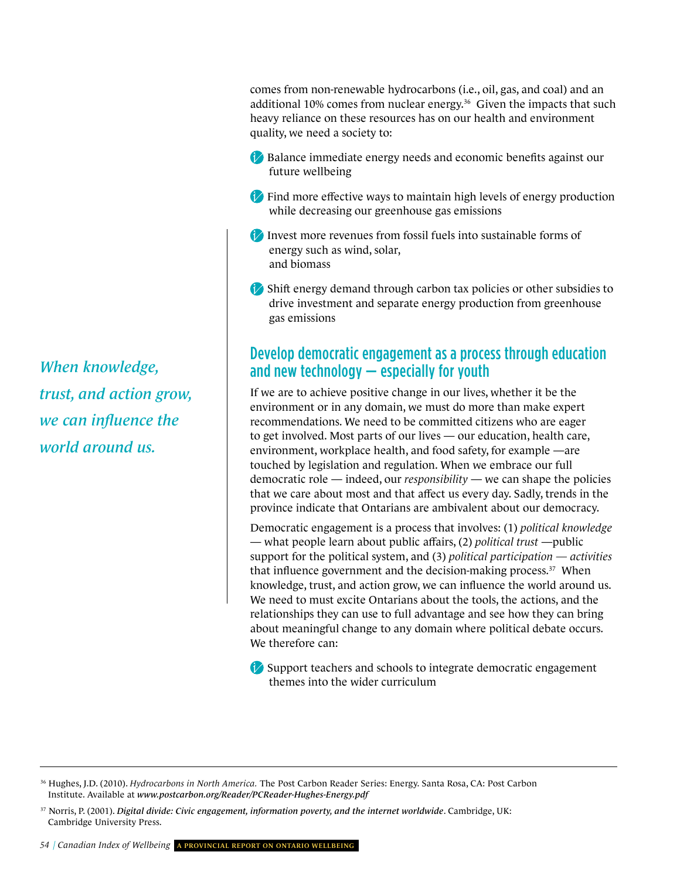comes from non-renewable hydrocarbons (i.e., oil, gas, and coal) and an additional 10% comes from nuclear energy.[36] Given the impacts that such heavy reliance on these resources has on our health and environment quality, we need a society to:

- Balance immediate energy needs and economic benefits against our future wellbeing
- Find more effective ways to maintain high levels of energy production while decreasing our greenhouse gas emissions
- Invest more revenues from fossil fuels into sustainable forms of energy such as wind, solar, and biomass
- Shift energy demand through carbon tax policies or other subsidies to drive investment and separate energy production from greenhouse gas emissions

*When knowledge, trust, and action grow, we can influence the world around us.*

## Develop democratic engagement as a process through education and new technology — especially for youth

If we are to achieve positive change in our lives, whether it be the environment or in any domain, we must do more than make expert recommendations. We need to be committed citizens who are eager to get involved. Most parts of our lives — our education, health care, environment, workplace health, and food safety, for example —are touched by legislation and regulation. When we embrace our full democratic role — indeed, our *responsibility* — we can shape the policies that we care about most and that affect us every day. Sadly, trends in the province indicate that Ontarians are ambivalent about our democracy.

Democratic engagement is a process that involves: (1) *political knowledge* — what people learn about public affairs, (2) *political trust* —public support for the political system, and (3) *political participation — activities* that influence government and the decision-making process.[37] When knowledge, trust, and action grow, we can influence the world around us. We need to must excite Ontarians about the tools, the actions, and the relationships they can use to full advantage and see how they can bring about meaningful change to any domain where political debate occurs. We therefore can:

- Support teachers and schools to integrate democratic engagement themes into the wider curriculum

---

[36] Hughes, J.D. (2010). *Hydrocarbons in North America.* The Post Carbon Reader Series: Energy. Santa Rosa, CA: Post Carbon Institute. Available at ***www.postcarbon.org/Reader/PCReader-Hughes-Energy.pdf***

[37] Norris, P. (2001). ***Digital divide: Civic engagement, information poverty, and the internet worldwide***. Cambridge, UK: Cambridge University Press.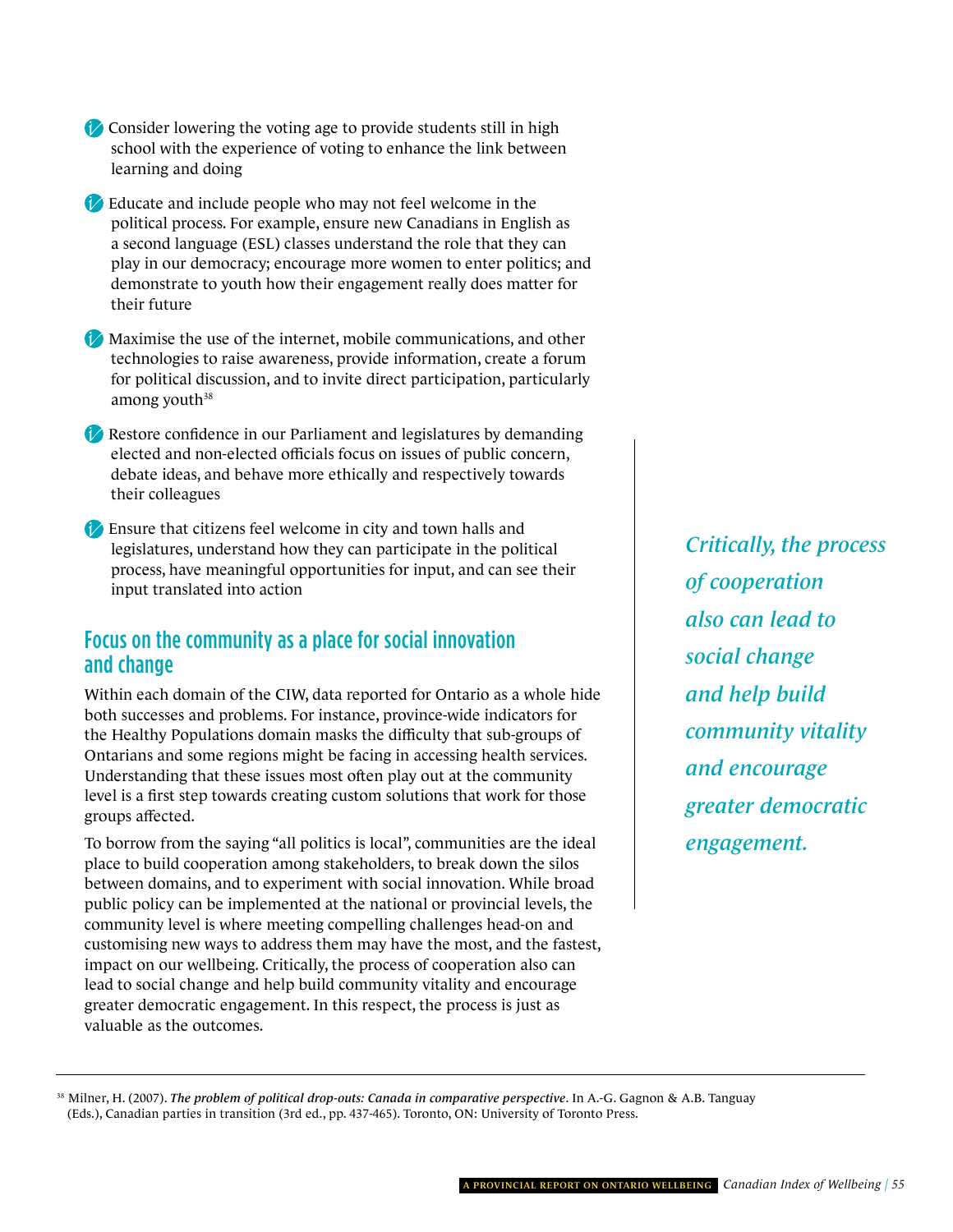- Consider lowering the voting age to provide students still in high school with the experience of voting to enhance the link between learning and doing
- Educate and include people who may not feel welcome in the political process. For example, ensure new Canadians in English as a second language (ESL) classes understand the role that they can play in our democracy; encourage more women to enter politics; and demonstrate to youth how their engagement really does matter for their future
- Maximise the use of the internet, mobile communications, and other technologies to raise awareness, provide information, create a forum for political discussion, and to invite direct participation, particularly among youth[38]
- Restore confidence in our Parliament and legislatures by demanding elected and non-elected officials focus on issues of public concern, debate ideas, and behave more ethically and respectively towards their colleagues
- Ensure that citizens feel welcome in city and town halls and legislatures, understand how they can participate in the political process, have meaningful opportunities for input, and can see their input translated into action

## Focus on the community as a place for social innovation and change

Within each domain of the CIW, data reported for Ontario as a whole hide both successes and problems. For instance, province-wide indicators for the Healthy Populations domain masks the difficulty that sub-groups of Ontarians and some regions might be facing in accessing health services. Understanding that these issues most often play out at the community level is a first step towards creating custom solutions that work for those groups affected.

To borrow from the saying "all politics is local", communities are the ideal place to build cooperation among stakeholders, to break down the silos between domains, and to experiment with social innovation. While broad public policy can be implemented at the national or provincial levels, the community level is where meeting compelling challenges head-on and customising new ways to address them may have the most, and the fastest, impact on our wellbeing. Critically, the process of cooperation also can lead to social change and help build community vitality and encourage greater democratic engagement. In this respect, the process is just as valuable as the outcomes.

*Critically, the process of cooperation also can lead to social change and help build community vitality and encourage greater democratic engagement.*

[38] Milner, H. (2007). ***The problem of political drop-outs: Canada in comparative perspective***. In A.-G. Gagnon & A.B. Tanguay (Eds.), Canadian parties in transition (3rd ed., pp. 437-465). Toronto, ON: University of Toronto Press.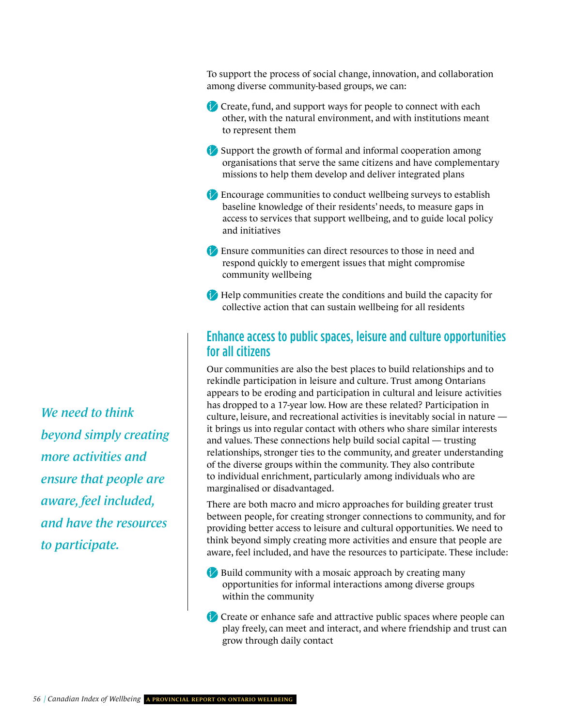To support the process of social change, innovation, and collaboration among diverse community-based groups, we can:

- Create, fund, and support ways for people to connect with each other, with the natural environment, and with institutions meant to represent them
- Support the growth of formal and informal cooperation among organisations that serve the same citizens and have complementary missions to help them develop and deliver integrated plans
- Encourage communities to conduct wellbeing surveys to establish baseline knowledge of their residents' needs, to measure gaps in access to services that support wellbeing, and to guide local policy and initiatives
- Ensure communities can direct resources to those in need and respond quickly to emergent issues that might compromise community wellbeing
- Help communities create the conditions and build the capacity for collective action that can sustain wellbeing for all residents

## Enhance access to public spaces, leisure and culture opportunities for all citizens

*We need to think beyond simply creating more activities and ensure that people are aware, feel included, and have the resources to participate.*

Our communities are also the best places to build relationships and to rekindle participation in leisure and culture. Trust among Ontarians appears to be eroding and participation in cultural and leisure activities has dropped to a 17-year low. How are these related? Participation in culture, leisure, and recreational activities is inevitably social in nature — it brings us into regular contact with others who share similar interests and values. These connections help build social capital — trusting relationships, stronger ties to the community, and greater understanding of the diverse groups within the community. They also contribute to individual enrichment, particularly among individuals who are marginalised or disadvantaged.

There are both macro and micro approaches for building greater trust between people, for creating stronger connections to community, and for providing better access to leisure and cultural opportunities. We need to think beyond simply creating more activities and ensure that people are aware, feel included, and have the resources to participate. These include:

- Build community with a mosaic approach by creating many opportunities for informal interactions among diverse groups within the community
- Create or enhance safe and attractive public spaces where people can play freely, can meet and interact, and where friendship and trust can grow through daily contact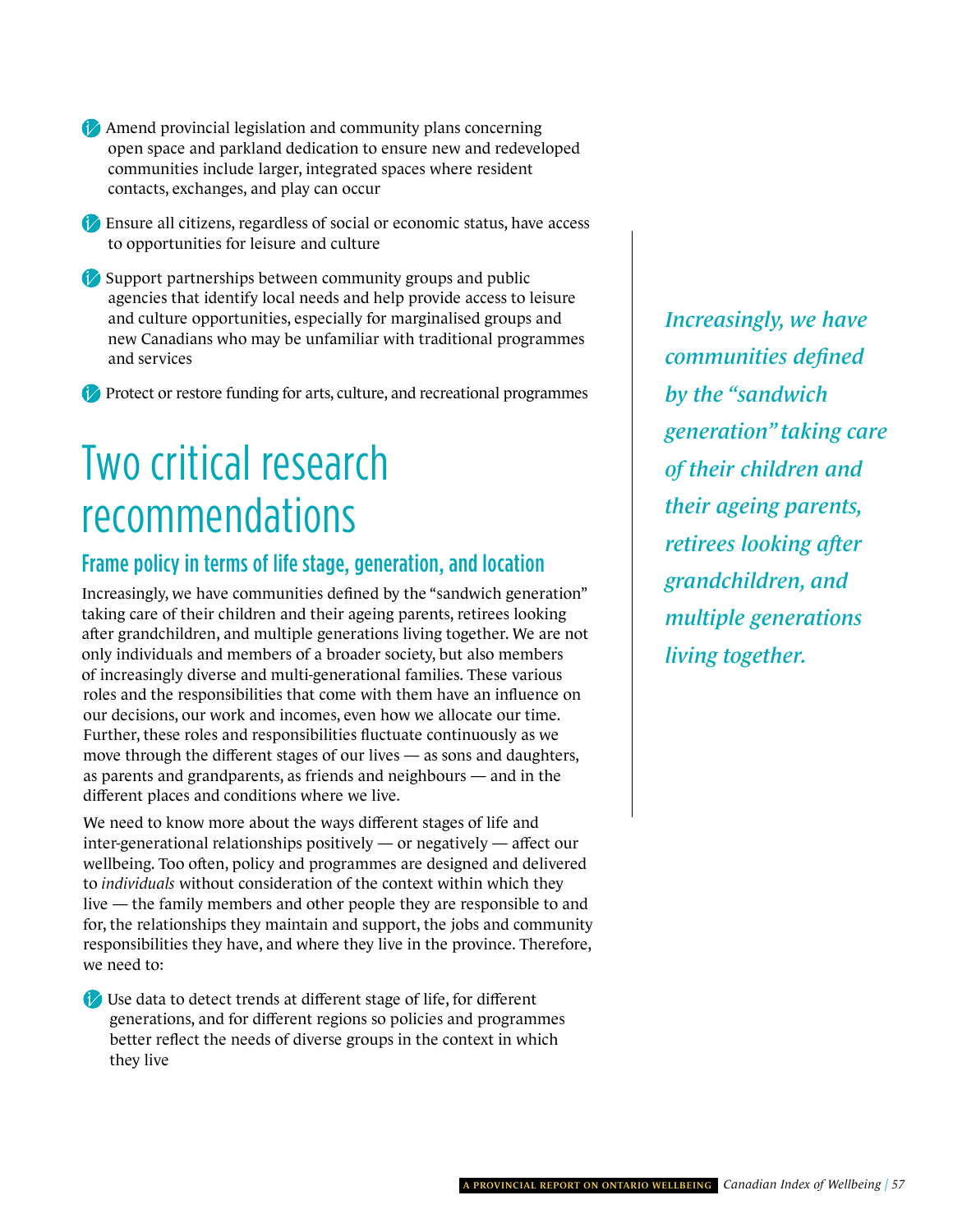- Amend provincial legislation and community plans concerning open space and parkland dedication to ensure new and redeveloped communities include larger, integrated spaces where resident contacts, exchanges, and play can occur
- Ensure all citizens, regardless of social or economic status, have access to opportunities for leisure and culture
- Support partnerships between community groups and public agencies that identify local needs and help provide access to leisure and culture opportunities, especially for marginalised groups and new Canadians who may be unfamiliar with traditional programmes and services
- Protect or restore funding for arts, culture, and recreational programmes

# Two critical research recommendations

## Frame policy in terms of life stage, generation, and location

Increasingly, we have communities defined by the "sandwich generation" taking care of their children and their ageing parents, retirees looking after grandchildren, and multiple generations living together. We are not only individuals and members of a broader society, but also members of increasingly diverse and multi-generational families. These various roles and the responsibilities that come with them have an influence on our decisions, our work and incomes, even how we allocate our time. Further, these roles and responsibilities fluctuate continuously as we move through the different stages of our lives — as sons and daughters, as parents and grandparents, as friends and neighbours — and in the different places and conditions where we live.

We need to know more about the ways different stages of life and inter-generational relationships positively — or negatively — affect our wellbeing. Too often, policy and programmes are designed and delivered to *individuals* without consideration of the context within which they live — the family members and other people they are responsible to and for, the relationships they maintain and support, the jobs and community responsibilities they have, and where they live in the province. Therefore, we need to:

- Use data to detect trends at different stage of life, for different generations, and for different regions so policies and programmes better reflect the needs of diverse groups in the context in which they live

*Increasingly, we have communities defined by the "sandwich generation" taking care of their children and their ageing parents, retirees looking after grandchildren, and multiple generations living together.*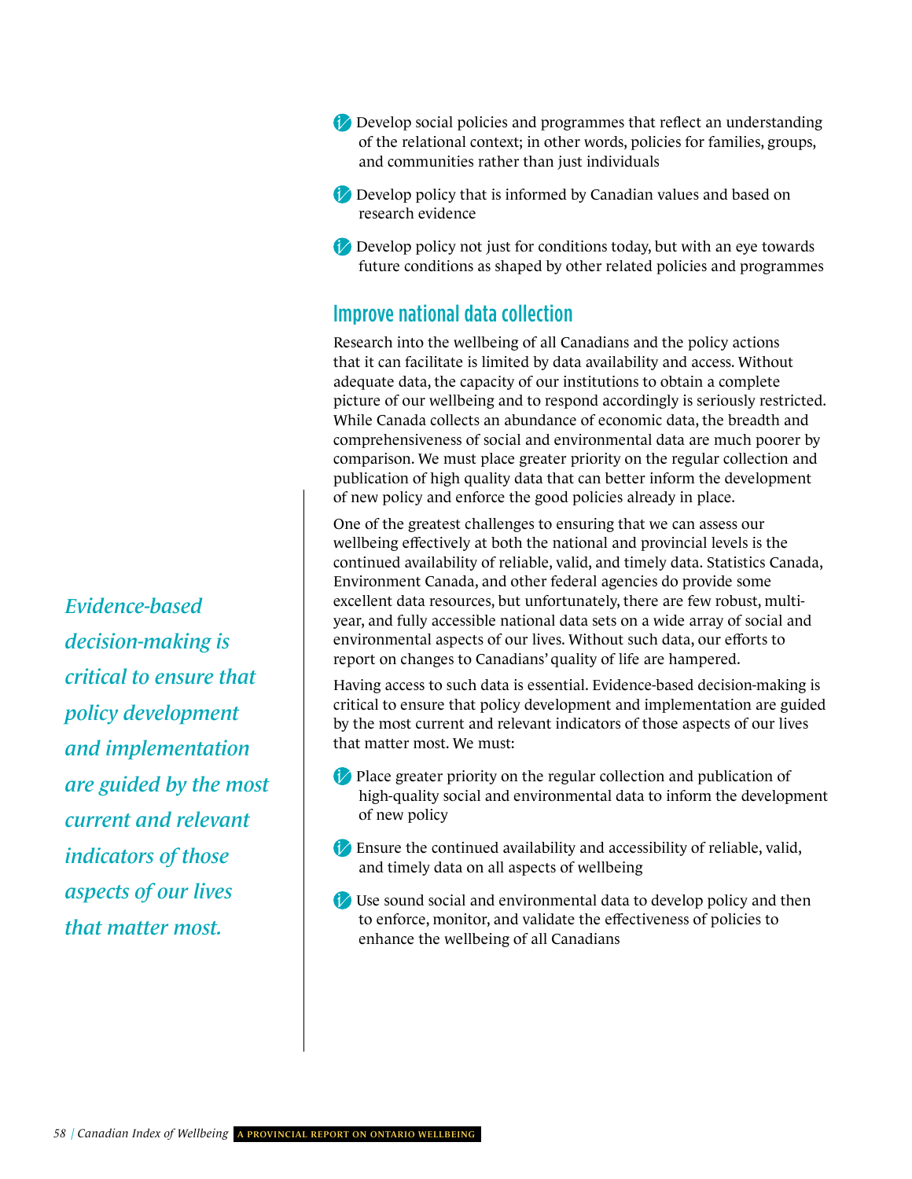- Develop social policies and programmes that reflect an understanding of the relational context; in other words, policies for families, groups, and communities rather than just individuals
- Develop policy that is informed by Canadian values and based on research evidence
- Develop policy not just for conditions today, but with an eye towards future conditions as shaped by other related policies and programmes

## Improve national data collection

Research into the wellbeing of all Canadians and the policy actions that it can facilitate is limited by data availability and access. Without adequate data, the capacity of our institutions to obtain a complete picture of our wellbeing and to respond accordingly is seriously restricted. While Canada collects an abundance of economic data, the breadth and comprehensiveness of social and environmental data are much poorer by comparison. We must place greater priority on the regular collection and publication of high quality data that can better inform the development of new policy and enforce the good policies already in place.

One of the greatest challenges to ensuring that we can assess our wellbeing effectively at both the national and provincial levels is the continued availability of reliable, valid, and timely data. Statistics Canada, Environment Canada, and other federal agencies do provide some excellent data resources, but unfortunately, there are few robust, multi-year, and fully accessible national data sets on a wide array of social and environmental aspects of our lives. Without such data, our efforts to report on changes to Canadians' quality of life are hampered.

Having access to such data is essential. Evidence-based decision-making is critical to ensure that policy development and implementation are guided by the most current and relevant indicators of those aspects of our lives that matter most. We must:

- Place greater priority on the regular collection and publication of high-quality social and environmental data to inform the development of new policy
- Ensure the continued availability and accessibility of reliable, valid, and timely data on all aspects of wellbeing
- Use sound social and environmental data to develop policy and then to enforce, monitor, and validate the effectiveness of policies to enhance the wellbeing of all Canadians

*Evidence-based decision-making is critical to ensure that policy development and implementation are guided by the most current and relevant indicators of those aspects of our lives that matter most.*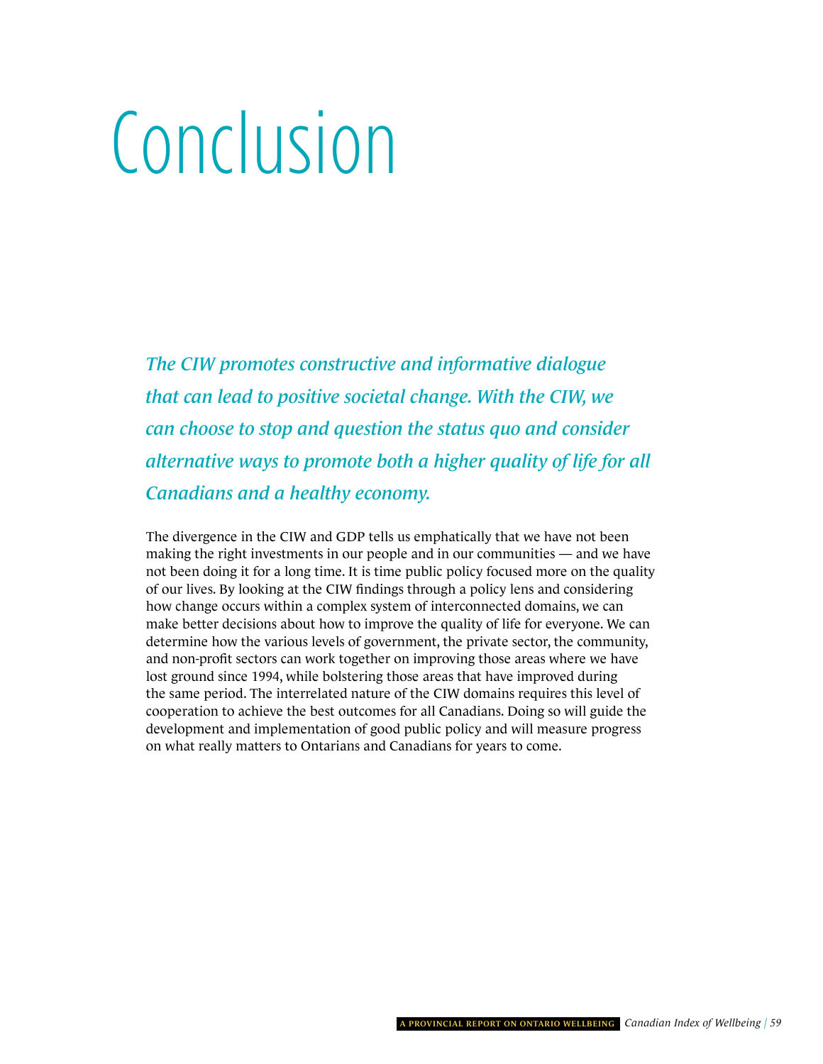# Conclusion

*The CIW promotes constructive and informative dialogue that can lead to positive societal change. With the CIW, we can choose to stop and question the status quo and consider alternative ways to promote both a higher quality of life for all Canadians and a healthy economy.*

The divergence in the CIW and GDP tells us emphatically that we have not been making the right investments in our people and in our communities — and we have not been doing it for a long time. It is time public policy focused more on the quality of our lives. By looking at the CIW findings through a policy lens and considering how change occurs within a complex system of interconnected domains, we can make better decisions about how to improve the quality of life for everyone. We can determine how the various levels of government, the private sector, the community, and non-profit sectors can work together on improving those areas where we have lost ground since 1994, while bolstering those areas that have improved during the same period. The interrelated nature of the CIW domains requires this level of cooperation to achieve the best outcomes for all Canadians. Doing so will guide the development and implementation of good public policy and will measure progress on what really matters to Ontarians and Canadians for years to come.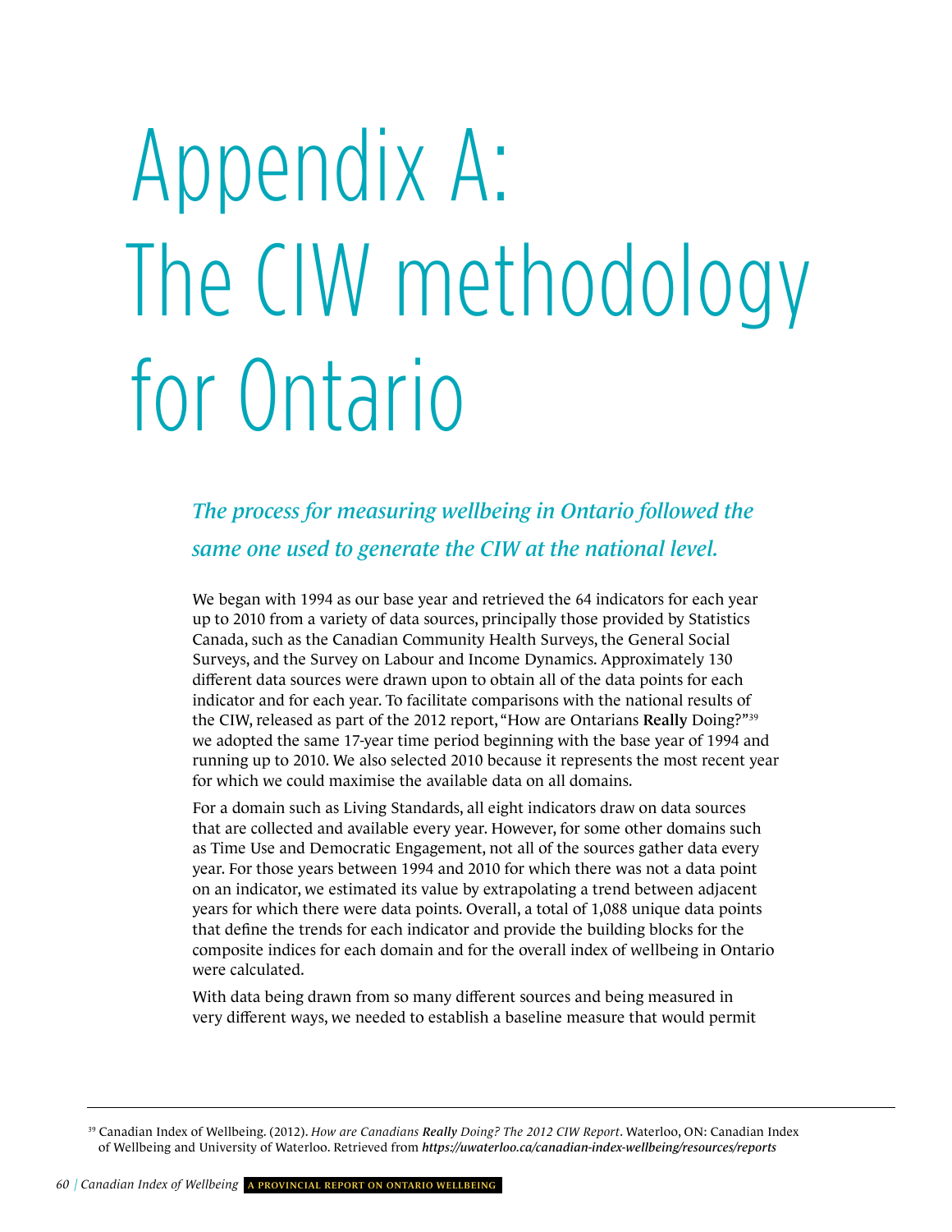# Appendix A: The CIW methodology for Ontario

*The process for measuring wellbeing in Ontario followed the same one used to generate the CIW at the national level.*

We began with 1994 as our base year and retrieved the 64 indicators for each year up to 2010 from a variety of data sources, principally those provided by Statistics Canada, such as the Canadian Community Health Surveys, the General Social Surveys, and the Survey on Labour and Income Dynamics. Approximately 130 different data sources were drawn upon to obtain all of the data points for each indicator and for each year. To facilitate comparisons with the national results of the CIW, released as part of the 2012 report, "How are Ontarians **Really** Doing?"[39] we adopted the same 17-year time period beginning with the base year of 1994 and running up to 2010. We also selected 2010 because it represents the most recent year for which we could maximise the available data on all domains.

For a domain such as Living Standards, all eight indicators draw on data sources that are collected and available every year. However, for some other domains such as Time Use and Democratic Engagement, not all of the sources gather data every year. For those years between 1994 and 2010 for which there was not a data point on an indicator, we estimated its value by extrapolating a trend between adjacent years for which there were data points. Overall, a total of 1,088 unique data points that define the trends for each indicator and provide the building blocks for the composite indices for each domain and for the overall index of wellbeing in Ontario were calculated.

With data being drawn from so many different sources and being measured in very different ways, we needed to establish a baseline measure that would permit

---

[39] Canadian Index of Wellbeing. (2012). *How are Canadians **Really** Doing? The 2012 CIW Report*. Waterloo, ON: Canadian Index of Wellbeing and University of Waterloo. Retrieved from ***https://uwaterloo.ca/canadian-index-wellbeing/resources/reports***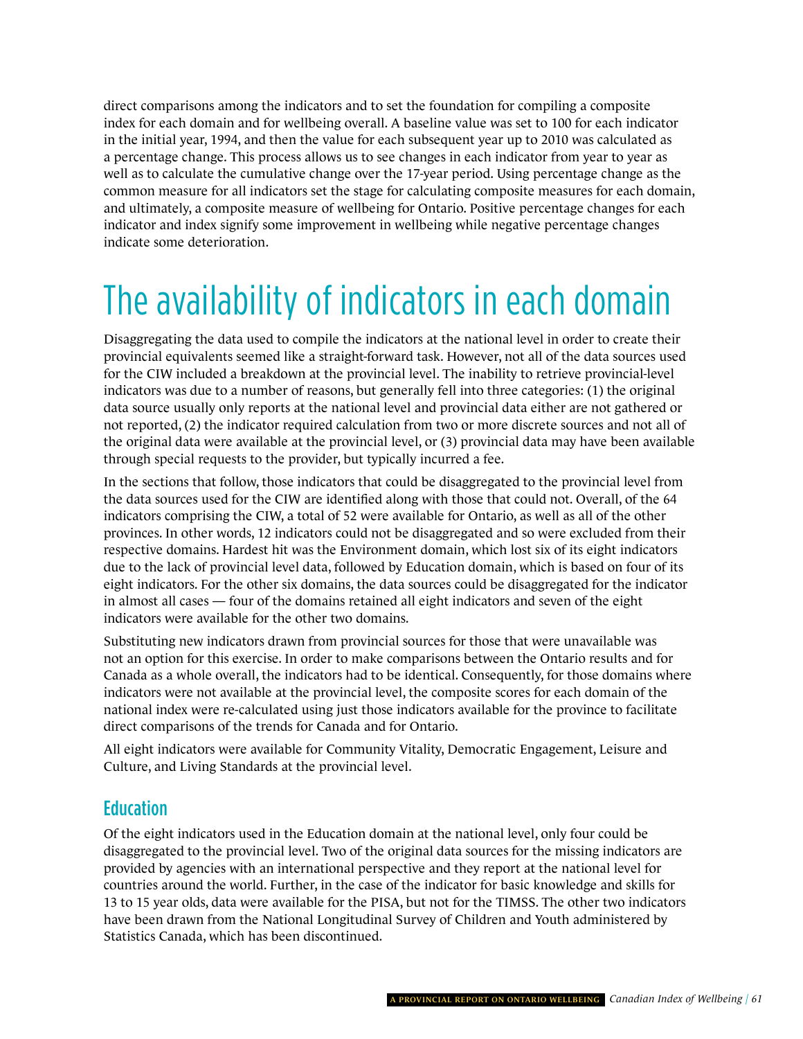direct comparisons among the indicators and to set the foundation for compiling a composite index for each domain and for wellbeing overall. A baseline value was set to 100 for each indicator in the initial year, 1994, and then the value for each subsequent year up to 2010 was calculated as a percentage change. This process allows us to see changes in each indicator from year to year as well as to calculate the cumulative change over the 17-year period. Using percentage change as the common measure for all indicators set the stage for calculating composite measures for each domain, and ultimately, a composite measure of wellbeing for Ontario. Positive percentage changes for each indicator and index signify some improvement in wellbeing while negative percentage changes indicate some deterioration.

# The availability of indicators in each domain

Disaggregating the data used to compile the indicators at the national level in order to create their provincial equivalents seemed like a straight-forward task. However, not all of the data sources used for the CIW included a breakdown at the provincial level. The inability to retrieve provincial-level indicators was due to a number of reasons, but generally fell into three categories: (1) the original data source usually only reports at the national level and provincial data either are not gathered or not reported, (2) the indicator required calculation from two or more discrete sources and not all of the original data were available at the provincial level, or (3) provincial data may have been available through special requests to the provider, but typically incurred a fee.

In the sections that follow, those indicators that could be disaggregated to the provincial level from the data sources used for the CIW are identified along with those that could not. Overall, of the 64 indicators comprising the CIW, a total of 52 were available for Ontario, as well as all of the other provinces. In other words, 12 indicators could not be disaggregated and so were excluded from their respective domains. Hardest hit was the Environment domain, which lost six of its eight indicators due to the lack of provincial level data, followed by Education domain, which is based on four of its eight indicators. For the other six domains, the data sources could be disaggregated for the indicator in almost all cases — four of the domains retained all eight indicators and seven of the eight indicators were available for the other two domains.

Substituting new indicators drawn from provincial sources for those that were unavailable was not an option for this exercise. In order to make comparisons between the Ontario results and for Canada as a whole overall, the indicators had to be identical. Consequently, for those domains where indicators were not available at the provincial level, the composite scores for each domain of the national index were re-calculated using just those indicators available for the province to facilitate direct comparisons of the trends for Canada and for Ontario.

All eight indicators were available for Community Vitality, Democratic Engagement, Leisure and Culture, and Living Standards at the provincial level.

## Education

Of the eight indicators used in the Education domain at the national level, only four could be disaggregated to the provincial level. Two of the original data sources for the missing indicators are provided by agencies with an international perspective and they report at the national level for countries around the world. Further, in the case of the indicator for basic knowledge and skills for 13 to 15 year olds, data were available for the PISA, but not for the TIMSS. The other two indicators have been drawn from the National Longitudinal Survey of Children and Youth administered by Statistics Canada, which has been discontinued.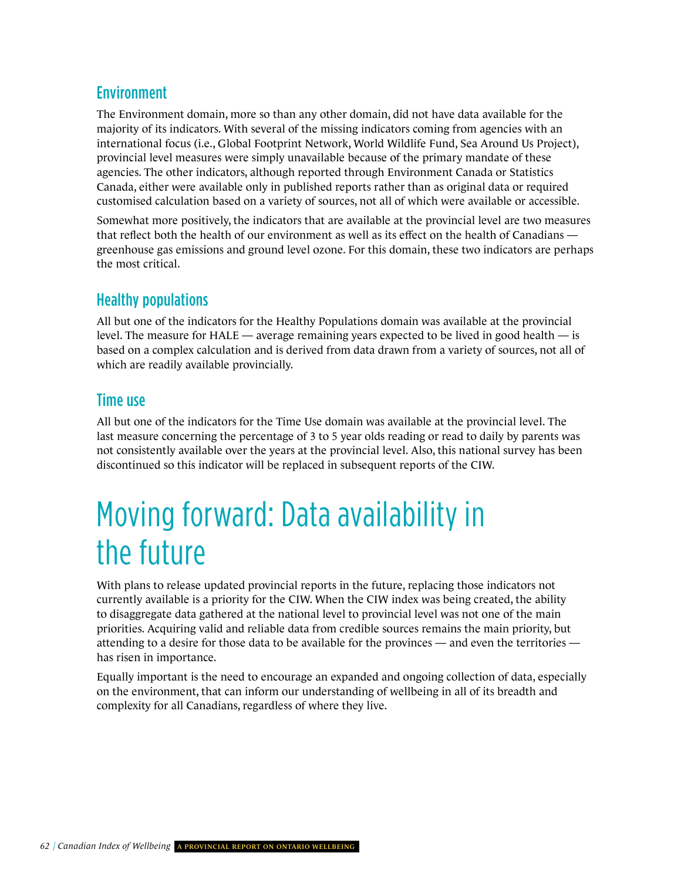## Environment

The Environment domain, more so than any other domain, did not have data available for the majority of its indicators. With several of the missing indicators coming from agencies with an international focus (i.e., Global Footprint Network, World Wildlife Fund, Sea Around Us Project), provincial level measures were simply unavailable because of the primary mandate of these agencies. The other indicators, although reported through Environment Canada or Statistics Canada, either were available only in published reports rather than as original data or required customised calculation based on a variety of sources, not all of which were available or accessible.

Somewhat more positively, the indicators that are available at the provincial level are two measures that reflect both the health of our environment as well as its effect on the health of Canadians — greenhouse gas emissions and ground level ozone. For this domain, these two indicators are perhaps the most critical.

## Healthy populations

All but one of the indicators for the Healthy Populations domain was available at the provincial level. The measure for HALE — average remaining years expected to be lived in good health — is based on a complex calculation and is derived from data drawn from a variety of sources, not all of which are readily available provincially.

## Time use

All but one of the indicators for the Time Use domain was available at the provincial level. The last measure concerning the percentage of 3 to 5 year olds reading or read to daily by parents was not consistently available over the years at the provincial level. Also, this national survey has been discontinued so this indicator will be replaced in subsequent reports of the CIW.

# Moving forward: Data availability in the future

With plans to release updated provincial reports in the future, replacing those indicators not currently available is a priority for the CIW. When the CIW index was being created, the ability to disaggregate data gathered at the national level to provincial level was not one of the main priorities. Acquiring valid and reliable data from credible sources remains the main priority, but attending to a desire for those data to be available for the provinces — and even the territories — has risen in importance.

Equally important is the need to encourage an expanded and ongoing collection of data, especially on the environment, that can inform our understanding of wellbeing in all of its breadth and complexity for all Canadians, regardless of where they live.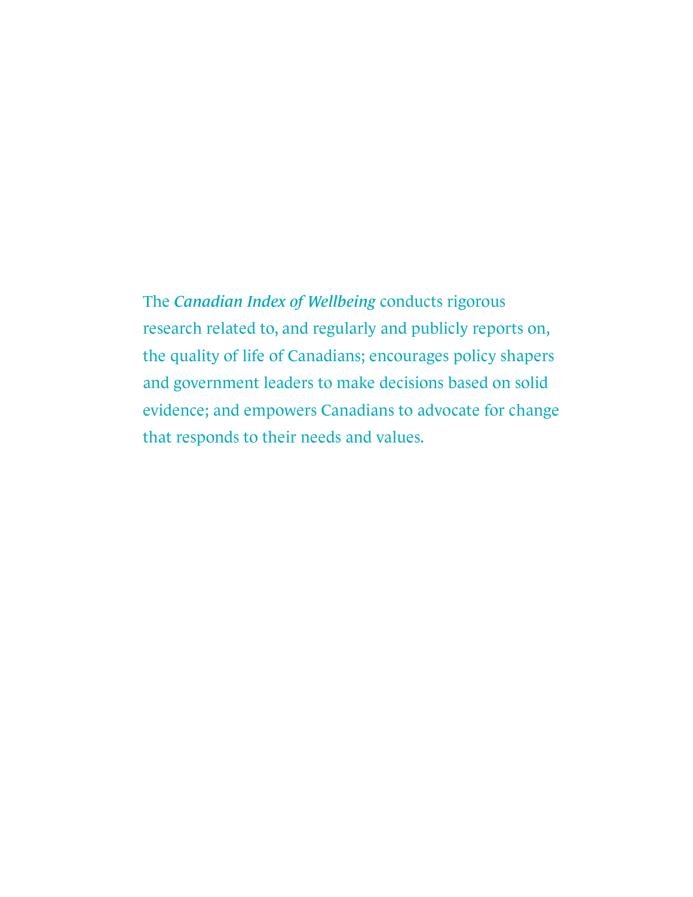The *Canadian Index of Wellbeing* conducts rigorous research related to, and regularly and publicly reports on, the quality of life of Canadians; encourages policy shapers and government leaders to make decisions based on solid evidence; and empowers Canadians to advocate for change that responds to their needs and values.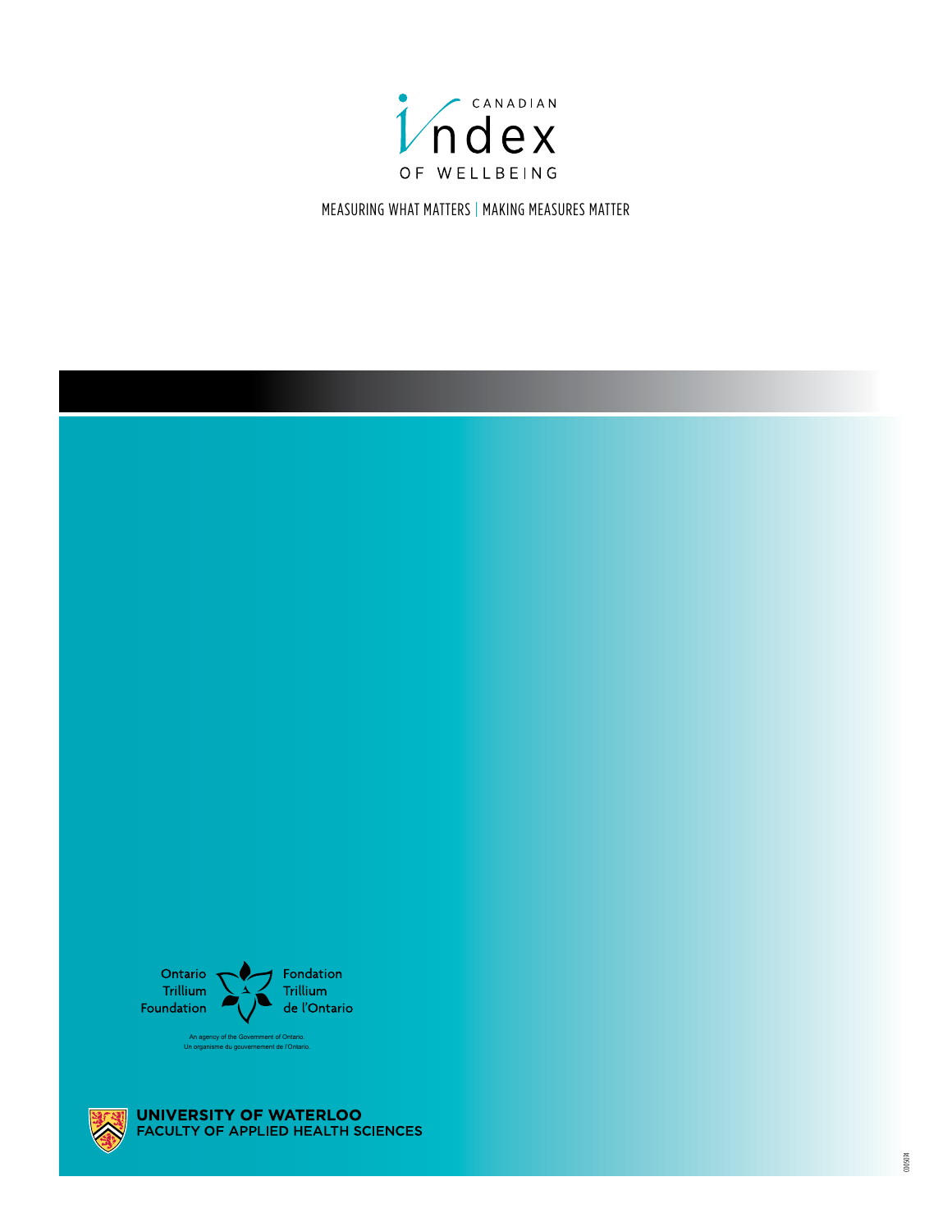CANADIAN

Index

OF WELLBEING

MEASURING WHAT MATTERS | MAKING MEASURES MATTER

Ontario Trillium Foundation

Fondation Trillium de l'Ontario

An agency of the Government of Ontario.

Un organisme du gouvernement de l'Ontario.

UNIVERSITY OF WATERLOO

FACULTY OF APPLIED HEALTH SCIENCES